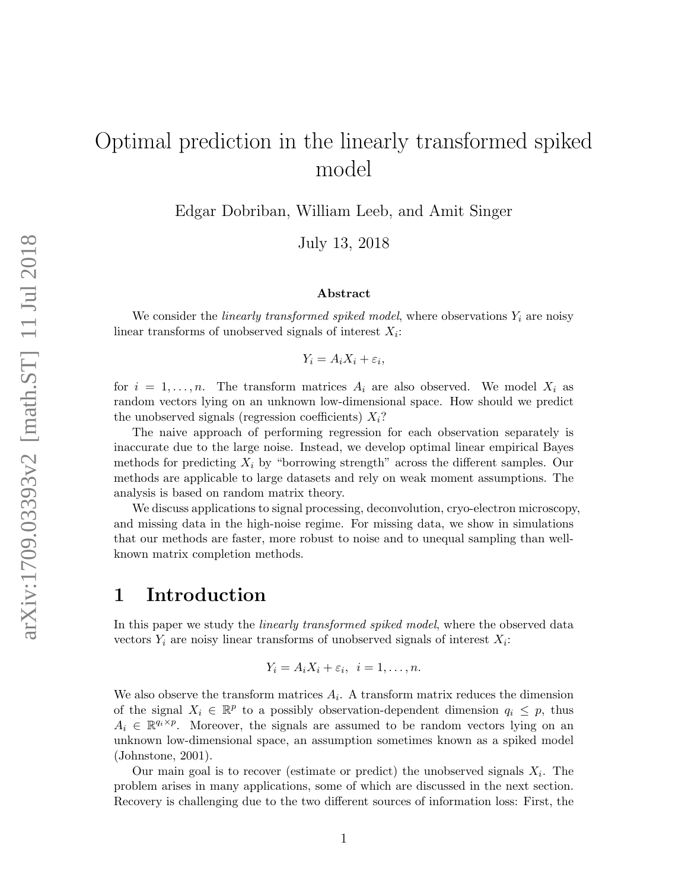# Optimal prediction in the linearly transformed spiked model

Edgar Dobriban, William Leeb, and Amit Singer

July 13, 2018

### Abstract

We consider the *linearly transformed spiked model*, where observations $Y_i$ are noisy linear transforms of unobserved signals of interest $X_i$:

$$Y_i = A_i X_i + \varepsilon_i,$$

for $i = 1, \ldots, n$. The transform matrices $A_i$ are also observed. We model $X_i$ as random vectors lying on an unknown low-dimensional space. How should we predict the unobserved signals (regression coefficients) $X_i$?

The naive approach of performing regression for each observation separately is inaccurate due to the large noise. Instead, we develop optimal linear empirical Bayes methods for predicting $X_i$ by "borrowing strength" across the different samples. Our methods are applicable to large datasets and rely on weak moment assumptions. The analysis is based on random matrix theory.

We discuss applications to signal processing, deconvolution, cryo-electron microscopy, and missing data in the high-noise regime. For missing data, we show in simulations that our methods are faster, more robust to noise and to unequal sampling than well-known matrix completion methods.

## 1 Introduction

In this paper we study the *linearly transformed spiked model*, where the observed data vectors $Y_i$ are noisy linear transforms of unobserved signals of interest $X_i$:

$$Y_i = A_i X_i + \varepsilon_i, \quad i = 1, \ldots, n.$$

We also observe the transform matrices $A_i$. A transform matrix reduces the dimension of the signal $X_i \in \mathbb{R}^p$ to a possibly observation-dependent dimension $q_i \leq p$, thus $A_i \in \mathbb{R}^{q_i \times p}$. Moreover, the signals are assumed to be random vectors lying on an unknown low-dimensional space, an assumption sometimes known as a spiked model (Johnstone, 2001).

Our main goal is to recover (estimate or predict) the unobserved signals $X_i$. The problem arises in many applications, some of which are discussed in the next section. Recovery is challenging due to the two different sources of information loss: First, the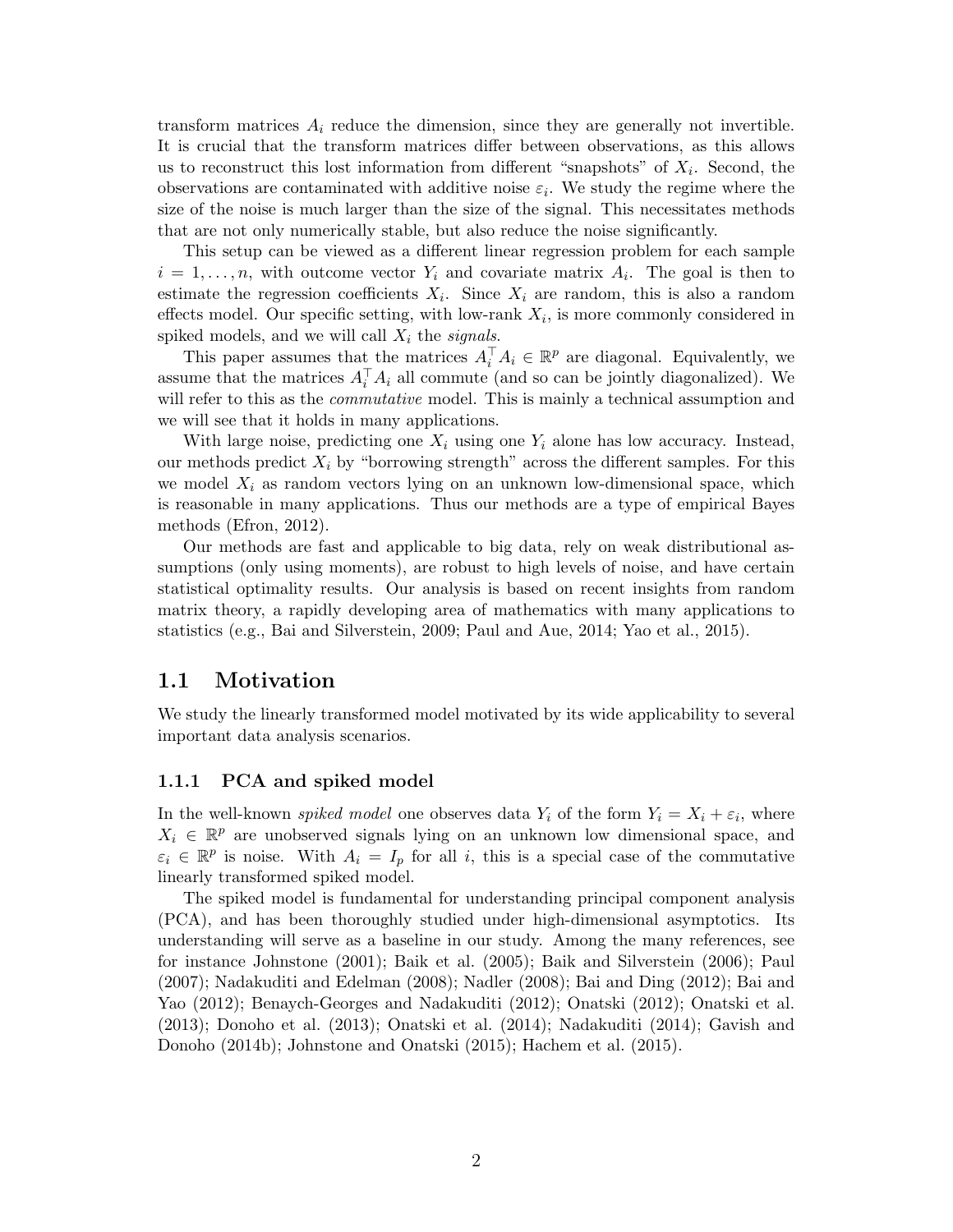transform matrices $A_i$ reduce the dimension, since they are generally not invertible. It is crucial that the transform matrices differ between observations, as this allows us to reconstruct this lost information from different "snapshots" of $X_i$. Second, the observations are contaminated with additive noise $\varepsilon_i$. We study the regime where the size of the noise is much larger than the size of the signal. This necessitates methods that are not only numerically stable, but also reduce the noise significantly.

This setup can be viewed as a different linear regression problem for each sample $i = 1, \ldots, n$, with outcome vector $Y_i$ and covariate matrix $A_i$. The goal is then to estimate the regression coefficients $X_i$. Since $X_i$ are random, this is also a random effects model. Our specific setting, with low-rank $X_i$, is more commonly considered in spiked models, and we will call $X_i$ the *signals*.

This paper assumes that the matrices $A_i^\top A_i \in \mathbb{R}^p$ are diagonal. Equivalently, we assume that the matrices $A_i^\top A_i$ all commute (and so can be jointly diagonalized). We will refer to this as the *commutative* model. This is mainly a technical assumption and we will see that it holds in many applications.

With large noise, predicting one $X_i$ using one $Y_i$ alone has low accuracy. Instead, our methods predict $X_i$ by "borrowing strength" across the different samples. For this we model $X_i$ as random vectors lying on an unknown low-dimensional space, which is reasonable in many applications. Thus our methods are a type of empirical Bayes methods (Efron, 2012).

Our methods are fast and applicable to big data, rely on weak distributional assumptions (only using moments), are robust to high levels of noise, and have certain statistical optimality results. Our analysis is based on recent insights from random matrix theory, a rapidly developing area of mathematics with many applications to statistics (e.g., Bai and Silverstein, 2009; Paul and Aue, 2014; Yao et al., 2015).

## 1.1 Motivation

We study the linearly transformed model motivated by its wide applicability to several important data analysis scenarios.

### 1.1.1 PCA and spiked model

In the well-known *spiked model* one observes data $Y_i$ of the form $Y_i = X_i + \varepsilon_i$, where $X_i \in \mathbb{R}^p$ are unobserved signals lying on an unknown low dimensional space, and $\varepsilon_i \in \mathbb{R}^p$ is noise. With $A_i = I_p$ for all $i$, this is a special case of the commutative linearly transformed spiked model.

The spiked model is fundamental for understanding principal component analysis (PCA), and has been thoroughly studied under high-dimensional asymptotics. Its understanding will serve as a baseline in our study. Among the many references, see for instance Johnstone (2001); Baik et al. (2005); Baik and Silverstein (2006); Paul (2007); Nadakuditi and Edelman (2008); Nadler (2008); Bai and Ding (2012); Bai and Yao (2012); Benaych-Georges and Nadakuditi (2012); Onatski (2012); Onatski et al. (2013); Donoho et al. (2013); Onatski et al. (2014); Nadakuditi (2014); Gavish and Donoho (2014b); Johnstone and Onatski (2015); Hachem et al. (2015).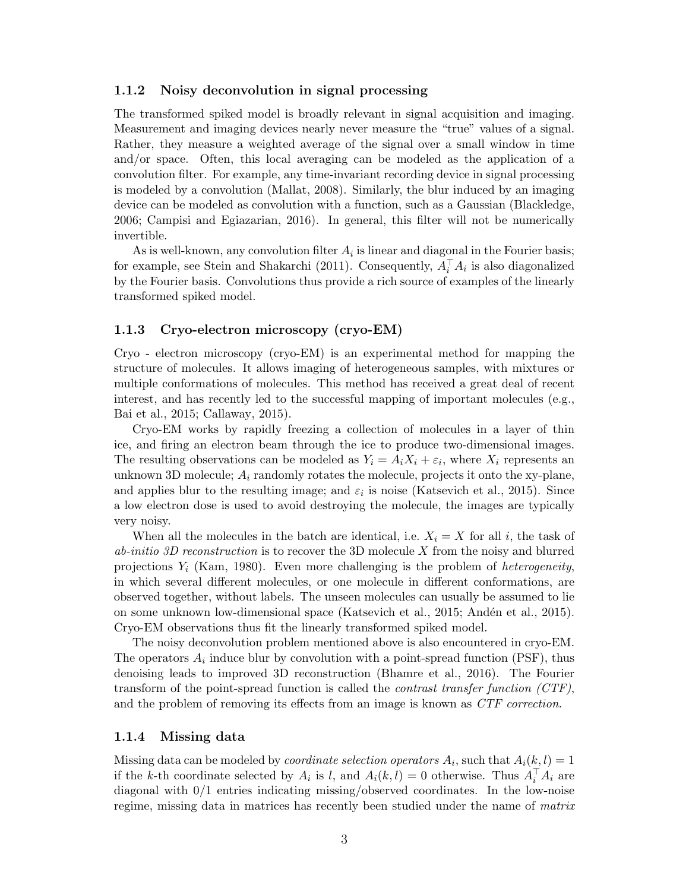### 1.1.2 Noisy deconvolution in signal processing

The transformed spiked model is broadly relevant in signal acquisition and imaging. Measurement and imaging devices nearly never measure the "true" values of a signal. Rather, they measure a weighted average of the signal over a small window in time and/or space. Often, this local averaging can be modeled as the application of a convolution filter. For example, any time-invariant recording device in signal processing is modeled by a convolution (Mallat, 2008). Similarly, the blur induced by an imaging device can be modeled as convolution with a function, such as a Gaussian (Blackledge, 2006; Campisi and Egiazarian, 2016). In general, this filter will not be numerically invertible.

As is well-known, any convolution filter $A_i$ is linear and diagonal in the Fourier basis; for example, see Stein and Shakarchi (2011). Consequently, $A_i^\top A_i$ is also diagonalized by the Fourier basis. Convolutions thus provide a rich source of examples of the linearly transformed spiked model.

### 1.1.3 Cryo-electron microscopy (cryo-EM)

Cryo - electron microscopy (cryo-EM) is an experimental method for mapping the structure of molecules. It allows imaging of heterogeneous samples, with mixtures or multiple conformations of molecules. This method has received a great deal of recent interest, and has recently led to the successful mapping of important molecules (e.g., Bai et al., 2015; Callaway, 2015).

Cryo-EM works by rapidly freezing a collection of molecules in a layer of thin ice, and firing an electron beam through the ice to produce two-dimensional images. The resulting observations can be modeled as $Y_i = A_i X_i + \varepsilon_i$, where $X_i$ represents an unknown 3D molecule; $A_i$ randomly rotates the molecule, projects it onto the xy-plane, and applies blur to the resulting image; and $\varepsilon_i$ is noise (Katsevich et al., 2015). Since a low electron dose is used to avoid destroying the molecule, the images are typically very noisy.

When all the molecules in the batch are identical, i.e. $X_i = X$ for all $i$, the task of *ab-initio 3D reconstruction* is to recover the 3D molecule $X$ from the noisy and blurred projections $Y_i$ (Kam, 1980). Even more challenging is the problem of *heterogeneity*, in which several different molecules, or one molecule in different conformations, are observed together, without labels. The unseen molecules can usually be assumed to lie on some unknown low-dimensional space (Katsevich et al., 2015; Andén et al., 2015). Cryo-EM observations thus fit the linearly transformed spiked model.

The noisy deconvolution problem mentioned above is also encountered in cryo-EM. The operators $A_i$ induce blur by convolution with a point-spread function (PSF), thus denoising leads to improved 3D reconstruction (Bhamre et al., 2016). The Fourier transform of the point-spread function is called the *contrast transfer function (CTF)*, and the problem of removing its effects from an image is known as *CTF correction*.

### 1.1.4 Missing data

Missing data can be modeled by *coordinate selection operators* $A_i$, such that $A_i(k, l) = 1$ if the $k$-th coordinate selected by $A_i$ is $l$, and $A_i(k, l) = 0$ otherwise. Thus $A_i^\top A_i$ are diagonal with 0/1 entries indicating missing/observed coordinates. In the low-noise regime, missing data in matrices has recently been studied under the name of *matrix*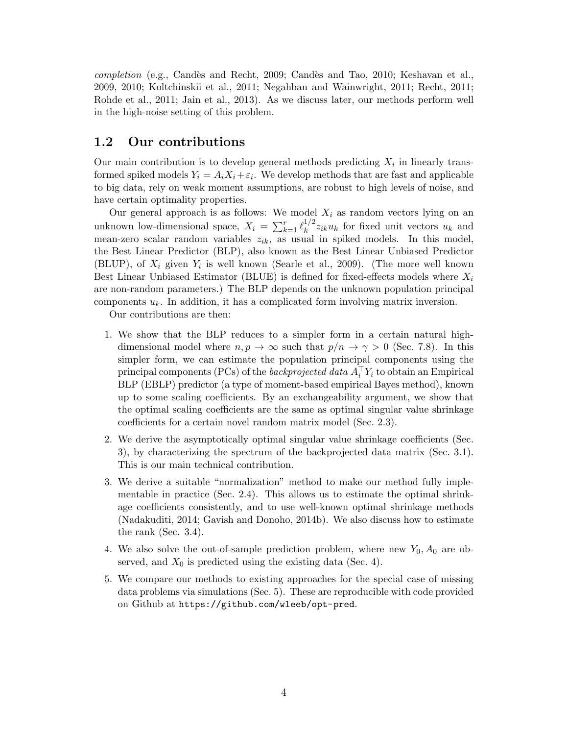*completion* (e.g., Candès and Recht, 2009; Candès and Tao, 2010; Keshavan et al., 2009, 2010; Koltchinskii et al., 2011; Negahban and Wainwright, 2011; Recht, 2011; Rohde et al., 2011; Jain et al., 2013). As we discuss later, our methods perform well in the high-noise setting of this problem.

## 1.2 Our contributions

Our main contribution is to develop general methods predicting $X_i$ in linearly transformed spiked models $Y_i = A_i X_i + \varepsilon_i$. We develop methods that are fast and applicable to big data, rely on weak moment assumptions, are robust to high levels of noise, and have certain optimality properties.

Our general approach is as follows: We model $X_i$ as random vectors lying on an unknown low-dimensional space, $X_i = \sum_{k=1}^{r} \ell_k^{1/2} z_{ik} u_k$ for fixed unit vectors $u_k$ and mean-zero scalar random variables $z_{ik}$, as usual in spiked models. In this model, the Best Linear Predictor (BLP), also known as the Best Linear Unbiased Predictor (BLUP), of $X_i$ given $Y_i$ is well known (Searle et al., 2009). (The more well known Best Linear Unbiased Estimator (BLUE) is defined for fixed-effects models where $X_i$ are non-random parameters.) The BLP depends on the unknown population principal components $u_k$. In addition, it has a complicated form involving matrix inversion.

Our contributions are then:

1. We show that the BLP reduces to a simpler form in a certain natural high-dimensional model where $n, p \to \infty$ such that $p/n \to \gamma > 0$ (Sec. 7.8). In this simpler form, we can estimate the population principal components using the principal components (PCs) of the *backprojected data* $A_i^\top Y_i$ to obtain an Empirical BLP (EBLP) predictor (a type of moment-based empirical Bayes method), known up to some scaling coefficients. By an exchangeability argument, we show that the optimal scaling coefficients are the same as optimal singular value shrinkage coefficients for a certain novel random matrix model (Sec. 2.3).
2. We derive the asymptotically optimal singular value shrinkage coefficients (Sec. 3), by characterizing the spectrum of the backprojected data matrix (Sec. 3.1). This is our main technical contribution.
3. We derive a suitable "normalization" method to make our method fully implementable in practice (Sec. 2.4). This allows us to estimate the optimal shrinkage coefficients consistently, and to use well-known optimal shrinkage methods (Nadakuditi, 2014; Gavish and Donoho, 2014b). We also discuss how to estimate the rank (Sec. 3.4).
4. We also solve the out-of-sample prediction problem, where new $Y_0, A_0$ are observed, and $X_0$ is predicted using the existing data (Sec. 4).
5. We compare our methods to existing approaches for the special case of missing data problems via simulations (Sec. 5). These are reproducible with code provided on Github at `https://github.com/wleeb/opt-pred`.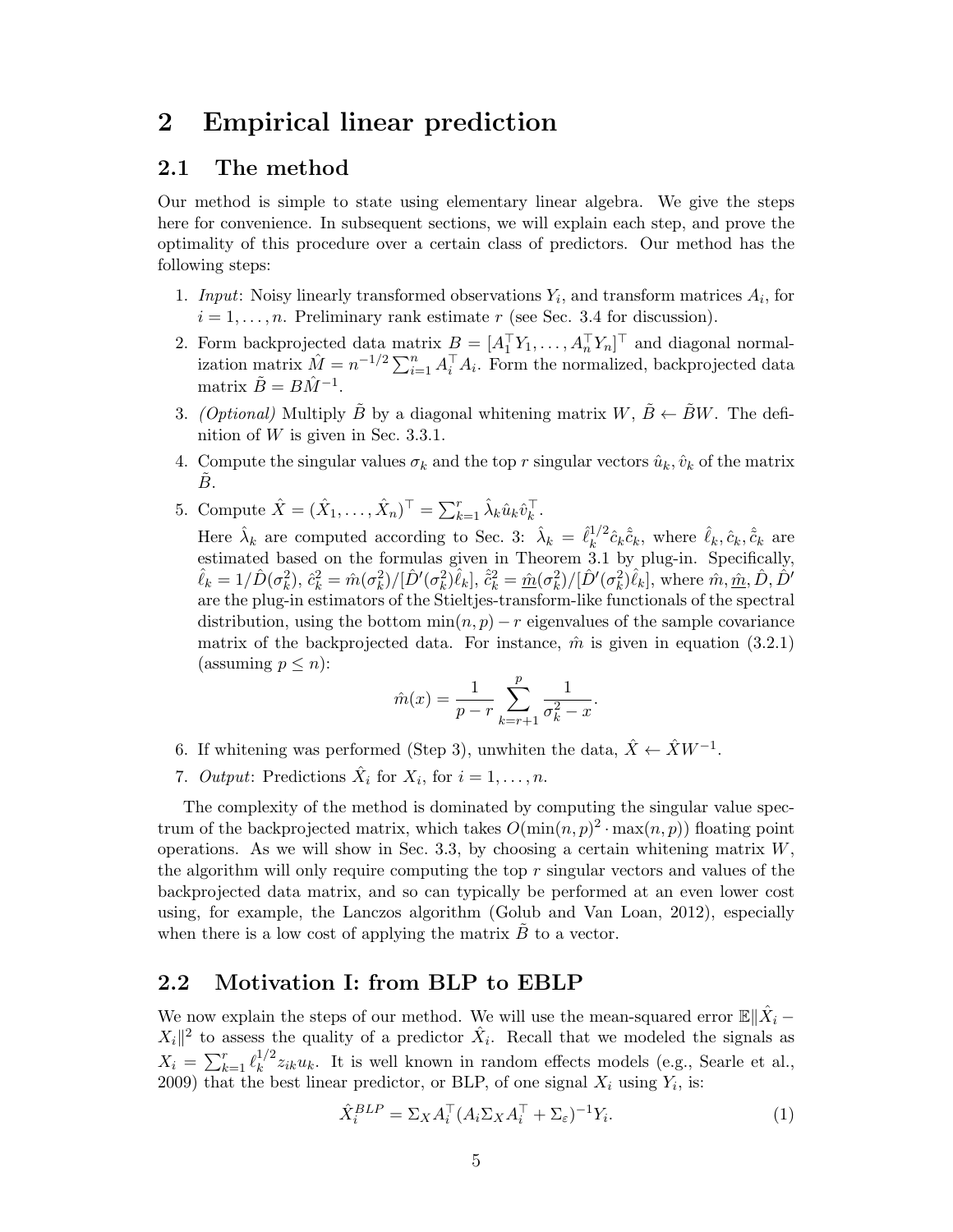# 2 Empirical linear prediction

## 2.1 The method

Our method is simple to state using elementary linear algebra. We give the steps here for convenience. In subsequent sections, we will explain each step, and prove the optimality of this procedure over a certain class of predictors. Our method has the following steps:

1. *Input*: Noisy linearly transformed observations $Y_i$, and transform matrices $A_i$, for $i = 1, \ldots, n$. Preliminary rank estimate $r$ (see Sec. 3.4 for discussion).
2. Form backprojected data matrix $B = [A_1^\top Y_1, \ldots, A_n^\top Y_n]^\top$ and diagonal normalization matrix $\hat{M} = n^{-1/2} \sum_{i=1}^n A_i^\top A_i$. Form the normalized, backprojected data matrix $\tilde{B} = B\hat{M}^{-1}$.
3. *(Optional)* Multiply $\tilde{B}$ by a diagonal whitening matrix $W$, $\tilde{B} \leftarrow \tilde{B}W$. The definition of $W$ is given in Sec. 3.3.1.
4. Compute the singular values $\sigma_k$ and the top $r$ singular vectors $\hat{u}_k, \hat{v}_k$ of the matrix $\tilde{B}$.
5. Compute $\hat{X} = (\hat{X}_1, \ldots, \hat{X}_n)^\top = \sum_{k=1}^r \hat{\lambda}_k \hat{u}_k \hat{v}_k^\top$.

   Here $\hat{\lambda}_k$ are computed according to Sec. 3: $\hat{\lambda}_k = \hat{\ell}_k^{1/2} \hat{c}_k \hat{\tilde{c}}_k$, where $\hat{\ell}_k, \hat{c}_k, \hat{\tilde{c}}_k$ are estimated based on the formulas given in Theorem 3.1 by plug-in. Specifically, $\hat{\ell}_k = 1/\hat{D}(\sigma_k^2)$, $\hat{c}_k^2 = \hat{m}(\sigma_k^2)/[\hat{D}'(\sigma_k^2)\hat{\ell}_k]$, $\hat{\tilde{c}}_k^2 = \underline{\hat{m}}(\sigma_k^2)/[\hat{D}'(\sigma_k^2)\hat{\ell}_k]$, where $\hat{m}, \underline{\hat{m}}, \hat{D}, \hat{D}'$ are the plug-in estimators of the Stieltjes-transform-like functionals of the spectral distribution, using the bottom $\min(n,p) - r$ eigenvalues of the sample covariance matrix of the backprojected data. For instance, $\hat{m}$ is given in equation (3.2.1) (assuming $p \le n$):

$$\hat{m}(x) = \frac{1}{p-r} \sum_{k=r+1}^{p} \frac{1}{\sigma_k^2 - x}.$$

6. If whitening was performed (Step 3), unwhiten the data, $\hat{X} \leftarrow \hat{X}W^{-1}$.
7. *Output*: Predictions $\hat{X}_i$ for $X_i$, for $i = 1, \ldots, n$.

The complexity of the method is dominated by computing the singular value spectrum of the backprojected matrix, which takes $O(\min(n,p)^2 \cdot \max(n,p))$ floating point operations. As we will show in Sec. 3.3, by choosing a certain whitening matrix $W$, the algorithm will only require computing the top $r$ singular vectors and values of the backprojected data matrix, and so can typically be performed at an even lower cost using, for example, the Lanczos algorithm (Golub and Van Loan, 2012), especially when there is a low cost of applying the matrix $\tilde{B}$ to a vector.

## 2.2 Motivation I: from BLP to EBLP

We now explain the steps of our method. We will use the mean-squared error $\mathbb{E}\|\hat{X}_i - X_i\|^2$ to assess the quality of a predictor $\hat{X}_i$. Recall that we modeled the signals as $X_i = \sum_{k=1}^r \ell_k^{1/2} z_{ik} u_k$. It is well known in random effects models (e.g., Searle et al., 2009) that the best linear predictor, or BLP, of one signal $X_i$ using $Y_i$, is:

$$\hat{X}_i^{BLP} = \Sigma_X A_i^\top (A_i \Sigma_X A_i^\top + \Sigma_\varepsilon)^{-1} Y_i. \tag{1}$$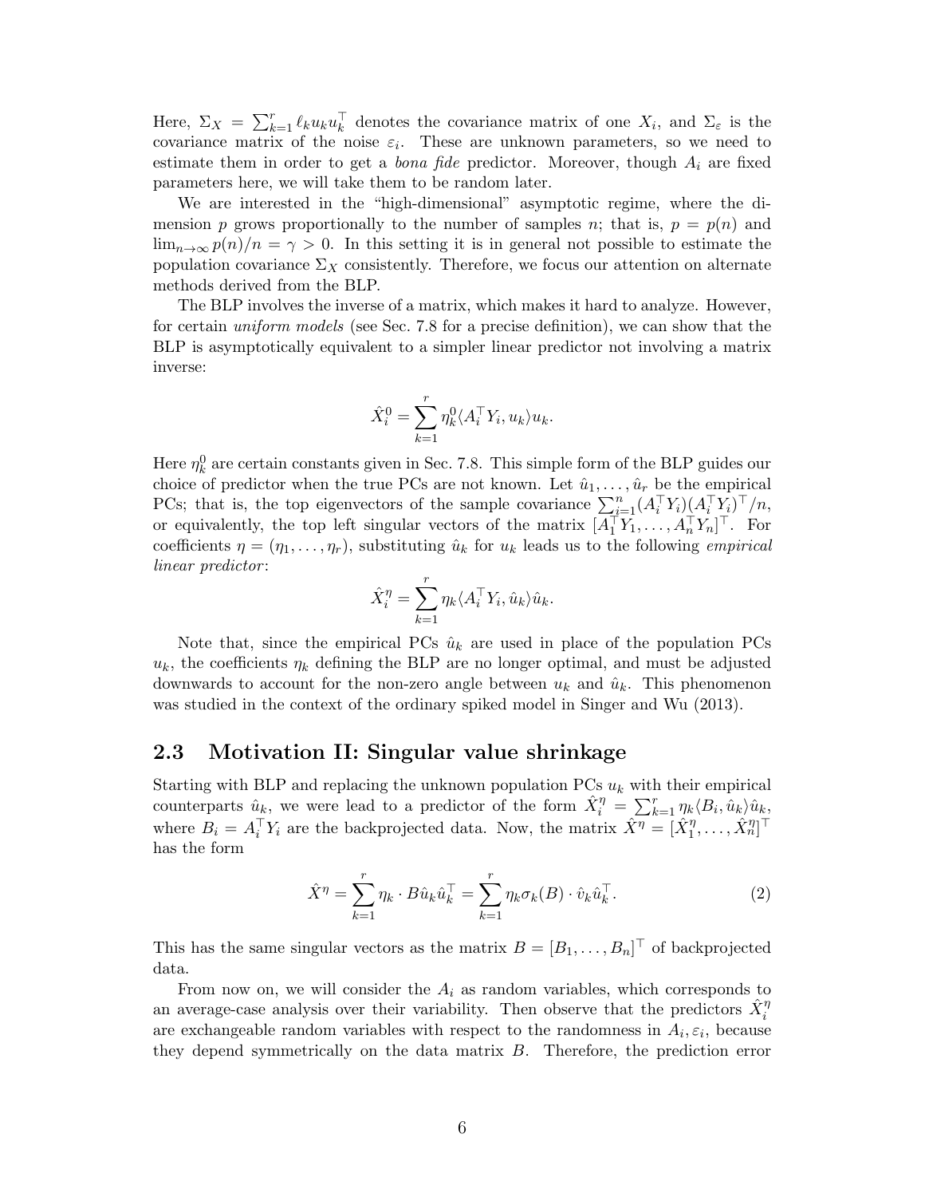Here, $\Sigma_X = \sum_{k=1}^r \ell_k u_k u_k^\top$ denotes the covariance matrix of one $X_i$, and $\Sigma_\varepsilon$ is the covariance matrix of the noise $\varepsilon_i$. These are unknown parameters, so we need to estimate them in order to get a *bona fide* predictor. Moreover, though $A_i$ are fixed parameters here, we will take them to be random later.

We are interested in the "high-dimensional" asymptotic regime, where the dimension $p$ grows proportionally to the number of samples $n$; that is, $p = p(n)$ and $\lim_{n\to\infty} p(n)/n = \gamma > 0$. In this setting it is in general not possible to estimate the population covariance $\Sigma_X$ consistently. Therefore, we focus our attention on alternate methods derived from the BLP.

The BLP involves the inverse of a matrix, which makes it hard to analyze. However, for certain *uniform models* (see Sec. 7.8 for a precise definition), we can show that the BLP is asymptotically equivalent to a simpler linear predictor not involving a matrix inverse:

$$\hat{X}_i^0 = \sum_{k=1}^r \eta_k^0 \langle A_i^\top Y_i, u_k \rangle u_k.$$

Here $\eta_k^0$ are certain constants given in Sec. 7.8. This simple form of the BLP guides our choice of predictor when the true PCs are not known. Let $\hat{u}_1, \ldots, \hat{u}_r$ be the empirical PCs; that is, the top eigenvectors of the sample covariance $\sum_{i=1}^n (A_i^\top Y_i)(A_i^\top Y_i)^\top / n$, or equivalently, the top left singular vectors of the matrix $[A_1^\top Y_1, \ldots, A_n^\top Y_n]^\top$. For coefficients $\eta = (\eta_1, \ldots, \eta_r)$, substituting $\hat{u}_k$ for $u_k$ leads us to the following *empirical linear predictor*:

$$\hat{X}_i^\eta = \sum_{k=1}^r \eta_k \langle A_i^\top Y_i, \hat{u}_k \rangle \hat{u}_k.$$

Note that, since the empirical PCs $\hat{u}_k$ are used in place of the population PCs $u_k$, the coefficients $\eta_k$ defining the BLP are no longer optimal, and must be adjusted downwards to account for the non-zero angle between $u_k$ and $\hat{u}_k$. This phenomenon was studied in the context of the ordinary spiked model in Singer and Wu (2013).

## 2.3 Motivation II: Singular value shrinkage

Starting with BLP and replacing the unknown population PCs $u_k$ with their empirical counterparts $\hat{u}_k$, we were lead to a predictor of the form $\hat{X}_i^\eta = \sum_{k=1}^r \eta_k \langle B_i, \hat{u}_k \rangle \hat{u}_k$, where $B_i = A_i^\top Y_i$ are the backprojected data. Now, the matrix $\hat{X}^\eta = [\hat{X}_1^\eta, \ldots, \hat{X}_n^\eta]^\top$ has the form

$$\hat{X}^\eta = \sum_{k=1}^r \eta_k \cdot B \hat{u}_k \hat{u}_k^\top = \sum_{k=1}^r \eta_k \sigma_k(B) \cdot \hat{v}_k \hat{u}_k^\top. \tag{2}$$

This has the same singular vectors as the matrix $B = [B_1, \ldots, B_n]^\top$ of backprojected data.

From now on, we will consider the $A_i$ as random variables, which corresponds to an average-case analysis over their variability. Then observe that the predictors $\hat{X}_i^\eta$ are exchangeable random variables with respect to the randomness in $A_i, \varepsilon_i$, because they depend symmetrically on the data matrix $B$. Therefore, the prediction error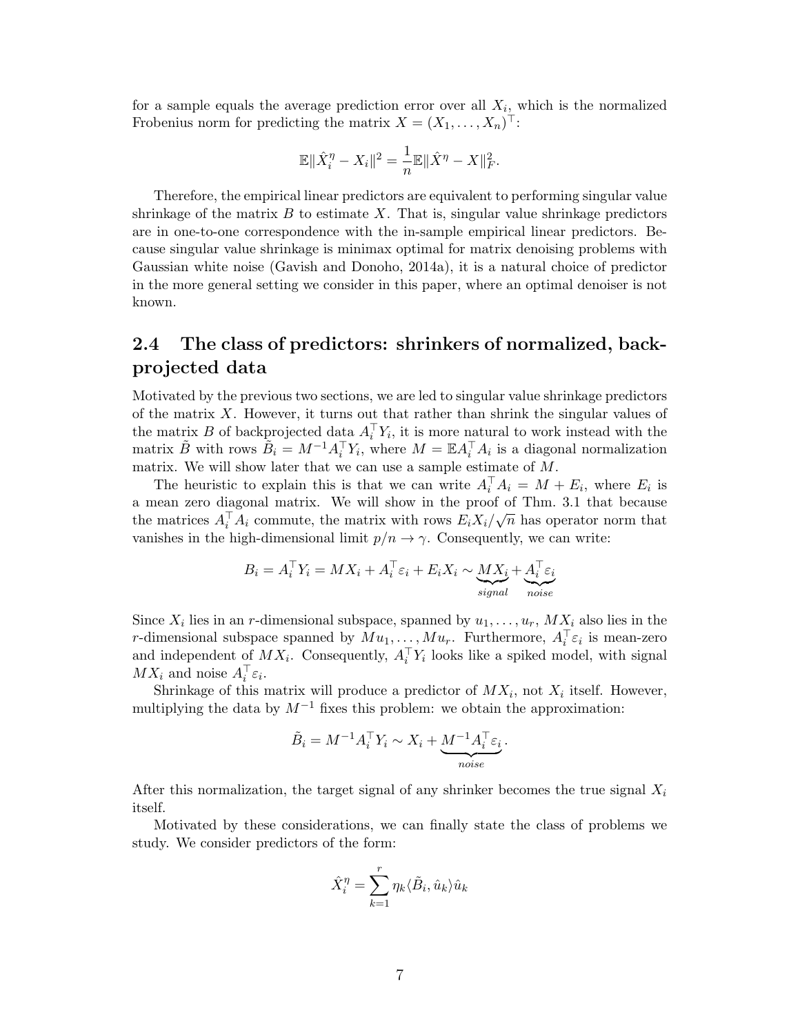for a sample equals the average prediction error over all $X_i$, which is the normalized Frobenius norm for predicting the matrix $X = (X_1, \dots, X_n)^\top$:

$$\mathbb{E}\|\hat{X}_i^\eta - X_i\|^2 = \frac{1}{n}\mathbb{E}\|\hat{X}^\eta - X\|_F^2.$$

Therefore, the empirical linear predictors are equivalent to performing singular value shrinkage of the matrix $B$ to estimate $X$. That is, singular value shrinkage predictors are in one-to-one correspondence with the in-sample empirical linear predictors. Because singular value shrinkage is minimax optimal for matrix denoising problems with Gaussian white noise (Gavish and Donoho, 2014a), it is a natural choice of predictor in the more general setting we consider in this paper, where an optimal denoiser is not known.

## 2.4 The class of predictors: shrinkers of normalized, backprojected data

Motivated by the previous two sections, we are led to singular value shrinkage predictors of the matrix $X$. However, it turns out that rather than shrink the singular values of the matrix $B$ of backprojected data $A_i^\top Y_i$, it is more natural to work instead with the matrix $\tilde{B}$ with rows $\tilde{B}_i = M^{-1}A_i^\top Y_i$, where $M = \mathbb{E}A_i^\top A_i$ is a diagonal normalization matrix. We will show later that we can use a sample estimate of $M$.

The heuristic to explain this is that we can write $A_i^\top A_i = M + E_i$, where $E_i$ is a mean zero diagonal matrix. We will show in the proof of Thm. 3.1 that because the matrices $A_i^\top A_i$ commute, the matrix with rows $E_i X_i/\sqrt{n}$ has operator norm that vanishes in the high-dimensional limit $p/n \to \gamma$. Consequently, we can write:

$$B_i = A_i^\top Y_i = MX_i + A_i^\top \varepsilon_i + E_i X_i \sim \underbrace{MX_i}_{signal} + \underbrace{A_i^\top \varepsilon_i}_{noise}$$

Since $X_i$ lies in an $r$-dimensional subspace, spanned by $u_1, \dots, u_r$, $MX_i$ also lies in the $r$-dimensional subspace spanned by $Mu_1, \dots, Mu_r$. Furthermore, $A_i^\top \varepsilon_i$ is mean-zero and independent of $MX_i$. Consequently, $A_i^\top Y_i$ looks like a spiked model, with signal $MX_i$ and noise $A_i^\top \varepsilon_i$.

Shrinkage of this matrix will produce a predictor of $MX_i$, not $X_i$ itself. However, multiplying the data by $M^{-1}$ fixes this problem: we obtain the approximation:

$$\tilde{B}_i = M^{-1}A_i^\top Y_i \sim X_i + \underbrace{M^{-1}A_i^\top \varepsilon_i}_{noise}.$$

After this normalization, the target signal of any shrinker becomes the true signal $X_i$ itself.

Motivated by these considerations, we can finally state the class of problems we study. We consider predictors of the form:

$$\hat{X}_i^\eta = \sum_{k=1}^{r} \eta_k \langle \tilde{B}_i, \hat{u}_k \rangle \hat{u}_k$$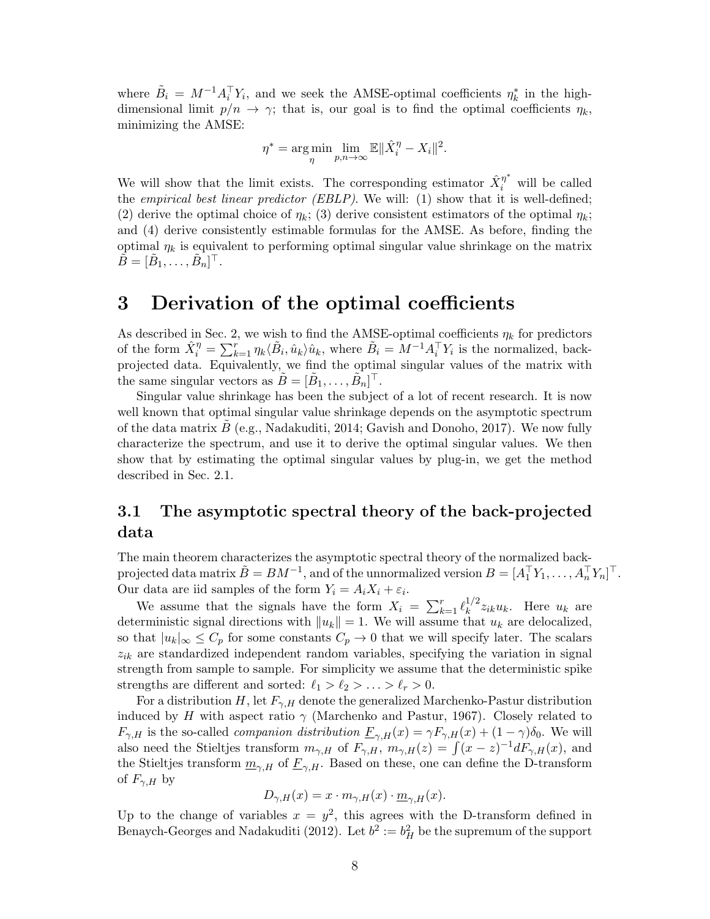where $\tilde{B}_i = M^{-1}A_i^\top Y_i$, and we seek the AMSE-optimal coefficients $\eta_k^*$ in the high-dimensional limit $p/n \to \gamma$; that is, our goal is to find the optimal coefficients $\eta_k$, minimizing the AMSE:

$$\eta^* = \arg\min_{\eta} \lim_{p,n\to\infty} \mathbb{E}\|\hat{X}_i^\eta - X_i\|^2.$$

We will show that the limit exists. The corresponding estimator $\hat{X}_i^{\eta^*}$ will be called the *empirical best linear predictor (EBLP)*. We will: (1) show that it is well-defined; (2) derive the optimal choice of $\eta_k$; (3) derive consistent estimators of the optimal $\eta_k$; and (4) derive consistently estimable formulas for the AMSE. As before, finding the optimal $\eta_k$ is equivalent to performing optimal singular value shrinkage on the matrix $\tilde{B} = [\tilde{B}_1, \ldots, \tilde{B}_n]^\top$.

# 3 Derivation of the optimal coefficients

As described in Sec. 2, we wish to find the AMSE-optimal coefficients $\eta_k$ for predictors of the form $\hat{X}_i^\eta = \sum_{k=1}^r \eta_k \langle \tilde{B}_i, \hat{u}_k\rangle \hat{u}_k$, where $\tilde{B}_i = M^{-1}A_i^\top Y_i$ is the normalized, back-projected data. Equivalently, we find the optimal singular values of the matrix with the same singular vectors as $\tilde{B} = [\tilde{B}_1, \ldots, \tilde{B}_n]^\top$.

Singular value shrinkage has been the subject of a lot of recent research. It is now well known that optimal singular value shrinkage depends on the asymptotic spectrum of the data matrix $\tilde{B}$ (e.g., Nadakuditi, 2014; Gavish and Donoho, 2017). We now fully characterize the spectrum, and use it to derive the optimal singular values. We then show that by estimating the optimal singular values by plug-in, we get the method described in Sec. 2.1.

## 3.1 The asymptotic spectral theory of the back-projected data

The main theorem characterizes the asymptotic spectral theory of the normalized back-projected data matrix $\tilde{B} = BM^{-1}$, and of the unnormalized version $B = [A_1^\top Y_1, \ldots, A_n^\top Y_n]^\top$. Our data are iid samples of the form $Y_i = A_iX_i + \varepsilon_i$.

We assume that the signals have the form $X_i = \sum_{k=1}^r \ell_k^{1/2} z_{ik} u_k$. Here $u_k$ are deterministic signal directions with $\|u_k\| = 1$. We will assume that $u_k$ are delocalized, so that $|u_k|_\infty \le C_p$ for some constants $C_p \to 0$ that we will specify later. The scalars $z_{ik}$ are standardized independent random variables, specifying the variation in signal strength from sample to sample. For simplicity we assume that the deterministic spike strengths are different and sorted: $\ell_1 > \ell_2 > \ldots > \ell_r > 0$.

For a distribution $H$, let $F_{\gamma,H}$ denote the generalized Marchenko-Pastur distribution induced by $H$ with aspect ratio $\gamma$ (Marchenko and Pastur, 1967). Closely related to $F_{\gamma,H}$ is the so-called *companion distribution* $\underline{F}_{\gamma,H}(x) = \gamma F_{\gamma,H}(x) + (1-\gamma)\delta_0$. We will also need the Stieltjes transform $m_{\gamma,H}$ of $F_{\gamma,H}$, $m_{\gamma,H}(z) = \int (x-z)^{-1} dF_{\gamma,H}(x)$, and the Stieltjes transform $\underline{m}_{\gamma,H}$ of $\underline{F}_{\gamma,H}$. Based on these, one can define the D-transform of $F_{\gamma,H}$ by

$$D_{\gamma,H}(x) = x \cdot m_{\gamma,H}(x) \cdot \underline{m}_{\gamma,H}(x).$$

Up to the change of variables $x = y^2$, this agrees with the D-transform defined in Benaych-Georges and Nadakuditi (2012). Let $b^2 := b_H^2$ be the supremum of the support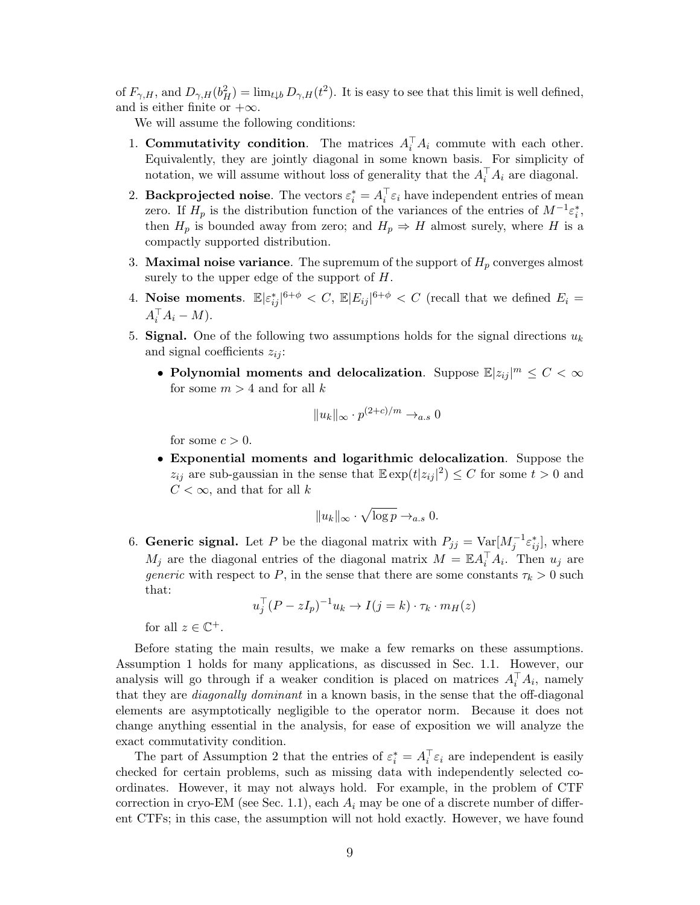of $F_{\gamma,H}$, and $D_{\gamma,H}(b_H^2) = \lim_{t \downarrow b} D_{\gamma,H}(t^2)$. It is easy to see that this limit is well defined, and is either finite or $+\infty$.

We will assume the following conditions:

1. **Commutativity condition**. The matrices $A_i^\top A_i$ commute with each other. Equivalently, they are jointly diagonal in some known basis. For simplicity of notation, we will assume without loss of generality that the $A_i^\top A_i$ are diagonal.

2. **Backprojected noise**. The vectors $\varepsilon_i^* = A_i^\top \varepsilon_i$ have independent entries of mean zero. If $H_p$ is the distribution function of the variances of the entries of $M^{-1}\varepsilon_i^*$, then $H_p$ is bounded away from zero; and $H_p \Rightarrow H$ almost surely, where $H$ is a compactly supported distribution.

3. **Maximal noise variance**. The supremum of the support of $H_p$ converges almost surely to the upper edge of the support of $H$.

4. **Noise moments**. $\mathbb{E}|\varepsilon_{ij}^*|^{6+\phi} < C$, $\mathbb{E}|E_{ij}|^{6+\phi} < C$ (recall that we defined $E_i = A_i^\top A_i - M$).

5. **Signal.** One of the following two assumptions holds for the signal directions $u_k$ and signal coefficients $z_{ij}$:

   - **Polynomial moments and delocalization**. Suppose $\mathbb{E}|z_{ij}|^m \le C < \infty$ for some $m > 4$ and for all $k$
   $$\|u_k\|_\infty \cdot p^{(2+c)/m} \to_{a.s} 0$$
   for some $c > 0$.

   - **Exponential moments and logarithmic delocalization**. Suppose the $z_{ij}$ are sub-gaussian in the sense that $\mathbb{E}\exp(t|z_{ij}|^2) \le C$ for some $t > 0$ and $C < \infty$, and that for all $k$
   $$\|u_k\|_\infty \cdot \sqrt{\log p} \to_{a.s} 0.$$

6. **Generic signal.** Let $P$ be the diagonal matrix with $P_{jj} = \mathrm{Var}[M_j^{-1}\varepsilon_{ij}^*]$, where $M_j$ are the diagonal entries of the diagonal matrix $M = \mathbb{E}A_i^\top A_i$. Then $u_j$ are *generic* with respect to $P$, in the sense that there are some constants $\tau_k > 0$ such that:
$$u_j^\top (P - zI_p)^{-1} u_k \to I(j = k) \cdot \tau_k \cdot m_H(z)$$
for all $z \in \mathbb{C}^+$.

Before stating the main results, we make a few remarks on these assumptions. Assumption 1 holds for many applications, as discussed in Sec. 1.1. However, our analysis will go through if a weaker condition is placed on matrices $A_i^\top A_i$, namely that they are *diagonally dominant* in a known basis, in the sense that the off-diagonal elements are asymptotically negligible to the operator norm. Because it does not change anything essential in the analysis, for ease of exposition we will analyze the exact commutativity condition.

The part of Assumption 2 that the entries of $\varepsilon_i^* = A_i^\top \varepsilon_i$ are independent is easily checked for certain problems, such as missing data with independently selected coordinates. However, it may not always hold. For example, in the problem of CTF correction in cryo-EM (see Sec. 1.1), each $A_i$ may be one of a discrete number of different CTFs; in this case, the assumption will not hold exactly. However, we have found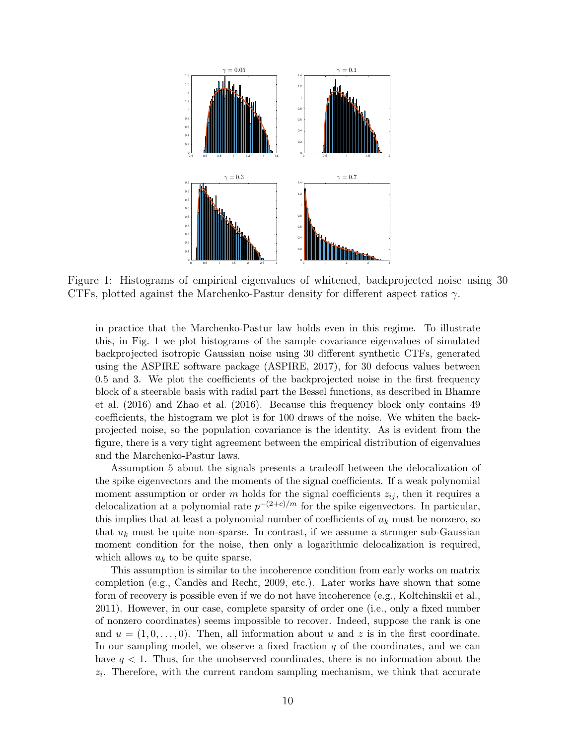Figure 1: Histograms of empirical eigenvalues of whitened, backprojected noise using 30 CTFs, plotted against the Marchenko-Pastur density for different aspect ratios $\gamma$.

in practice that the Marchenko-Pastur law holds even in this regime. To illustrate this, in Fig. 1 we plot histograms of the sample covariance eigenvalues of simulated backprojected isotropic Gaussian noise using 30 different synthetic CTFs, generated using the ASPIRE software package (ASPIRE, 2017), for 30 defocus values between 0.5 and 3. We plot the coefficients of the backprojected noise in the first frequency block of a steerable basis with radial part the Bessel functions, as described in Bhamre et al. (2016) and Zhao et al. (2016). Because this frequency block only contains 49 coefficients, the histogram we plot is for 100 draws of the noise. We whiten the backprojected noise, so the population covariance is the identity. As is evident from the figure, there is a very tight agreement between the empirical distribution of eigenvalues and the Marchenko-Pastur laws.

Assumption 5 about the signals presents a tradeoff between the delocalization of the spike eigenvectors and the moments of the signal coefficients. If a weak polynomial moment assumption or order $m$ holds for the signal coefficients $z_{ij}$, then it requires a delocalization at a polynomial rate $p^{-(2+c)/m}$ for the spike eigenvectors. In particular, this implies that at least a polynomial number of coefficients of $u_k$ must be nonzero, so that $u_k$ must be quite non-sparse. In contrast, if we assume a stronger sub-Gaussian moment condition for the noise, then only a logarithmic delocalization is required, which allows $u_k$ to be quite sparse.

This assumption is similar to the incoherence condition from early works on matrix completion (e.g., Candès and Recht, 2009, etc.). Later works have shown that some form of recovery is possible even if we do not have incoherence (e.g., Koltchinskii et al., 2011). However, in our case, complete sparsity of order one (i.e., only a fixed number of nonzero coordinates) seems impossible to recover. Indeed, suppose the rank is one and $u = (1, 0, \ldots, 0)$. Then, all information about $u$ and $z$ is in the first coordinate. In our sampling model, we observe a fixed fraction $q$ of the coordinates, and we can have $q < 1$. Thus, for the unobserved coordinates, there is no information about the $z_i$. Therefore, with the current random sampling mechanism, we think that accurate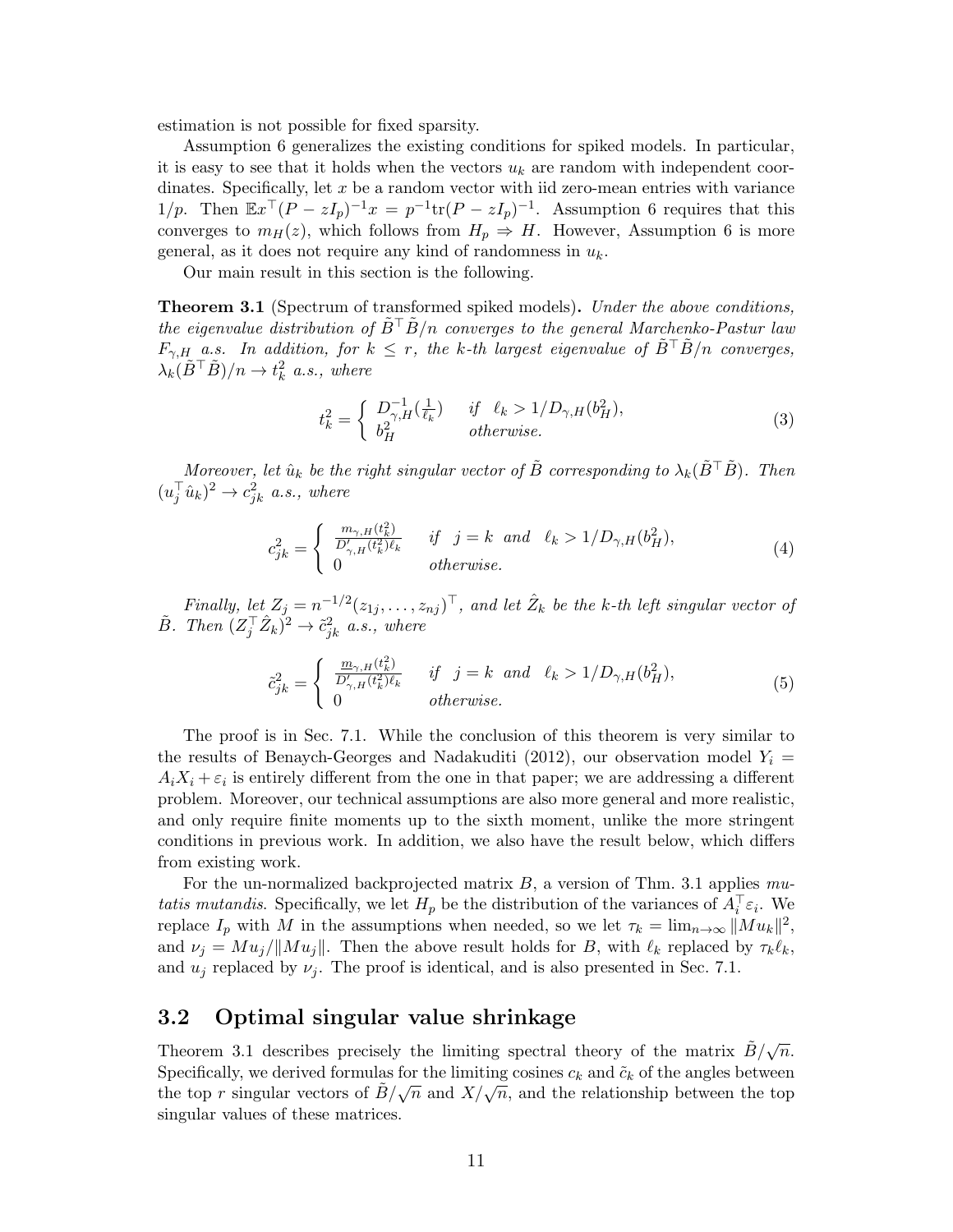estimation is not possible for fixed sparsity.

Assumption 6 generalizes the existing conditions for spiked models. In particular, it is easy to see that it holds when the vectors $u_k$ are random with independent coordinates. Specifically, let $x$ be a random vector with iid zero-mean entries with variance $1/p$. Then $\mathbb{E}x^\top(P - zI_p)^{-1}x = p^{-1}\text{tr}(P - zI_p)^{-1}$. Assumption 6 requires that this converges to $m_H(z)$, which follows from $H_p \Rightarrow H$. However, Assumption 6 is more general, as it does not require any kind of randomness in $u_k$.

Our main result in this section is the following.

**Theorem 3.1** (Spectrum of transformed spiked models)**.** *Under the above conditions, the eigenvalue distribution of $\tilde{B}^\top \tilde{B}/n$ converges to the general Marchenko-Pastur law $F_{\gamma,H}$ a.s. In addition, for $k \le r$, the k-th largest eigenvalue of $\tilde{B}^\top \tilde{B}/n$ converges, $\lambda_k(\tilde{B}^\top \tilde{B})/n \to t_k^2$ a.s., where*

$$t_k^2 = \begin{cases} D_{\gamma,H}^{-1}(\frac{1}{\ell_k}) & \text{if} \quad \ell_k > 1/D_{\gamma,H}(b_H^2), \\ b_H^2 & \text{otherwise.} \end{cases} \tag{3}$$

*Moreover, let $\hat{u}_k$ be the right singular vector of $\tilde{B}$ corresponding to $\lambda_k(\tilde{B}^\top \tilde{B})$. Then $(u_j^\top \hat{u}_k)^2 \to c_{jk}^2$ a.s., where*

$$c_{jk}^2 = \begin{cases} \frac{m_{\gamma,H}(t_k^2)}{D'_{\gamma,H}(t_k^2)\ell_k} & \text{if} \quad j = k \quad \text{and} \quad \ell_k > 1/D_{\gamma,H}(b_H^2), \\ 0 & \text{otherwise.} \end{cases} \tag{4}$$

*Finally, let $Z_j = n^{-1/2}(z_{1j}, \ldots, z_{nj})^\top$, and let $\hat{Z}_k$ be the k-th left singular vector of $\tilde{B}$. Then $(Z_j^\top \hat{Z}_k)^2 \to \tilde{c}_{jk}^2$ a.s., where*

$$\tilde{c}_{jk}^2 = \begin{cases} \frac{\underline{m}_{\gamma,H}(t_k^2)}{D'_{\gamma,H}(t_k^2)\ell_k} & \text{if} \quad j = k \quad \text{and} \quad \ell_k > 1/D_{\gamma,H}(b_H^2), \\ 0 & \text{otherwise.} \end{cases} \tag{5}$$

The proof is in Sec. 7.1. While the conclusion of this theorem is very similar to the results of Benaych-Georges and Nadakuditi (2012), our observation model $Y_i = A_i X_i + \varepsilon_i$ is entirely different from the one in that paper; we are addressing a different problem. Moreover, our technical assumptions are also more general and more realistic, and only require finite moments up to the sixth moment, unlike the more stringent conditions in previous work. In addition, we also have the result below, which differs from existing work.

For the un-normalized backprojected matrix $B$, a version of Thm. 3.1 applies *mutatis mutandis*. Specifically, we let $H_p$ be the distribution of the variances of $A_i^\top \varepsilon_i$. We replace $I_p$ with $M$ in the assumptions when needed, so we let $\tau_k = \lim_{n\to\infty} \|Mu_k\|^2$, and $\nu_j = Mu_j/\|Mu_j\|$. Then the above result holds for $B$, with $\ell_k$ replaced by $\tau_k \ell_k$, and $u_j$ replaced by $\nu_j$. The proof is identical, and is also presented in Sec. 7.1.

## 3.2 Optimal singular value shrinkage

Theorem 3.1 describes precisely the limiting spectral theory of the matrix $\tilde{B}/\sqrt{n}$. Specifically, we derived formulas for the limiting cosines $c_k$ and $\tilde{c}_k$ of the angles between the top $r$ singular vectors of $\tilde{B}/\sqrt{n}$ and $X/\sqrt{n}$, and the relationship between the top singular values of these matrices.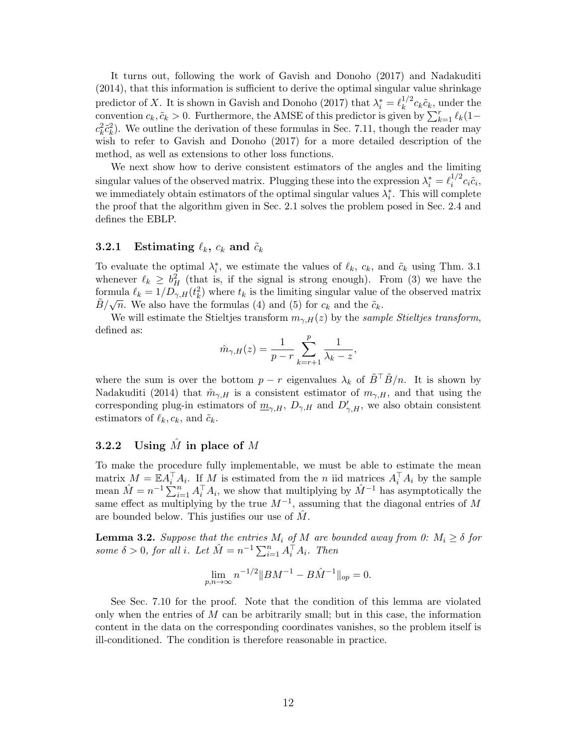It turns out, following the work of Gavish and Donoho (2017) and Nadakuditi (2014), that this information is sufficient to derive the optimal singular value shrinkage predictor of $X$. It is shown in Gavish and Donoho (2017) that $\lambda_i^* = \ell_k^{1/2} c_k \tilde{c}_k$, under the convention $c_k, \tilde{c}_k > 0$. Furthermore, the AMSE of this predictor is given by $\sum_{k=1}^r \ell_k (1 - c_k^2 \tilde{c}_k^2)$. We outline the derivation of these formulas in Sec. 7.11, though the reader may wish to refer to Gavish and Donoho (2017) for a more detailed description of the method, as well as extensions to other loss functions.

We next show how to derive consistent estimators of the angles and the limiting singular values of the observed matrix. Plugging these into the expression $\lambda_i^* = \ell_i^{1/2} c_i \tilde{c}_i$, we immediately obtain estimators of the optimal singular values $\lambda_i^*$. This will complete the proof that the algorithm given in Sec. 2.1 solves the problem posed in Sec. 2.4 and defines the EBLP.

### 3.2.1 Estimating $\ell_k$, $c_k$ and $\tilde{c}_k$

To evaluate the optimal $\lambda_i^*$, we estimate the values of $\ell_k$, $c_k$, and $\tilde{c}_k$ using Thm. 3.1 whenever $\ell_k \geq b_H^2$ (that is, if the signal is strong enough). From (3) we have the formula $\ell_k = 1/D_{\gamma,H}(t_k^2)$ where $t_k$ is the limiting singular value of the observed matrix $\tilde{B}/\sqrt{n}$. We also have the formulas (4) and (5) for $c_k$ and the $\tilde{c}_k$.

We will estimate the Stieltjes transform $m_{\gamma,H}(z)$ by the *sample Stieltjes transform*, defined as:

$$\hat{m}_{\gamma,H}(z) = \frac{1}{p-r} \sum_{k=r+1}^{p} \frac{1}{\lambda_k - z},$$

where the sum is over the bottom $p - r$ eigenvalues $\lambda_k$ of $\tilde{B}^\top \tilde{B}/n$. It is shown by Nadakuditi (2014) that $\hat{m}_{\gamma,H}$ is a consistent estimator of $m_{\gamma,H}$, and that using the corresponding plug-in estimators of $\underline{m}_{\gamma,H}$, $D_{\gamma,H}$ and $D'_{\gamma,H}$, we also obtain consistent estimators of $\ell_k, c_k$, and $\tilde{c}_k$.

### 3.2.2 Using $\hat{M}$ in place of $M$

To make the procedure fully implementable, we must be able to estimate the mean matrix $M = \mathbb{E} A_i^\top A_i$. If $M$ is estimated from the $n$ iid matrices $A_i^\top A_i$ by the sample mean $\hat{M} = n^{-1} \sum_{i=1}^n A_i^\top A_i$, we show that multiplying by $\hat{M}^{-1}$ has asymptotically the same effect as multiplying by the true $M^{-1}$, assuming that the diagonal entries of $M$ are bounded below. This justifies our use of $\hat{M}$.

**Lemma 3.2.** *Suppose that the entries $M_i$ of $M$ are bounded away from 0: $M_i \geq \delta$ for some $\delta > 0$, for all $i$. Let $\hat{M} = n^{-1} \sum_{i=1}^n A_i^\top A_i$. Then*

$$\lim_{p,n \to \infty} n^{-1/2} \| B M^{-1} - B \hat{M}^{-1} \|_{op} = 0.$$

See Sec. 7.10 for the proof. Note that the condition of this lemma are violated only when the entries of $M$ can be arbitrarily small; but in this case, the information content in the data on the corresponding coordinates vanishes, so the problem itself is ill-conditioned. The condition is therefore reasonable in practice.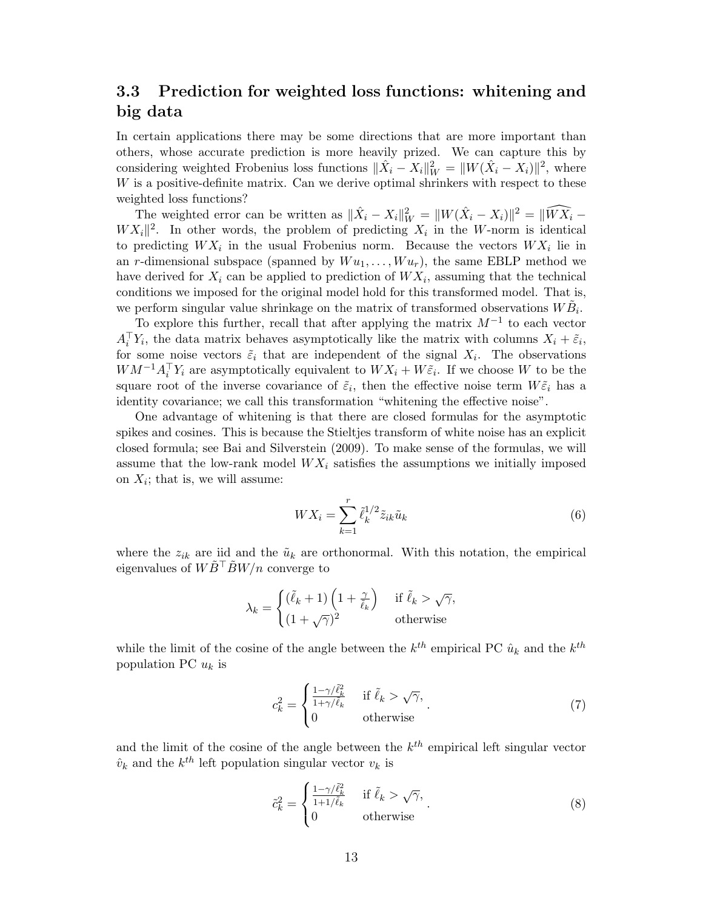### 3.3 Prediction for weighted loss functions: whitening and big data

In certain applications there may be some directions that are more important than others, whose accurate prediction is more heavily prized. We can capture this by considering weighted Frobenius loss functions $\|\hat{X}_i - X_i\|_W^2 = \|W(\hat{X}_i - X_i)\|^2$, where $W$ is a positive-definite matrix. Can we derive optimal shrinkers with respect to these weighted loss functions?

The weighted error can be written as $\|\hat{X}_i - X_i\|_W^2 = \|W(\hat{X}_i - X_i)\|^2 = \|\widehat{WX_i} - WX_i\|^2$. In other words, the problem of predicting $X_i$ in the $W$-norm is identical to predicting $WX_i$ in the usual Frobenius norm. Because the vectors $WX_i$ lie in an $r$-dimensional subspace (spanned by $Wu_1, \dots, Wu_r$), the same EBLP method we have derived for $X_i$ can be applied to prediction of $WX_i$, assuming that the technical conditions we imposed for the original model hold for this transformed model. That is, we perform singular value shrinkage on the matrix of transformed observations $W\tilde{B}_i$.

To explore this further, recall that after applying the matrix $M^{-1}$ to each vector $A_i^\top Y_i$, the data matrix behaves asymptotically like the matrix with columns $X_i + \tilde{\varepsilon}_i$, for some noise vectors $\tilde{\varepsilon}_i$ that are independent of the signal $X_i$. The observations $WM^{-1}A_i^\top Y_i$ are asymptotically equivalent to $WX_i + W\tilde{\varepsilon}_i$. If we choose $W$ to be the square root of the inverse covariance of $\tilde{\varepsilon}_i$, then the effective noise term $W\tilde{\varepsilon}_i$ has a identity covariance; we call this transformation "whitening the effective noise".

One advantage of whitening is that there are closed formulas for the asymptotic spikes and cosines. This is because the Stieltjes transform of white noise has an explicit closed formula; see Bai and Silverstein (2009). To make sense of the formulas, we will assume that the low-rank model $WX_i$ satisfies the assumptions we initially imposed on $X_i$; that is, we will assume:

$$WX_i = \sum_{k=1}^{r} \tilde{\ell}_k^{1/2} \tilde{z}_{ik} \tilde{u}_k \tag{6}$$

where the $z_{ik}$ are iid and the $\tilde{u}_k$ are orthonormal. With this notation, the empirical eigenvalues of $W\tilde{B}^\top \tilde{B} W/n$ converge to

$$\lambda_k = \begin{cases} (\tilde{\ell}_k + 1)\left(1 + \frac{\gamma}{\tilde{\ell}_k}\right) & \text{if } \tilde{\ell}_k > \sqrt{\gamma}, \\ (1+\sqrt{\gamma})^2 & \text{otherwise} \end{cases}$$

while the limit of the cosine of the angle between the $k^{th}$ empirical PC $\hat{u}_k$ and the $k^{th}$ population PC $u_k$ is

$$c_k^2 = \begin{cases} \frac{1-\gamma/\tilde{\ell}_k^2}{1+\gamma/\tilde{\ell}_k} & \text{if } \tilde{\ell}_k > \sqrt{\gamma}, \\ 0 & \text{otherwise} \end{cases}. \tag{7}$$

and the limit of the cosine of the angle between the $k^{th}$ empirical left singular vector $\hat{v}_k$ and the $k^{th}$ left population singular vector $v_k$ is

$$\tilde{c}_k^2 = \begin{cases} \frac{1-\gamma/\tilde{\ell}_k^2}{1+1/\tilde{\ell}_k} & \text{if } \tilde{\ell}_k > \sqrt{\gamma}, \\ 0 & \text{otherwise} \end{cases}. \tag{8}$$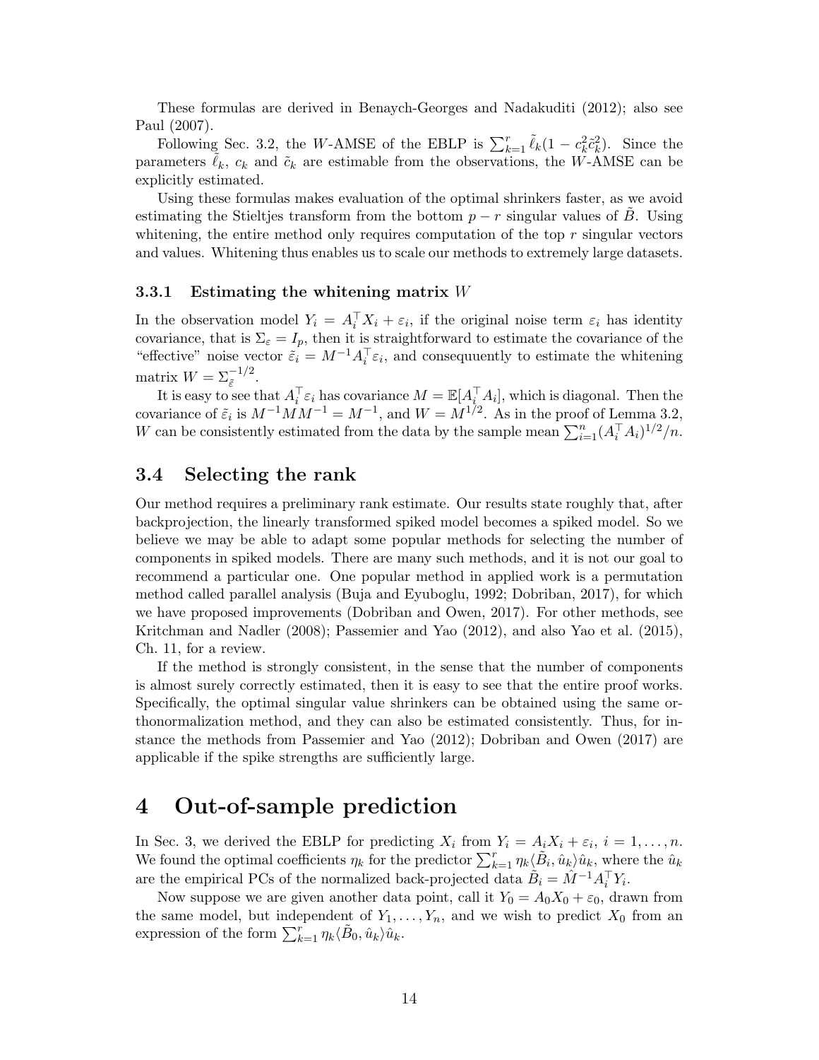These formulas are derived in Benaych-Georges and Nadakuditi (2012); also see Paul (2007).

Following Sec. 3.2, the $W$-AMSE of the EBLP is $\sum_{k=1}^{r} \tilde{\ell}_k(1 - c_k^2 \tilde{c}_k^2)$. Since the parameters $\tilde{\ell}_k$, $c_k$ and $\tilde{c}_k$ are estimable from the observations, the $W$-AMSE can be explicitly estimated.

Using these formulas makes evaluation of the optimal shrinkers faster, as we avoid estimating the Stieltjes transform from the bottom $p - r$ singular values of $\tilde{B}$. Using whitening, the entire method only requires computation of the top $r$ singular vectors and values. Whitening thus enables us to scale our methods to extremely large datasets.

### 3.3.1 Estimating the whitening matrix $W$

In the observation model $Y_i = A_i^\top X_i + \varepsilon_i$, if the original noise term $\varepsilon_i$ has identity covariance, that is $\Sigma_\varepsilon = I_p$, then it is straightforward to estimate the covariance of the "effective" noise vector $\tilde{\varepsilon}_i = M^{-1} A_i^\top \varepsilon_i$, and consequuently to estimate the whitening matrix $W = \Sigma_{\tilde{\varepsilon}}^{-1/2}$.

It is easy to see that $A_i^\top \varepsilon_i$ has covariance $M = \mathbb{E}[A_i^\top A_i]$, which is diagonal. Then the covariance of $\tilde{\varepsilon}_i$ is $M^{-1} M M^{-1} = M^{-1}$, and $W = M^{1/2}$. As in the proof of Lemma 3.2, $W$ can be consistently estimated from the data by the sample mean $\sum_{i=1}^{n} (A_i^\top A_i)^{1/2}/n$.

## 3.4 Selecting the rank

Our method requires a preliminary rank estimate. Our results state roughly that, after backprojection, the linearly transformed spiked model becomes a spiked model. So we believe we may be able to adapt some popular methods for selecting the number of components in spiked models. There are many such methods, and it is not our goal to recommend a particular one. One popular method in applied work is a permutation method called parallel analysis (Buja and Eyuboglu, 1992; Dobriban, 2017), for which we have proposed improvements (Dobriban and Owen, 2017). For other methods, see Kritchman and Nadler (2008); Passemier and Yao (2012), and also Yao et al. (2015), Ch. 11, for a review.

If the method is strongly consistent, in the sense that the number of components is almost surely correctly estimated, then it is easy to see that the entire proof works. Specifically, the optimal singular value shrinkers can be obtained using the same orthonormalization method, and they can also be estimated consistently. Thus, for instance the methods from Passemier and Yao (2012); Dobriban and Owen (2017) are applicable if the spike strengths are sufficiently large.

# 4 Out-of-sample prediction

In Sec. 3, we derived the EBLP for predicting $X_i$ from $Y_i = A_i X_i + \varepsilon_i$, $i = 1, \ldots, n$. We found the optimal coefficients $\eta_k$ for the predictor $\sum_{k=1}^{r} \eta_k \langle \tilde{B}_i, \hat{u}_k \rangle \hat{u}_k$, where the $\hat{u}_k$ are the empirical PCs of the normalized back-projected data $\tilde{B}_i = \hat{M}^{-1} A_i^\top Y_i$.

Now suppose we are given another data point, call it $Y_0 = A_0 X_0 + \varepsilon_0$, drawn from the same model, but independent of $Y_1, \ldots, Y_n$, and we wish to predict $X_0$ from an expression of the form $\sum_{k=1}^{r} \eta_k \langle \tilde{B}_0, \hat{u}_k \rangle \hat{u}_k$.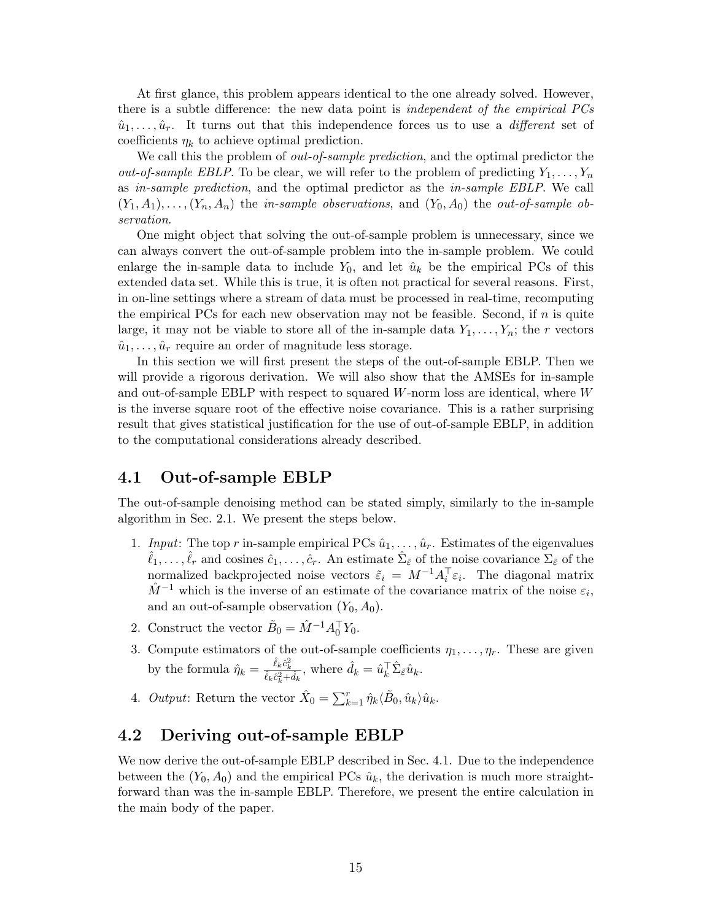At first glance, this problem appears identical to the one already solved. However, there is a subtle difference: the new data point is *independent of the empirical PCs* $\hat{u}_1, \dots, \hat{u}_r$. It turns out that this independence forces us to use a *different* set of coefficients $\eta_k$ to achieve optimal prediction.

We call this the problem of *out-of-sample prediction*, and the optimal predictor the *out-of-sample EBLP*. To be clear, we will refer to the problem of predicting $Y_1, \dots, Y_n$ as *in-sample prediction*, and the optimal predictor as the *in-sample EBLP*. We call $(Y_1, A_1), \dots, (Y_n, A_n)$ the *in-sample observations*, and $(Y_0, A_0)$ the *out-of-sample observation*.

One might object that solving the out-of-sample problem is unnecessary, since we can always convert the out-of-sample problem into the in-sample problem. We could enlarge the in-sample data to include $Y_0$, and let $\hat{u}_k$ be the empirical PCs of this extended data set. While this is true, it is often not practical for several reasons. First, in on-line settings where a stream of data must be processed in real-time, recomputing the empirical PCs for each new observation may not be feasible. Second, if $n$ is quite large, it may not be viable to store all of the in-sample data $Y_1, \dots, Y_n$; the $r$ vectors $\hat{u}_1, \dots, \hat{u}_r$ require an order of magnitude less storage.

In this section we will first present the steps of the out-of-sample EBLP. Then we will provide a rigorous derivation. We will also show that the AMSEs for in-sample and out-of-sample EBLP with respect to squared $W$-norm loss are identical, where $W$ is the inverse square root of the effective noise covariance. This is a rather surprising result that gives statistical justification for the use of out-of-sample EBLP, in addition to the computational considerations already described.

## 4.1 Out-of-sample EBLP

The out-of-sample denoising method can be stated simply, similarly to the in-sample algorithm in Sec. 2.1. We present the steps below.

1. *Input*: The top $r$ in-sample empirical PCs $\hat{u}_1, \dots, \hat{u}_r$. Estimates of the eigenvalues $\hat{\ell}_1, \dots, \hat{\ell}_r$ and cosines $\hat{c}_1, \dots, \hat{c}_r$. An estimate $\hat{\Sigma}_{\tilde{\varepsilon}}$ of the noise covariance $\Sigma_{\tilde{\varepsilon}}$ of the normalized backprojected noise vectors $\tilde{\varepsilon}_i = M^{-1} A_i^\top \varepsilon_i$. The diagonal matrix $\hat{M}^{-1}$ which is the inverse of an estimate of the covariance matrix of the noise $\varepsilon_i$, and an out-of-sample observation $(Y_0, A_0)$.
2. Construct the vector $\tilde{B}_0 = \hat{M}^{-1} A_0^\top Y_0$.
3. Compute estimators of the out-of-sample coefficients $\eta_1, \dots, \eta_r$. These are given by the formula $\hat{\eta}_k = \frac{\hat{\ell}_k \hat{c}_k^2}{\hat{\ell}_k \hat{c}_k^2 + \hat{d}_k}$, where $\hat{d}_k = \hat{u}_k^\top \hat{\Sigma}_{\tilde{\varepsilon}} \hat{u}_k$.
4. *Output*: Return the vector $\hat{X}_0 = \sum_{k=1}^r \hat{\eta}_k \langle \tilde{B}_0, \hat{u}_k \rangle \hat{u}_k$.

## 4.2 Deriving out-of-sample EBLP

We now derive the out-of-sample EBLP described in Sec. 4.1. Due to the independence between the $(Y_0, A_0)$ and the empirical PCs $\hat{u}_k$, the derivation is much more straightforward than was the in-sample EBLP. Therefore, we present the entire calculation in the main body of the paper.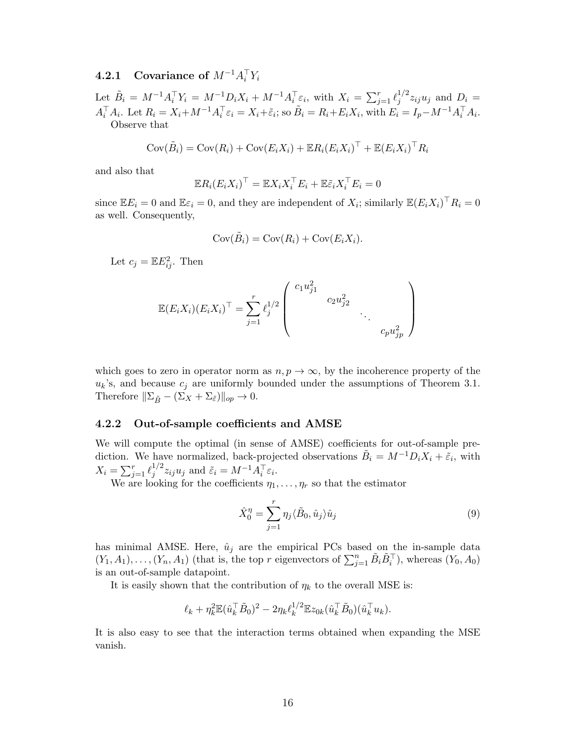### 4.2.1 Covariance of $M^{-1}A_i^\top Y_i$

Let $\tilde{B}_i = M^{-1}A_i^\top Y_i = M^{-1}D_iX_i + M^{-1}A_i^\top \varepsilon_i$, with $X_i = \sum_{j=1}^r \ell_j^{1/2} z_{ij}u_j$ and $D_i = A_i^\top A_i$. Let $R_i = X_i + M^{-1}A_i^\top \varepsilon_i = X_i + \tilde{\varepsilon}_i$; so $\tilde{B}_i = R_i + E_iX_i$, with $E_i = I_p - M^{-1}A_i^\top A_i$.

Observe that

$$\text{Cov}(\tilde{B}_i) = \text{Cov}(R_i) + \text{Cov}(E_iX_i) + \mathbb{E}R_i(E_iX_i)^\top + \mathbb{E}(E_iX_i)^\top R_i$$

and also that

$$\mathbb{E}R_i(E_iX_i)^\top = \mathbb{E}X_iX_i^\top E_i + \mathbb{E}\tilde{\varepsilon}_iX_i^\top E_i = 0$$

since $\mathbb{E}E_i = 0$ and $\mathbb{E}\varepsilon_i = 0$, and they are independent of $X_i$; similarly $\mathbb{E}(E_iX_i)^\top R_i = 0$ as well. Consequently,

$$\text{Cov}(\tilde{B}_i) = \text{Cov}(R_i) + \text{Cov}(E_iX_i).$$

Let $c_j = \mathbb{E}E_{ij}^2$. Then

$$\mathbb{E}(E_iX_i)(E_iX_i)^\top = \sum_{j=1}^r \ell_j^{1/2} \begin{pmatrix} c_1u_{j1}^2 & & & \\ & c_2u_{j2}^2 & & \\ & & \ddots & \\ & & & c_pu_{jp}^2 \end{pmatrix}$$

which goes to zero in operator norm as $n, p \to \infty$, by the incoherence property of the $u_k$'s, and because $c_j$ are uniformly bounded under the assumptions of Theorem 3.1. Therefore $\|\Sigma_{\tilde{B}} - (\Sigma_X + \Sigma_{\tilde{\varepsilon}})\|_{op} \to 0$.

### 4.2.2 Out-of-sample coefficients and AMSE

We will compute the optimal (in sense of AMSE) coefficients for out-of-sample prediction. We have normalized, back-projected observations $\tilde{B}_i = M^{-1}D_iX_i + \tilde{\varepsilon}_i$, with $X_i = \sum_{j=1}^r \ell_j^{1/2} z_{ij}u_j$ and $\tilde{\varepsilon}_i = M^{-1}A_i^\top \varepsilon_i$.

We are looking for the coefficients $\eta_1, \ldots, \eta_r$ so that the estimator

$$\hat{X}_0^\eta = \sum_{j=1}^r \eta_j \langle \tilde{B}_0, \hat{u}_j \rangle \hat{u}_j \tag{9}$$

has minimal AMSE. Here, $\hat{u}_j$ are the empirical PCs based on the in-sample data $(Y_1, A_1), \ldots, (Y_n, A_1)$ (that is, the top $r$ eigenvectors of $\sum_{j=1}^n \tilde{B}_i\tilde{B}_i^\top$), whereas $(Y_0, A_0)$ is an out-of-sample datapoint.

It is easily shown that the contribution of $\eta_k$ to the overall MSE is:

$$\ell_k + \eta_k^2 \mathbb{E}(\hat{u}_k^\top \tilde{B}_0)^2 - 2\eta_k \ell_k^{1/2} \mathbb{E}z_{0k}(\hat{u}_k^\top \tilde{B}_0)(\hat{u}_k^\top u_k).$$

It is also easy to see that the interaction terms obtained when expanding the MSE vanish.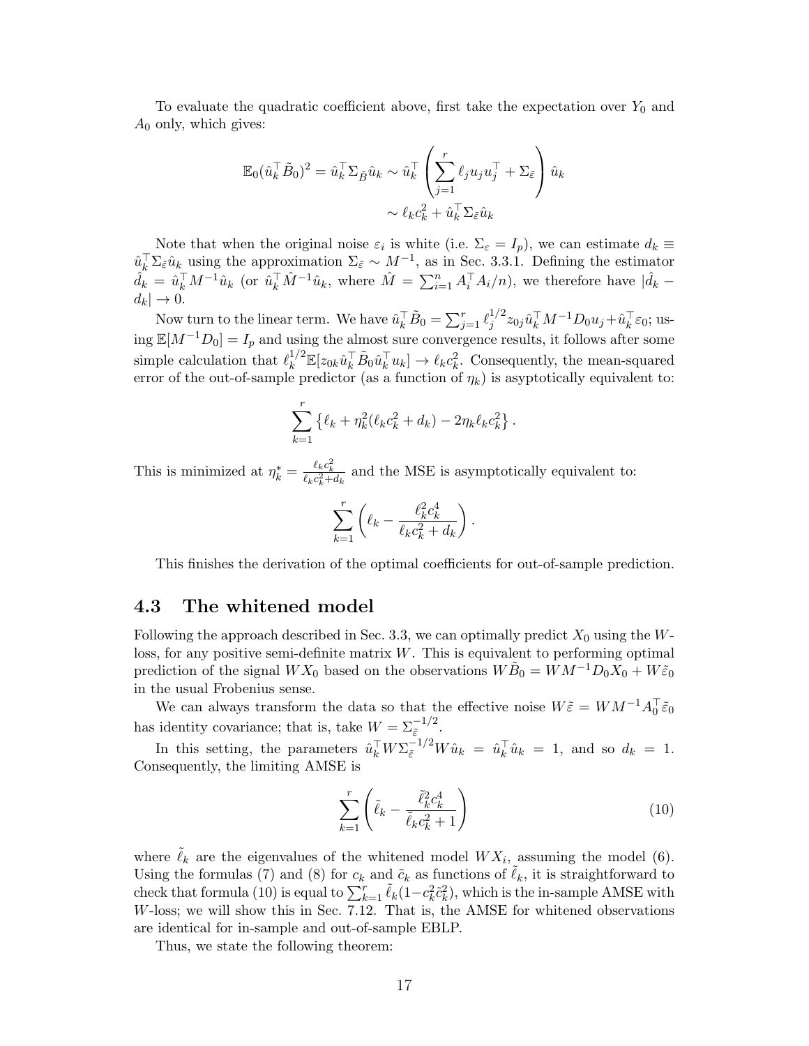To evaluate the quadratic coefficient above, first take the expectation over $Y_0$ and $A_0$ only, which gives:

$$
\begin{aligned}
\mathbb{E}_0(\hat{u}_k^\top \tilde{B}_0)^2 = \hat{u}_k^\top \Sigma_{\tilde{B}} \hat{u}_k &\sim \hat{u}_k^\top \left( \sum_{j=1}^r \ell_j u_j u_j^\top + \Sigma_{\tilde{\varepsilon}} \right) \hat{u}_k \\
&\sim \ell_k c_k^2 + \hat{u}_k^\top \Sigma_{\tilde{\varepsilon}} \hat{u}_k
\end{aligned}
$$

Note that when the original noise $\varepsilon_i$ is white (i.e. $\Sigma_\varepsilon = I_p$), we can estimate $d_k \equiv \hat{u}_k^\top \Sigma_{\tilde{\varepsilon}} \hat{u}_k$ using the approximation $\Sigma_{\tilde{\varepsilon}} \sim M^{-1}$, as in Sec. 3.3.1. Defining the estimator $\hat{d}_k = \hat{u}_k^\top M^{-1} \hat{u}_k$ (or $\hat{u}_k^\top \hat{M}^{-1} \hat{u}_k$, where $\hat{M} = \sum_{i=1}^n A_i^\top A_i / n$), we therefore have $|\hat{d}_k - d_k| \to 0$.

Now turn to the linear term. We have $\hat{u}_k^\top \tilde{B}_0 = \sum_{j=1}^r \ell_j^{1/2} z_{0j} \hat{u}_k^\top M^{-1} D_0 u_j + \hat{u}_k^\top \varepsilon_0$; using $\mathbb{E}[M^{-1} D_0] = I_p$ and using the almost sure convergence results, it follows after some simple calculation that $\ell_k^{1/2} \mathbb{E}[z_{0k} \hat{u}_k^\top \tilde{B}_0 \hat{u}_k^\top u_k] \to \ell_k c_k^2$. Consequently, the mean-squared error of the out-of-sample predictor (as a function of $\eta_k$) is asyptotically equivalent to:

$$
\sum_{k=1}^r \left\{ \ell_k + \eta_k^2 (\ell_k c_k^2 + d_k) - 2\eta_k \ell_k c_k^2 \right\}.
$$

This is minimized at $\eta_k^* = \frac{\ell_k c_k^2}{\ell_k c_k^2 + d_k}$ and the MSE is asymptotically equivalent to:

$$
\sum_{k=1}^r \left( \ell_k - \frac{\ell_k^2 c_k^4}{\ell_k c_k^2 + d_k} \right).
$$

This finishes the derivation of the optimal coefficients for out-of-sample prediction.

## 4.3 The whitened model

Following the approach described in Sec. 3.3, we can optimally predict $X_0$ using the $W$-loss, for any positive semi-definite matrix $W$. This is equivalent to performing optimal prediction of the signal $WX_0$ based on the observations $W\tilde{B}_0 = WM^{-1}D_0X_0 + W\tilde{\varepsilon}_0$ in the usual Frobenius sense.

We can always transform the data so that the effective noise $W\tilde{\varepsilon} = WM^{-1}A_0^\top \tilde{\varepsilon}_0$ has identity covariance; that is, take $W = \Sigma_{\tilde{\varepsilon}}^{-1/2}$.

In this setting, the parameters $\hat{u}_k^\top W \Sigma_{\tilde{\varepsilon}}^{-1/2} W \hat{u}_k = \hat{u}_k^\top \hat{u}_k = 1$, and so $d_k = 1$. Consequently, the limiting AMSE is

$$
\sum_{k=1}^r \left( \tilde{\ell}_k - \frac{\tilde{\ell}_k^2 c_k^4}{\tilde{\ell}_k c_k^2 + 1} \right) \tag{10}
$$

where $\tilde{\ell}_k$ are the eigenvalues of the whitened model $WX_i$, assuming the model (6). Using the formulas (7) and (8) for $c_k$ and $\tilde{c}_k$ as functions of $\tilde{\ell}_k$, it is straightforward to check that formula (10) is equal to $\sum_{k=1}^r \tilde{\ell}_k (1 - c_k^2 \tilde{c}_k^2)$, which is the in-sample AMSE with $W$-loss; we will show this in Sec. 7.12. That is, the AMSE for whitened observations are identical for in-sample and out-of-sample EBLP.

Thus, we state the following theorem: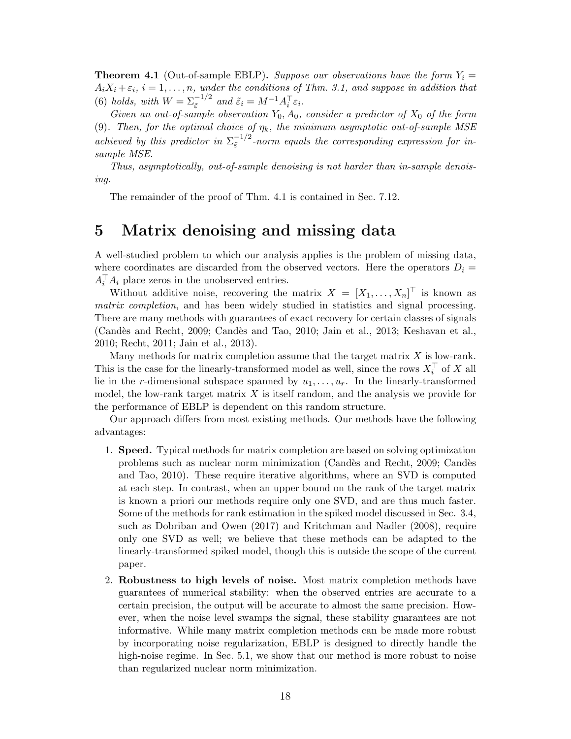**Theorem 4.1** (Out-of-sample EBLP)**.** *Suppose our observations have the form $Y_i = A_i X_i + \varepsilon_i$, $i = 1, \dots, n$, under the conditions of Thm. 3.1, and suppose in addition that (6) holds, with $W = \Sigma_{\tilde{\varepsilon}}^{-1/2}$ and $\tilde{\varepsilon}_i = M^{-1} A_i^\top \varepsilon_i$.*

*Given an out-of-sample observation $Y_0, A_0$, consider a predictor of $X_0$ of the form (9). Then, for the optimal choice of $\eta_k$, the minimum asymptotic out-of-sample MSE achieved by this predictor in $\Sigma_{\tilde{\varepsilon}}^{-1/2}$-norm equals the corresponding expression for in-sample MSE.*

*Thus, asymptotically, out-of-sample denoising is not harder than in-sample denoising.*

The remainder of the proof of Thm. 4.1 is contained in Sec. 7.12.

# 5 Matrix denoising and missing data

A well-studied problem to which our analysis applies is the problem of missing data, where coordinates are discarded from the observed vectors. Here the operators $D_i = A_i^\top A_i$ place zeros in the unobserved entries.

Without additive noise, recovering the matrix $X = [X_1, \dots, X_n]^\top$ is known as *matrix completion*, and has been widely studied in statistics and signal processing. There are many methods with guarantees of exact recovery for certain classes of signals (Candès and Recht, 2009; Candès and Tao, 2010; Jain et al., 2013; Keshavan et al., 2010; Recht, 2011; Jain et al., 2013).

Many methods for matrix completion assume that the target matrix $X$ is low-rank. This is the case for the linearly-transformed model as well, since the rows $X_i^\top$ of $X$ all lie in the $r$-dimensional subspace spanned by $u_1, \dots, u_r$. In the linearly-transformed model, the low-rank target matrix $X$ is itself random, and the analysis we provide for the performance of EBLP is dependent on this random structure.

Our approach differs from most existing methods. Our methods have the following advantages:

1. **Speed.** Typical methods for matrix completion are based on solving optimization problems such as nuclear norm minimization (Candès and Recht, 2009; Candès and Tao, 2010). These require iterative algorithms, where an SVD is computed at each step. In contrast, when an upper bound on the rank of the target matrix is known a priori our methods require only one SVD, and are thus much faster. Some of the methods for rank estimation in the spiked model discussed in Sec. 3.4, such as Dobriban and Owen (2017) and Kritchman and Nadler (2008), require only one SVD as well; we believe that these methods can be adapted to the linearly-transformed spiked model, though this is outside the scope of the current paper.

2. **Robustness to high levels of noise.** Most matrix completion methods have guarantees of numerical stability: when the observed entries are accurate to a certain precision, the output will be accurate to almost the same precision. However, when the noise level swamps the signal, these stability guarantees are not informative. While many matrix completion methods can be made more robust by incorporating noise regularization, EBLP is designed to directly handle the high-noise regime. In Sec. 5.1, we show that our method is more robust to noise than regularized nuclear norm minimization.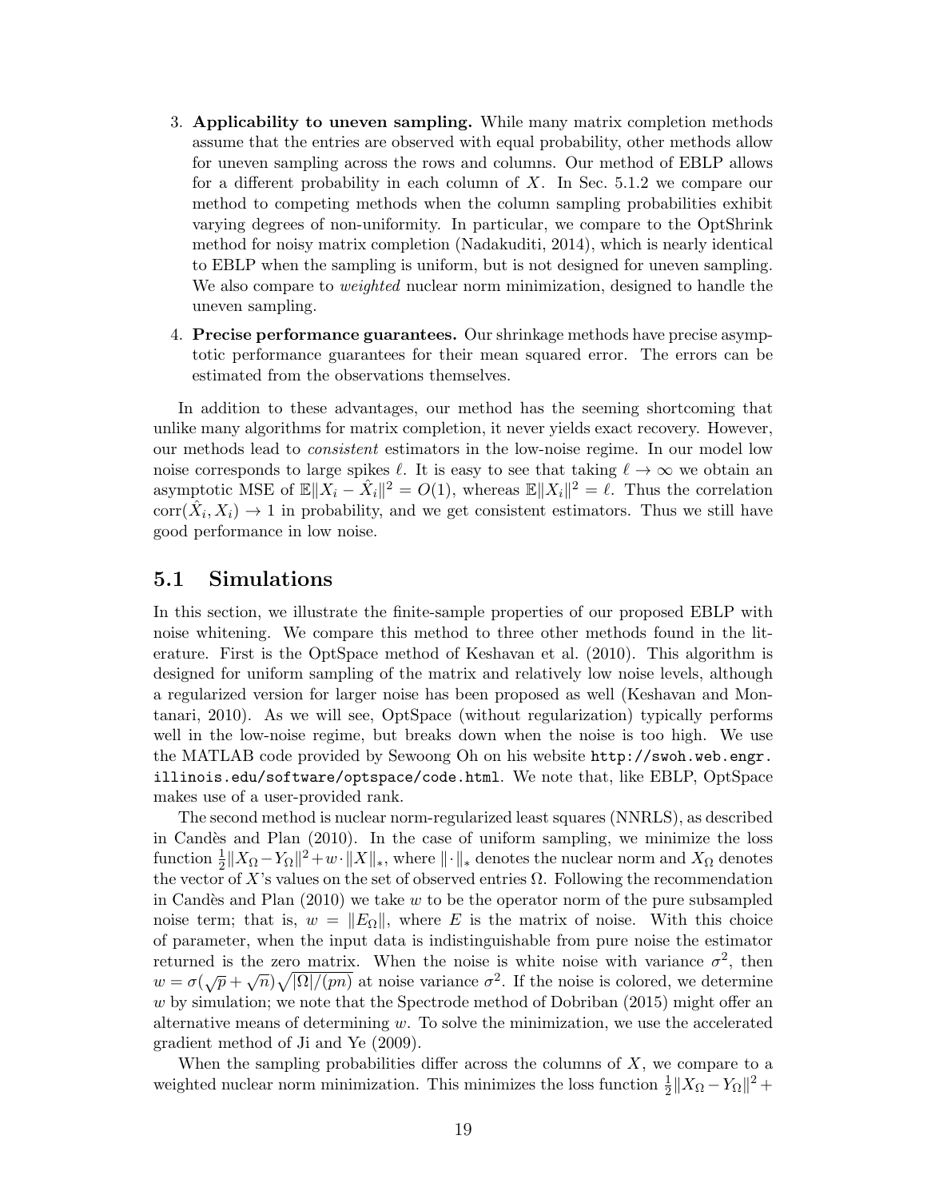3. **Applicability to uneven sampling.** While many matrix completion methods assume that the entries are observed with equal probability, other methods allow for uneven sampling across the rows and columns. Our method of EBLP allows for a different probability in each column of $X$. In Sec. 5.1.2 we compare our method to competing methods when the column sampling probabilities exhibit varying degrees of non-uniformity. In particular, we compare to the OptShrink method for noisy matrix completion (Nadakuditi, 2014), which is nearly identical to EBLP when the sampling is uniform, but is not designed for uneven sampling. We also compare to *weighted* nuclear norm minimization, designed to handle the uneven sampling.

4. **Precise performance guarantees.** Our shrinkage methods have precise asymptotic performance guarantees for their mean squared error. The errors can be estimated from the observations themselves.

In addition to these advantages, our method has the seeming shortcoming that unlike many algorithms for matrix completion, it never yields exact recovery. However, our methods lead to *consistent* estimators in the low-noise regime. In our model low noise corresponds to large spikes $\ell$. It is easy to see that taking $\ell \to \infty$ we obtain an asymptotic MSE of $\mathbb{E}\|X_i - \hat{X}_i\|^2 = O(1)$, whereas $\mathbb{E}\|X_i\|^2 = \ell$. Thus the correlation $\text{corr}(\hat{X}_i, X_i) \to 1$ in probability, and we get consistent estimators. Thus we still have good performance in low noise.

## 5.1 Simulations

In this section, we illustrate the finite-sample properties of our proposed EBLP with noise whitening. We compare this method to three other methods found in the literature. First is the OptSpace method of Keshavan et al. (2010). This algorithm is designed for uniform sampling of the matrix and relatively low noise levels, although a regularized version for larger noise has been proposed as well (Keshavan and Montanari, 2010). As we will see, OptSpace (without regularization) typically performs well in the low-noise regime, but breaks down when the noise is too high. We use the MATLAB code provided by Sewoong Oh on his website `http://swoh.web.engr.illinois.edu/software/optspace/code.html`. We note that, like EBLP, OptSpace makes use of a user-provided rank.

The second method is nuclear norm-regularized least squares (NNRLS), as described in Candès and Plan (2010). In the case of uniform sampling, we minimize the loss function $\frac{1}{2}\|X_\Omega - Y_\Omega\|^2 + w \cdot \|X\|_*$, where $\|\cdot\|_*$ denotes the nuclear norm and $X_\Omega$ denotes the vector of $X$'s values on the set of observed entries $\Omega$. Following the recommendation in Candès and Plan (2010) we take $w$ to be the operator norm of the pure subsampled noise term; that is, $w = \|E_\Omega\|$, where $E$ is the matrix of noise. With this choice of parameter, when the input data is indistinguishable from pure noise the estimator returned is the zero matrix. When the noise is white noise with variance $\sigma^2$, then $w = \sigma(\sqrt{p} + \sqrt{n})\sqrt{|\Omega|/(pn)}$ at noise variance $\sigma^2$. If the noise is colored, we determine $w$ by simulation; we note that the Spectrode method of Dobriban (2015) might offer an alternative means of determining $w$. To solve the minimization, we use the accelerated gradient method of Ji and Ye (2009).

When the sampling probabilities differ across the columns of $X$, we compare to a weighted nuclear norm minimization. This minimizes the loss function $\frac{1}{2}\|X_\Omega - Y_\Omega\|^2 +$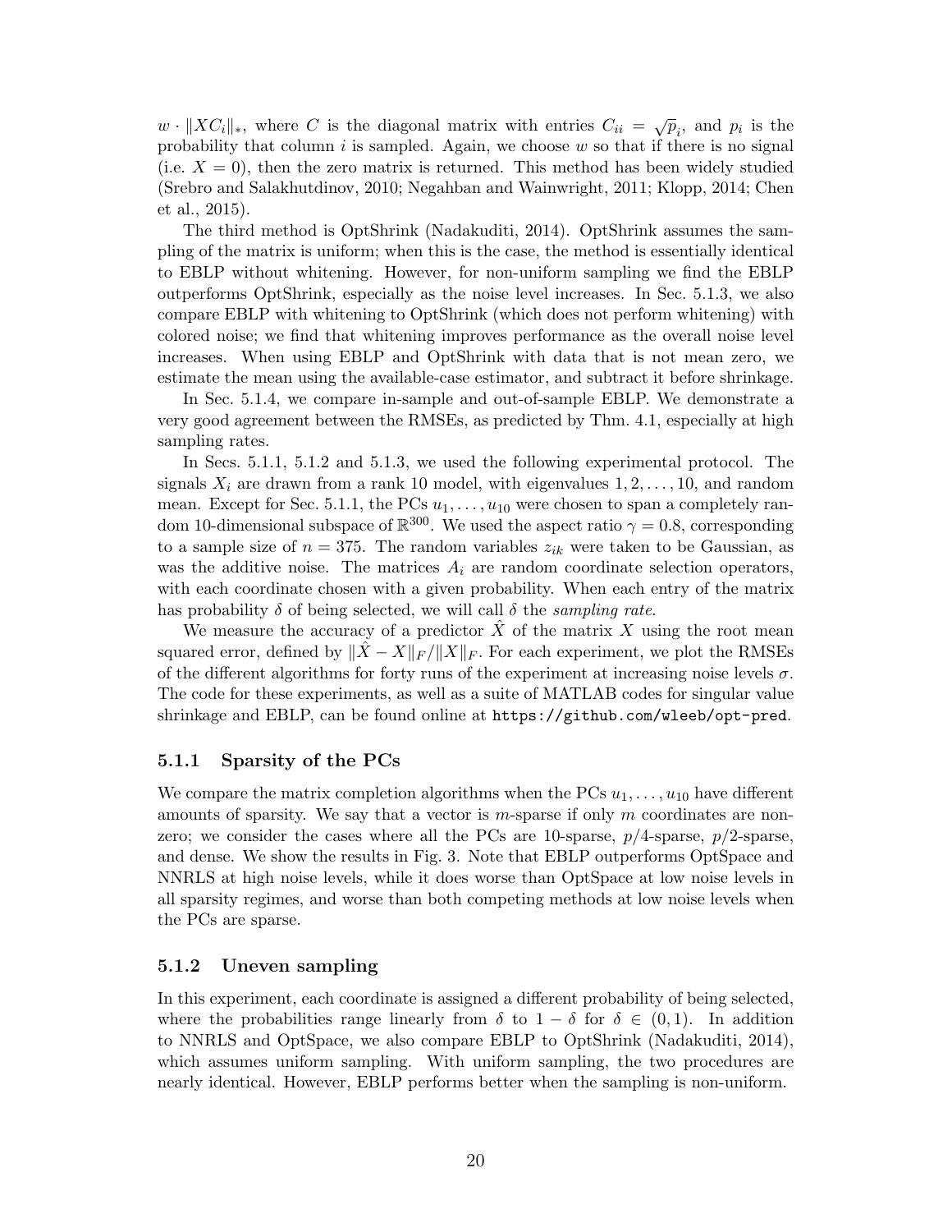$w \cdot \|XC_i\|_*$, where $C$ is the diagonal matrix with entries $C_{ii} = \sqrt{p_i}$, and $p_i$ is the probability that column $i$ is sampled. Again, we choose $w$ so that if there is no signal (i.e. $X = 0$), then the zero matrix is returned. This method has been widely studied (Srebro and Salakhutdinov, 2010; Negahban and Wainwright, 2011; Klopp, 2014; Chen et al., 2015).

The third method is OptShrink (Nadakuditi, 2014). OptShrink assumes the sampling of the matrix is uniform; when this is the case, the method is essentially identical to EBLP without whitening. However, for non-uniform sampling we find the EBLP outperforms OptShrink, especially as the noise level increases. In Sec. 5.1.3, we also compare EBLP with whitening to OptShrink (which does not perform whitening) with colored noise; we find that whitening improves performance as the overall noise level increases. When using EBLP and OptShrink with data that is not mean zero, we estimate the mean using the available-case estimator, and subtract it before shrinkage.

In Sec. 5.1.4, we compare in-sample and out-of-sample EBLP. We demonstrate a very good agreement between the RMSEs, as predicted by Thm. 4.1, especially at high sampling rates.

In Secs. 5.1.1, 5.1.2 and 5.1.3, we used the following experimental protocol. The signals $X_i$ are drawn from a rank 10 model, with eigenvalues $1, 2, \ldots, 10$, and random mean. Except for Sec. 5.1.1, the PCs $u_1, \ldots, u_{10}$ were chosen to span a completely random 10-dimensional subspace of $\mathbb{R}^{300}$. We used the aspect ratio $\gamma = 0.8$, corresponding to a sample size of $n = 375$. The random variables $z_{ik}$ were taken to be Gaussian, as was the additive noise. The matrices $A_i$ are random coordinate selection operators, with each coordinate chosen with a given probability. When each entry of the matrix has probability $\delta$ of being selected, we will call $\delta$ the *sampling rate*.

We measure the accuracy of a predictor $\hat{X}$ of the matrix $X$ using the root mean squared error, defined by $\|\hat{X} - X\|_F / \|X\|_F$. For each experiment, we plot the RMSEs of the different algorithms for forty runs of the experiment at increasing noise levels $\sigma$. The code for these experiments, as well as a suite of MATLAB codes for singular value shrinkage and EBLP, can be found online at `https://github.com/wleeb/opt-pred`.

### 5.1.1 Sparsity of the PCs

We compare the matrix completion algorithms when the PCs $u_1, \ldots, u_{10}$ have different amounts of sparsity. We say that a vector is $m$-sparse if only $m$ coordinates are nonzero; we consider the cases where all the PCs are 10-sparse, $p/4$-sparse, $p/2$-sparse, and dense. We show the results in Fig. 3. Note that EBLP outperforms OptSpace and NNRLS at high noise levels, while it does worse than OptSpace at low noise levels in all sparsity regimes, and worse than both competing methods at low noise levels when the PCs are sparse.

### 5.1.2 Uneven sampling

In this experiment, each coordinate is assigned a different probability of being selected, where the probabilities range linearly from $\delta$ to $1 - \delta$ for $\delta \in (0, 1)$. In addition to NNRLS and OptSpace, we also compare EBLP to OptShrink (Nadakuditi, 2014), which assumes uniform sampling. With uniform sampling, the two procedures are nearly identical. However, EBLP performs better when the sampling is non-uniform.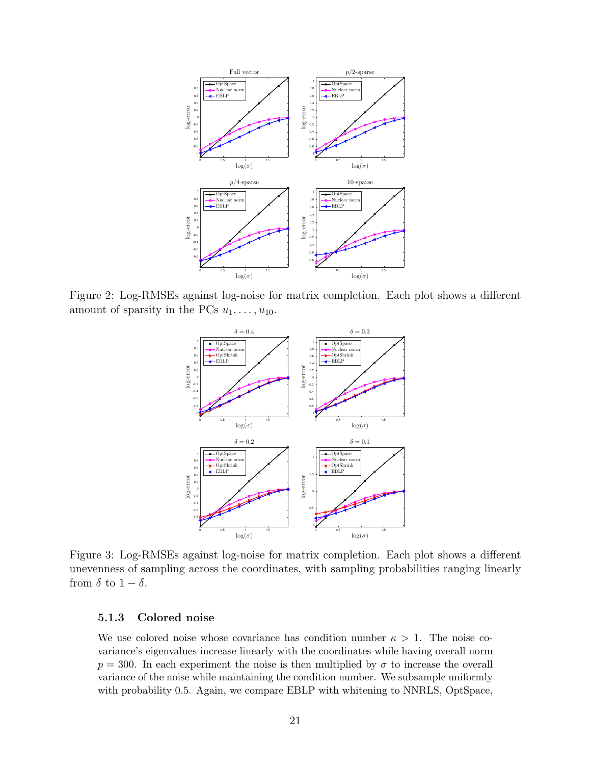Figure 2: Log-RMSEs against log-noise for matrix completion. Each plot shows a different amount of sparsity in the PCs $u_1, \dots, u_{10}$.

Figure 3: Log-RMSEs against log-noise for matrix completion. Each plot shows a different unevenness of sampling across the coordinates, with sampling probabilities ranging linearly from $\delta$ to $1 - \delta$.

### 5.1.3 Colored noise

We use colored noise whose covariance has condition number $\kappa > 1$. The noise covariance's eigenvalues increase linearly with the coordinates while having overall norm $p = 300$. In each experiment the noise is then multiplied by $\sigma$ to increase the overall variance of the noise while maintaining the condition number. We subsample uniformly with probability 0.5. Again, we compare EBLP with whitening to NNRLS, OptSpace,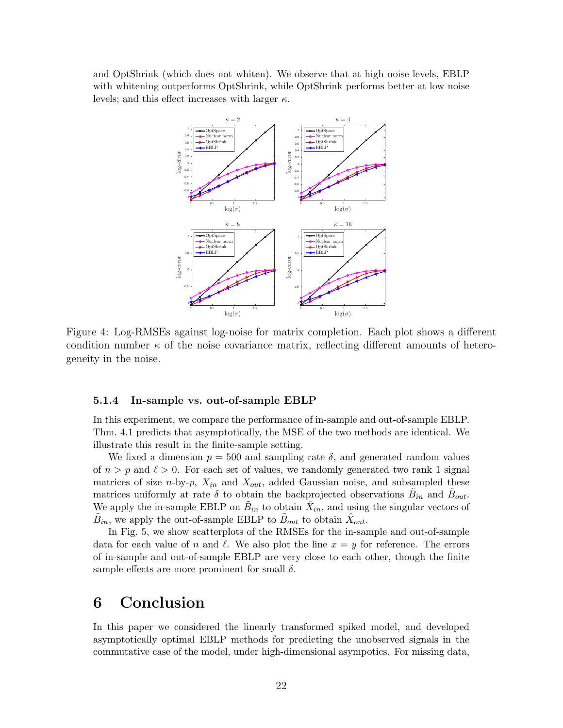and OptShrink (which does not whiten). We observe that at high noise levels, EBLP with whitening outperforms OptShrink, while OptShrink performs better at low noise levels; and this effect increases with larger $\kappa$.

Figure 4: Log-RMSEs against log-noise for matrix completion. Each plot shows a different condition number $\kappa$ of the noise covariance matrix, reflecting different amounts of heterogeneity in the noise.

### 5.1.4 In-sample vs. out-of-sample EBLP

In this experiment, we compare the performance of in-sample and out-of-sample EBLP. Thm. 4.1 predicts that asymptotically, the MSE of the two methods are identical. We illustrate this result in the finite-sample setting.

We fixed a dimension $p = 500$ and sampling rate $\delta$, and generated random values of $n > p$ and $\ell > 0$. For each set of values, we randomly generated two rank 1 signal matrices of size $n$-by-$p$, $X_{in}$ and $X_{out}$, added Gaussian noise, and subsampled these matrices uniformly at rate $\delta$ to obtain the backprojected observations $\tilde{B}_{in}$ and $\tilde{B}_{out}$. We apply the in-sample EBLP on $\tilde{B}_{in}$ to obtain $\hat{X}_{in}$, and using the singular vectors of $\tilde{B}_{in}$, we apply the out-of-sample EBLP to $\tilde{B}_{out}$ to obtain $\hat{X}_{out}$.

In Fig. 5, we show scatterplots of the RMSEs for the in-sample and out-of-sample data for each value of $n$ and $\ell$. We also plot the line $x = y$ for reference. The errors of in-sample and out-of-sample EBLP are very close to each other, though the finite sample effects are more prominent for small $\delta$.

# 6 Conclusion

In this paper we considered the linearly transformed spiked model, and developed asymptotically optimal EBLP methods for predicting the unobserved signals in the commutative case of the model, under high-dimensional asympotics. For missing data,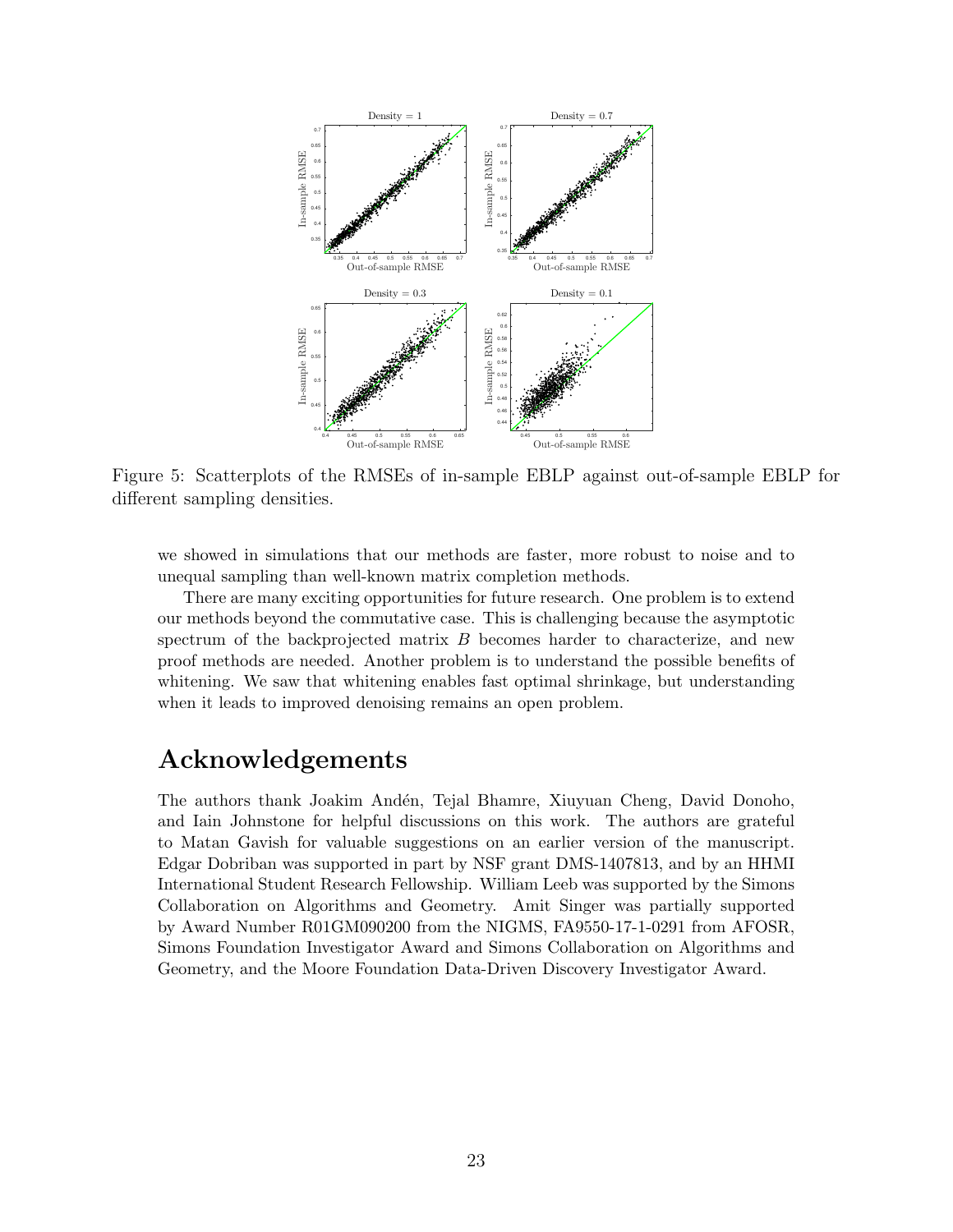Figure 5: Scatterplots of the RMSEs of in-sample EBLP against out-of-sample EBLP for different sampling densities.

we showed in simulations that our methods are faster, more robust to noise and to unequal sampling than well-known matrix completion methods.

There are many exciting opportunities for future research. One problem is to extend our methods beyond the commutative case. This is challenging because the asymptotic spectrum of the backprojected matrix $B$ becomes harder to characterize, and new proof methods are needed. Another problem is to understand the possible benefits of whitening. We saw that whitening enables fast optimal shrinkage, but understanding when it leads to improved denoising remains an open problem.

# Acknowledgements

The authors thank Joakim Andén, Tejal Bhamre, Xiuyuan Cheng, David Donoho, and Iain Johnstone for helpful discussions on this work. The authors are grateful to Matan Gavish for valuable suggestions on an earlier version of the manuscript. Edgar Dobriban was supported in part by NSF grant DMS-1407813, and by an HHMI International Student Research Fellowship. William Leeb was supported by the Simons Collaboration on Algorithms and Geometry. Amit Singer was partially supported by Award Number R01GM090200 from the NIGMS, FA9550-17-1-0291 from AFOSR, Simons Foundation Investigator Award and Simons Collaboration on Algorithms and Geometry, and the Moore Foundation Data-Driven Discovery Investigator Award.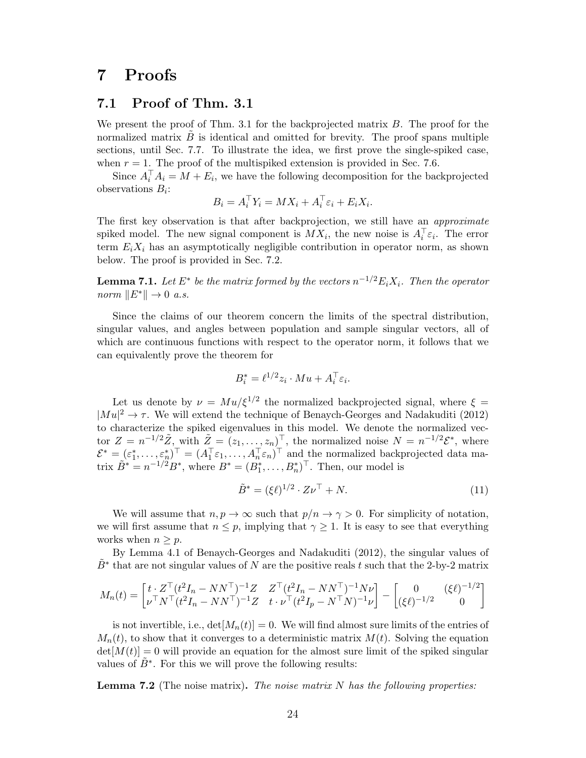# 7 Proofs

## 7.1 Proof of Thm. 3.1

We present the proof of Thm. 3.1 for the backprojected matrix $B$. The proof for the normalized matrix $\tilde{B}$ is identical and omitted for brevity. The proof spans multiple sections, until Sec. 7.7. To illustrate the idea, we first prove the single-spiked case, when $r = 1$. The proof of the multispiked extension is provided in Sec. 7.6.

Since $A_i^\top A_i = M + E_i$, we have the following decomposition for the backprojected observations $B_i$:

$$B_i = A_i^\top Y_i = MX_i + A_i^\top \varepsilon_i + E_i X_i.$$

The first key observation is that after backprojection, we still have an *approximate* spiked model. The new signal component is $MX_i$, the new noise is $A_i^\top \varepsilon_i$. The error term $E_i X_i$ has an asymptotically negligible contribution in operator norm, as shown below. The proof is provided in Sec. 7.2.

**Lemma 7.1.** *Let $E^*$ be the matrix formed by the vectors $n^{-1/2} E_i X_i$. Then the operator norm $\|E^*\| \to 0$ a.s.*

Since the claims of our theorem concern the limits of the spectral distribution, singular values, and angles between population and sample singular vectors, all of which are continuous functions with respect to the operator norm, it follows that we can equivalently prove the theorem for

$$B_i^* = \ell^{1/2} z_i \cdot Mu + A_i^\top \varepsilon_i.$$

Let us denote by $\nu = Mu/\xi^{1/2}$ the normalized backprojected signal, where $\xi = |Mu|^2 \to \tau$. We will extend the technique of Benaych-Georges and Nadakuditi (2012) to characterize the spiked eigenvalues in this model. We denote the normalized vector $Z = n^{-1/2}\tilde{Z}$, with $\tilde{Z} = (z_1, \ldots, z_n)^\top$, the normalized noise $N = n^{-1/2}\mathcal{E}^*$, where $\mathcal{E}^* = (\varepsilon_1^*, \ldots, \varepsilon_n^*)^\top = (A_1^\top \varepsilon_1, \ldots, A_n^\top \varepsilon_n)^\top$ and the normalized backprojected data matrix $\tilde{B}^* = n^{-1/2} B^*$, where $B^* = (B_1^*, \ldots, B_n^*)^\top$. Then, our model is

$$\tilde{B}^* = (\xi\ell)^{1/2} \cdot Z\nu^\top + N. \tag{11}$$

We will assume that $n, p \to \infty$ such that $p/n \to \gamma > 0$. For simplicity of notation, we will first assume that $n \le p$, implying that $\gamma \ge 1$. It is easy to see that everything works when $n \ge p$.

By Lemma 4.1 of Benaych-Georges and Nadakuditi (2012), the singular values of $\tilde{B}^*$ that are not singular values of $N$ are the positive reals $t$ such that the 2-by-2 matrix

$$M_n(t) = \begin{bmatrix} t \cdot Z^\top (t^2 I_n - NN^\top)^{-1} Z & Z^\top (t^2 I_n - NN^\top)^{-1} N\nu \\ \nu^\top N^\top (t^2 I_n - NN^\top)^{-1} Z & t \cdot \nu^\top (t^2 I_p - N^\top N)^{-1} \nu \end{bmatrix} - \begin{bmatrix} 0 & (\xi\ell)^{-1/2} \\ (\xi\ell)^{-1/2} & 0 \end{bmatrix}$$

is not invertible, i.e., $\det[M_n(t)] = 0$. We will find almost sure limits of the entries of $M_n(t)$, to show that it converges to a deterministic matrix $M(t)$. Solving the equation $\det[M(t)] = 0$ will provide an equation for the almost sure limit of the spiked singular values of $\tilde{B}^*$. For this we will prove the following results:

**Lemma 7.2** (The noise matrix)**.** *The noise matrix $N$ has the following properties:*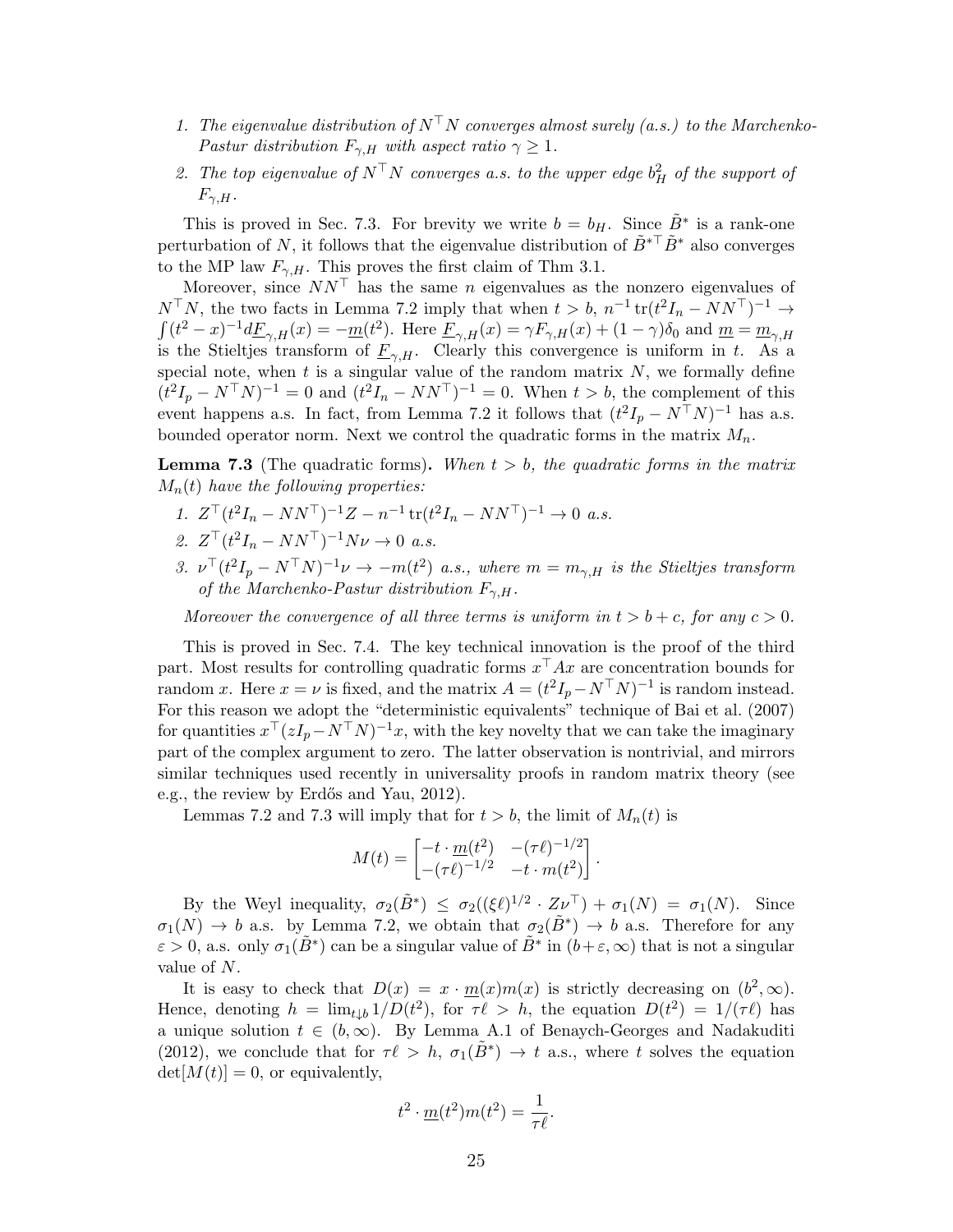1. *The eigenvalue distribution of $N^\top N$ converges almost surely (a.s.) to the Marchenko-Pastur distribution $F_{\gamma,H}$ with aspect ratio $\gamma \geq 1$.*
2. *The top eigenvalue of $N^\top N$ converges a.s. to the upper edge $b_H^2$ of the support of $F_{\gamma,H}$.*

This is proved in Sec. 7.3. For brevity we write $b = b_H$. Since $\tilde{B}^*$ is a rank-one perturbation of $N$, it follows that the eigenvalue distribution of $\tilde{B}^{*\top}\tilde{B}^*$ also converges to the MP law $F_{\gamma,H}$. This proves the first claim of Thm 3.1.

Moreover, since $NN^\top$ has the same $n$ eigenvalues as the nonzero eigenvalues of $N^\top N$, the two facts in Lemma 7.2 imply that when $t > b$, $n^{-1}\operatorname{tr}(t^2 I_n - NN^\top)^{-1} \to \int (t^2 - x)^{-1} d\underline{F}_{\gamma,H}(x) = -\underline{m}(t^2)$. Here $\underline{F}_{\gamma,H}(x) = \gamma F_{\gamma,H}(x) + (1-\gamma)\delta_0$ and $\underline{m} = \underline{m}_{\gamma,H}$ is the Stieltjes transform of $\underline{F}_{\gamma,H}$. Clearly this convergence is uniform in $t$. As a special note, when $t$ is a singular value of the random matrix $N$, we formally define $(t^2 I_p - N^\top N)^{-1} = 0$ and $(t^2 I_n - NN^\top)^{-1} = 0$. When $t > b$, the complement of this event happens a.s. In fact, from Lemma 7.2 it follows that $(t^2 I_p - N^\top N)^{-1}$ has a.s. bounded operator norm. Next we control the quadratic forms in the matrix $M_n$.

**Lemma 7.3** (The quadratic forms). *When $t > b$, the quadratic forms in the matrix $M_n(t)$ have the following properties:*

1. $Z^\top (t^2 I_n - NN^\top)^{-1} Z - n^{-1}\operatorname{tr}(t^2 I_n - NN^\top)^{-1} \to 0$ *a.s.*
2. $Z^\top (t^2 I_n - NN^\top)^{-1} N\nu \to 0$ *a.s.*
3. $\nu^\top (t^2 I_p - N^\top N)^{-1}\nu \to -m(t^2)$ *a.s., where $m = m_{\gamma,H}$ is the Stieltjes transform of the Marchenko-Pastur distribution $F_{\gamma,H}$.*

*Moreover the convergence of all three terms is uniform in $t > b + c$, for any $c > 0$.*

This is proved in Sec. 7.4. The key technical innovation is the proof of the third part. Most results for controlling quadratic forms $x^\top A x$ are concentration bounds for random $x$. Here $x = \nu$ is fixed, and the matrix $A = (t^2 I_p - N^\top N)^{-1}$ is random instead. For this reason we adopt the "deterministic equivalents" technique of Bai et al. (2007) for quantities $x^\top (zI_p - N^\top N)^{-1} x$, with the key novelty that we can take the imaginary part of the complex argument to zero. The latter observation is nontrivial, and mirrors similar techniques used recently in universality proofs in random matrix theory (see e.g., the review by Erdős and Yau, 2012).

Lemmas 7.2 and 7.3 will imply that for $t > b$, the limit of $M_n(t)$ is

$$M(t) = \begin{bmatrix} -t \cdot \underline{m}(t^2) & -(\tau\ell)^{-1/2} \\ -(\tau\ell)^{-1/2} & -t \cdot m(t^2) \end{bmatrix}.$$

By the Weyl inequality, $\sigma_2(\tilde{B}^*) \leq \sigma_2((\xi\ell)^{1/2} \cdot Z\nu^\top) + \sigma_1(N) = \sigma_1(N)$. Since $\sigma_1(N) \to b$ a.s. by Lemma 7.2, we obtain that $\sigma_2(\tilde{B}^*) \to b$ a.s. Therefore for any $\varepsilon > 0$, a.s. only $\sigma_1(\tilde{B}^*)$ can be a singular value of $\tilde{B}^*$ in $(b+\varepsilon, \infty)$ that is not a singular value of $N$.

It is easy to check that $D(x) = x \cdot \underline{m}(x) m(x)$ is strictly decreasing on $(b^2, \infty)$. Hence, denoting $h = \lim_{t\downarrow b} 1/D(t^2)$, for $\tau\ell > h$, the equation $D(t^2) = 1/(\tau\ell)$ has a unique solution $t \in (b, \infty)$. By Lemma A.1 of Benaych-Georges and Nadakuditi (2012), we conclude that for $\tau\ell > h$, $\sigma_1(\tilde{B}^*) \to t$ a.s., where $t$ solves the equation $\det[M(t)] = 0$, or equivalently,

$$t^2 \cdot \underline{m}(t^2) m(t^2) = \frac{1}{\tau\ell}.$$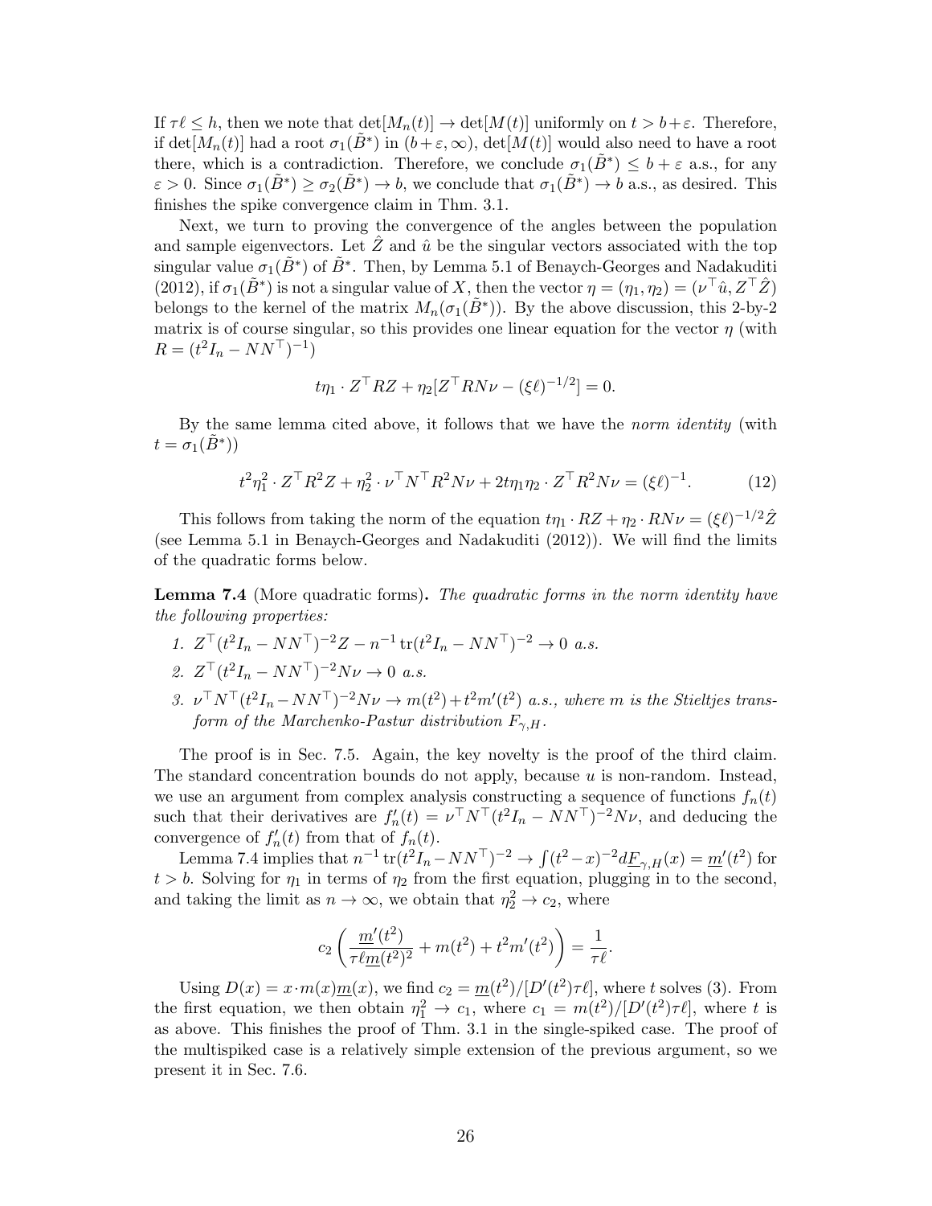If $\tau\ell \le h$, then we note that $\det[M_n(t)] \to \det[M(t)]$ uniformly on $t > b+\varepsilon$. Therefore, if $\det[M_n(t)]$ had a root $\sigma_1(\tilde{B}^*)$ in $(b+\varepsilon, \infty)$, $\det[M(t)]$ would also need to have a root there, which is a contradiction. Therefore, we conclude $\sigma_1(\tilde{B}^*) \le b+\varepsilon$ a.s., for any $\varepsilon > 0$. Since $\sigma_1(\tilde{B}^*) \ge \sigma_2(\tilde{B}^*) \to b$, we conclude that $\sigma_1(\tilde{B}^*) \to b$ a.s., as desired. This finishes the spike convergence claim in Thm. 3.1.

Next, we turn to proving the convergence of the angles between the population and sample eigenvectors. Let $\hat{Z}$ and $\hat{u}$ be the singular vectors associated with the top singular value $\sigma_1(\tilde{B}^*)$ of $\tilde{B}^*$. Then, by Lemma 5.1 of Benaych-Georges and Nadakuditi (2012), if $\sigma_1(\tilde{B}^*)$ is not a singular value of $X$, then the vector $\eta = (\eta_1, \eta_2) = (\nu^\top \hat{u}, Z^\top \hat{Z})$ belongs to the kernel of the matrix $M_n(\sigma_1(\tilde{B}^*))$. By the above discussion, this 2-by-2 matrix is of course singular, so this provides one linear equation for the vector $\eta$ (with $R = (t^2 I_n - NN^\top)^{-1}$)

$$t\eta_1 \cdot Z^\top R Z + \eta_2 [Z^\top R N \nu - (\xi\ell)^{-1/2}] = 0.$$

By the same lemma cited above, it follows that we have the *norm identity* (with $t = \sigma_1(\tilde{B}^*)$)

$$t^2\eta_1^2 \cdot Z^\top R^2 Z + \eta_2^2 \cdot \nu^\top N^\top R^2 N\nu + 2t\eta_1\eta_2 \cdot Z^\top R^2 N\nu = (\xi\ell)^{-1}. \tag{12}$$

This follows from taking the norm of the equation $t\eta_1 \cdot RZ + \eta_2 \cdot RN\nu = (\xi\ell)^{-1/2}\hat{Z}$ (see Lemma 5.1 in Benaych-Georges and Nadakuditi (2012)). We will find the limits of the quadratic forms below.

**Lemma 7.4** (More quadratic forms)**.** *The quadratic forms in the norm identity have the following properties:*

1. $Z^\top (t^2 I_n - NN^\top)^{-2} Z - n^{-1}\operatorname{tr}(t^2 I_n - NN^\top)^{-2} \to 0$ *a.s.*
2. $Z^\top (t^2 I_n - NN^\top)^{-2} N\nu \to 0$ *a.s.*
3. $\nu^\top N^\top (t^2 I_n - NN^\top)^{-2} N\nu \to m(t^2) + t^2 m'(t^2)$ *a.s., where $m$ is the Stieltjes transform of the Marchenko-Pastur distribution $F_{\gamma,H}$.*

The proof is in Sec. 7.5. Again, the key novelty is the proof of the third claim. The standard concentration bounds do not apply, because $u$ is non-random. Instead, we use an argument from complex analysis constructing a sequence of functions $f_n(t)$ such that their derivatives are $f_n'(t) = \nu^\top N^\top (t^2 I_n - NN^\top)^{-2} N\nu$, and deducing the convergence of $f_n'(t)$ from that of $f_n(t)$.

Lemma 7.4 implies that $n^{-1}\operatorname{tr}(t^2 I_n - NN^\top)^{-2} \to \int (t^2 - x)^{-2} d\underline{F}_{\gamma,H}(x) = \underline{m}'(t^2)$ for $t > b$. Solving for $\eta_1$ in terms of $\eta_2$ from the first equation, plugging in to the second, and taking the limit as $n \to \infty$, we obtain that $\eta_2^2 \to c_2$, where

$$c_2 \left( \frac{\underline{m}'(t^2)}{\tau\ell \underline{m}(t^2)^2} + m(t^2) + t^2 m'(t^2) \right) = \frac{1}{\tau\ell}.$$

Using $D(x) = x \cdot m(x)\underline{m}(x)$, we find $c_2 = \underline{m}(t^2)/[D'(t^2)\tau\ell]$, where $t$ solves (3). From the first equation, we then obtain $\eta_1^2 \to c_1$, where $c_1 = m(t^2)/[D'(t^2)\tau\ell]$, where $t$ is as above. This finishes the proof of Thm. 3.1 in the single-spiked case. The proof of the multispiked case is a relatively simple extension of the previous argument, so we present it in Sec. 7.6.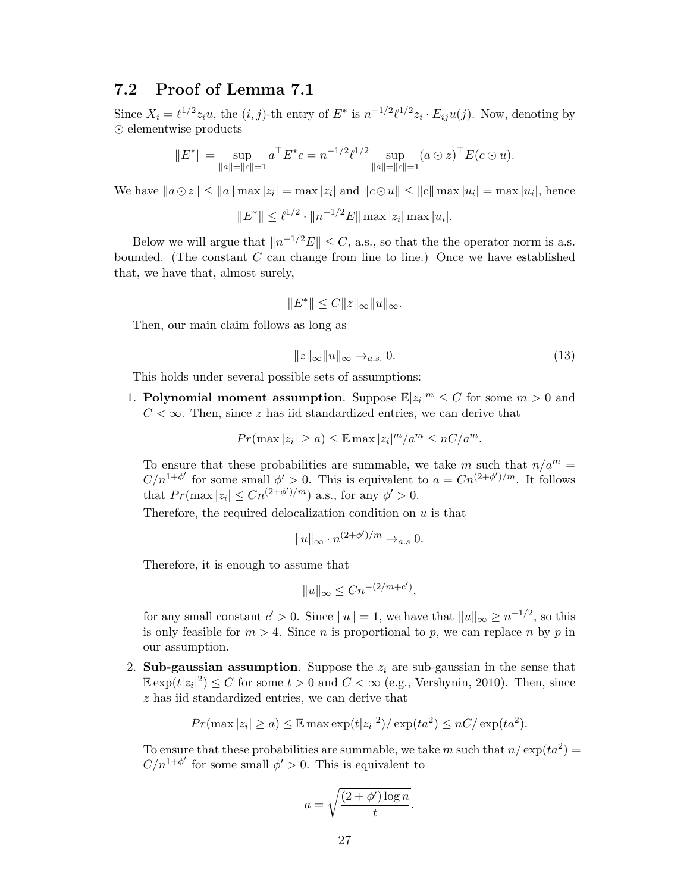### 7.2 Proof of Lemma 7.1

Since $X_i = \ell^{1/2} z_i u$, the $(i,j)$-th entry of $E^*$ is $n^{-1/2}\ell^{1/2} z_i \cdot E_{ij} u(j)$. Now, denoting by $\odot$ elementwise products

$$\|E^*\| = \sup_{\|a\|=\|c\|=1} a^\top E^* c = n^{-1/2}\ell^{1/2} \sup_{\|a\|=\|c\|=1} (a \odot z)^\top E (c \odot u).$$

We have $\|a \odot z\| \le \|a\| \max |z_i| = \max |z_i|$ and $\|c \odot u\| \le \|c\| \max |u_i| = \max |u_i|$, hence

$$\|E^*\| \le \ell^{1/2} \cdot \|n^{-1/2} E\| \max |z_i| \max |u_i|.$$

Below we will argue that $\|n^{-1/2}E\| \le C$, a.s., so that the the operator norm is a.s. bounded. (The constant $C$ can change from line to line.) Once we have established that, we have that, almost surely,

$$\|E^*\| \le C \|z\|_\infty \|u\|_\infty.$$

Then, our main claim follows as long as

$$\|z\|_\infty \|u\|_\infty \to_{a.s.} 0. \tag{13}$$

This holds under several possible sets of assumptions:

1. **Polynomial moment assumption**. Suppose $\mathbb{E}|z_i|^m \le C$ for some $m > 0$ and $C < \infty$. Then, since $z$ has iid standardized entries, we can derive that

   $$Pr(\max |z_i| \ge a) \le \mathbb{E} \max |z_i|^m / a^m \le nC/a^m.$$

   To ensure that these probabilities are summable, we take $m$ such that $n/a^m = C/n^{1+\phi'}$ for some small $\phi' > 0$. This is equivalent to $a = Cn^{(2+\phi')/m}$. It follows that $Pr(\max |z_i| \le Cn^{(2+\phi')/m})$ a.s., for any $\phi' > 0$.

   Therefore, the required delocalization condition on $u$ is that

   $$\|u\|_\infty \cdot n^{(2+\phi')/m} \to_{a.s} 0.$$

   Therefore, it is enough to assume that

   $$\|u\|_\infty \le Cn^{-(2/m + c')},$$

   for any small constant $c' > 0$. Since $\|u\| = 1$, we have that $\|u\|_\infty \ge n^{-1/2}$, so this is only feasible for $m > 4$. Since $n$ is proportional to $p$, we can replace $n$ by $p$ in our assumption.

2. **Sub-gaussian assumption**. Suppose the $z_i$ are sub-gaussian in the sense that $\mathbb{E}\exp(t|z_i|^2) \le C$ for some $t > 0$ and $C < \infty$ (e.g., Vershynin, 2010). Then, since $z$ has iid standardized entries, we can derive that

   $$Pr(\max |z_i| \ge a) \le \mathbb{E} \max \exp(t|z_i|^2)/\exp(ta^2) \le nC/\exp(ta^2).$$

   To ensure that these probabilities are summable, we take $m$ such that $n/\exp(ta^2) = C/n^{1+\phi'}$ for some small $\phi' > 0$. This is equivalent to

   $$a = \sqrt{\frac{(2+\phi')\log n}{t}}.$$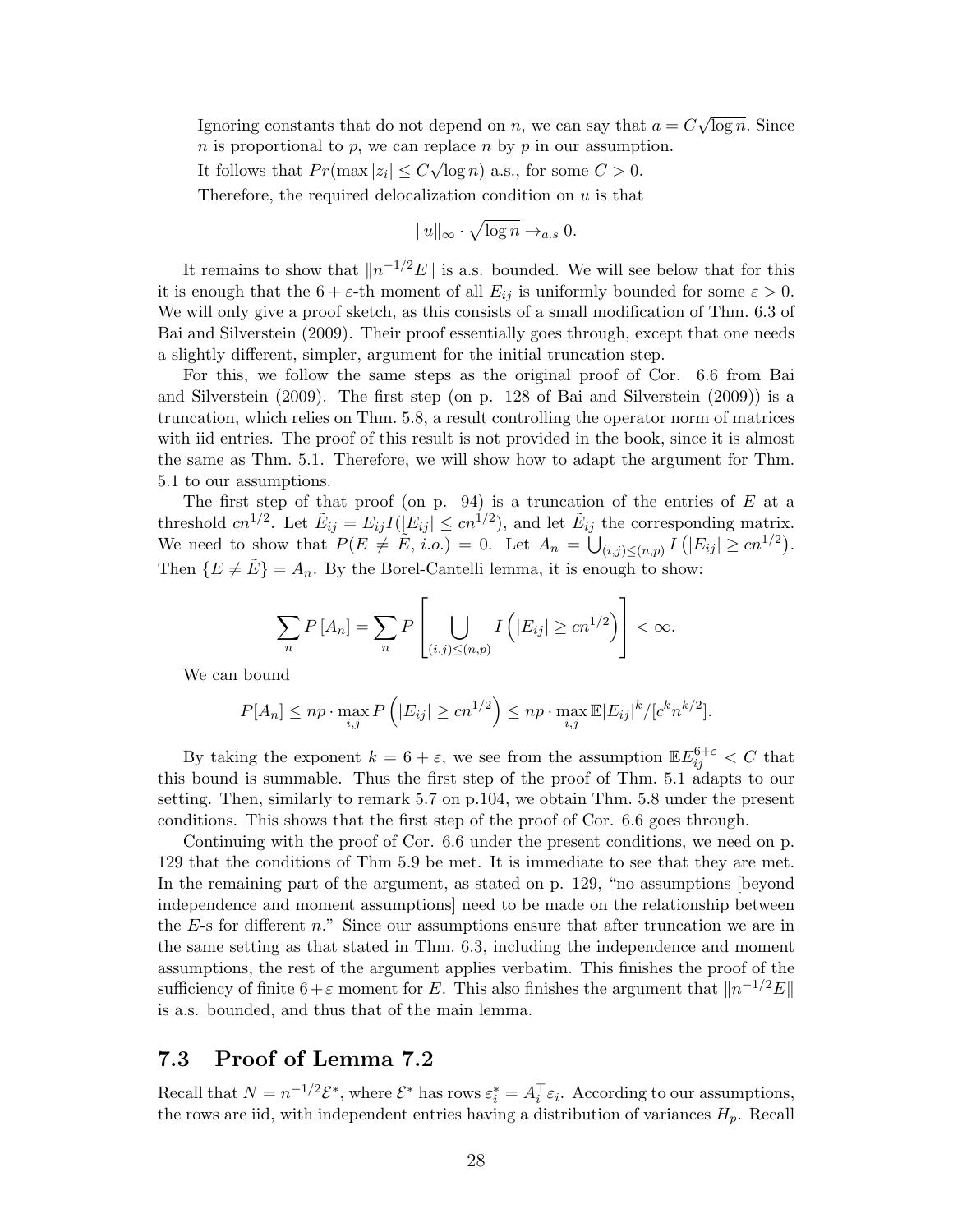Ignoring constants that do not depend on $n$, we can say that $a = C\sqrt{\log n}$. Since $n$ is proportional to $p$, we can replace $n$ by $p$ in our assumption.

It follows that $Pr(\max |z_i| \le C\sqrt{\log n})$ a.s., for some $C > 0$.

Therefore, the required delocalization condition on $u$ is that

$$\|u\|_\infty \cdot \sqrt{\log n} \to_{a.s} 0.$$

It remains to show that $\|n^{-1/2}E\|$ is a.s. bounded. We will see below that for this it is enough that the $6+\varepsilon$-th moment of all $E_{ij}$ is uniformly bounded for some $\varepsilon > 0$. We will only give a proof sketch, as this consists of a small modification of Thm. 6.3 of Bai and Silverstein (2009). Their proof essentially goes through, except that one needs a slightly different, simpler, argument for the initial truncation step.

For this, we follow the same steps as the original proof of Cor. 6.6 from Bai and Silverstein (2009). The first step (on p. 128 of Bai and Silverstein (2009)) is a truncation, which relies on Thm. 5.8, a result controlling the operator norm of matrices with iid entries. The proof of this result is not provided in the book, since it is almost the same as Thm. 5.1. Therefore, we will show how to adapt the argument for Thm. 5.1 to our assumptions.

The first step of that proof (on p. 94) is a truncation of the entries of $E$ at a threshold $cn^{1/2}$. Let $\tilde{E}_{ij} = E_{ij} I(|E_{ij}| \le cn^{1/2})$, and let $\tilde{E}_{ij}$ the corresponding matrix. We need to show that $P(E \ne \tilde{E}, \, i.o.) = 0$. Let $A_n = \bigcup_{(i,j)\le(n,p)} I\left(|E_{ij}| \ge cn^{1/2}\right)$. Then $\{E \ne \tilde{E}\} = A_n$. By the Borel-Cantelli lemma, it is enough to show:

$$\sum_n P\left[A_n\right] = \sum_n P\left[\bigcup_{(i,j)\le(n,p)} I\left(|E_{ij}| \ge cn^{1/2}\right)\right] < \infty.$$

We can bound

$$P[A_n] \le np \cdot \max_{i,j} P\left(|E_{ij}| \ge cn^{1/2}\right) \le np \cdot \max_{i,j} \mathbb{E}|E_{ij}|^k / [c^k n^{k/2}].$$

By taking the exponent $k = 6+\varepsilon$, we see from the assumption $\mathbb{E}E_{ij}^{6+\varepsilon} < C$ that this bound is summable. Thus the first step of the proof of Thm. 5.1 adapts to our setting. Then, similarly to remark 5.7 on p.104, we obtain Thm. 5.8 under the present conditions. This shows that the first step of the proof of Cor. 6.6 goes through.

Continuing with the proof of Cor. 6.6 under the present conditions, we need on p. 129 that the conditions of Thm 5.9 be met. It is immediate to see that they are met. In the remaining part of the argument, as stated on p. 129, "no assumptions [beyond independence and moment assumptions] need to be made on the relationship between the $E$-s for different $n$." Since our assumptions ensure that after truncation we are in the same setting as that stated in Thm. 6.3, including the independence and moment assumptions, the rest of the argument applies verbatim. This finishes the proof of the sufficiency of finite $6+\varepsilon$ moment for $E$. This also finishes the argument that $\|n^{-1/2}E\|$ is a.s. bounded, and thus that of the main lemma.

## 7.3 Proof of Lemma 7.2

Recall that $N = n^{-1/2}\mathcal{E}^*$, where $\mathcal{E}^*$ has rows $\varepsilon_i^* = A_i^\top \varepsilon_i$. According to our assumptions, the rows are iid, with independent entries having a distribution of variances $H_p$. Recall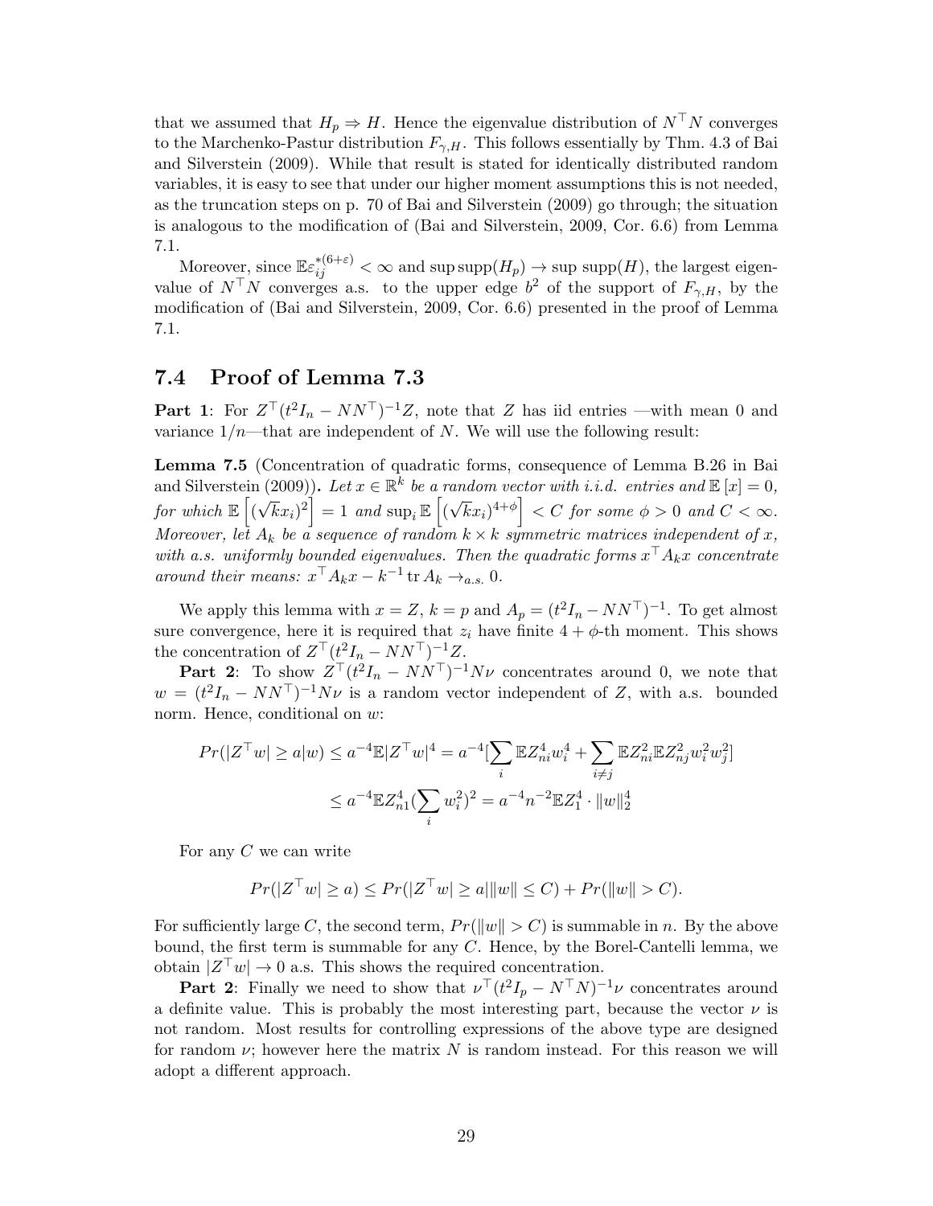that we assumed that $H_p \Rightarrow H$. Hence the eigenvalue distribution of $N^\top N$ converges to the Marchenko-Pastur distribution $F_{\gamma,H}$. This follows essentially by Thm. 4.3 of Bai and Silverstein (2009). While that result is stated for identically distributed random variables, it is easy to see that under our higher moment assumptions this is not needed, as the truncation steps on p. 70 of Bai and Silverstein (2009) go through; the situation is analogous to the modification of (Bai and Silverstein, 2009, Cor. 6.6) from Lemma 7.1.

Moreover, since $\mathbb{E}\varepsilon_{ij}^{*(6+\varepsilon)} < \infty$ and $\sup \text{supp}(H_p) \to \sup \text{supp}(H)$, the largest eigenvalue of $N^\top N$ converges a.s. to the upper edge $b^2$ of the support of $F_{\gamma,H}$, by the modification of (Bai and Silverstein, 2009, Cor. 6.6) presented in the proof of Lemma 7.1.

## 7.4 Proof of Lemma 7.3

**Part 1**: For $Z^\top(t^2 I_n - NN^\top)^{-1}Z$, note that $Z$ has iid entries —with mean 0 and variance $1/n$—that are independent of $N$. We will use the following result:

**Lemma 7.5** (Concentration of quadratic forms, consequence of Lemma B.26 in Bai and Silverstein (2009)). *Let $x \in \mathbb{R}^k$ be a random vector with i.i.d. entries and $\mathbb{E}[x] = 0$, for which $\mathbb{E}\left[(\sqrt{k}x_i)^2\right] = 1$ and $\sup_i \mathbb{E}\left[(\sqrt{k}x_i)^{4+\phi}\right] < C$ for some $\phi > 0$ and $C < \infty$. Moreover, let $A_k$ be a sequence of random $k \times k$ symmetric matrices independent of $x$, with a.s. uniformly bounded eigenvalues. Then the quadratic forms $x^\top A_k x$ concentrate around their means: $x^\top A_k x - k^{-1} \operatorname{tr} A_k \to_{a.s.} 0$.*

We apply this lemma with $x = Z$, $k = p$ and $A_p = (t^2 I_n - NN^\top)^{-1}$. To get almost sure convergence, here it is required that $z_i$ have finite $4+\phi$-th moment. This shows the concentration of $Z^\top(t^2 I_n - NN^\top)^{-1}Z$.

**Part 2**: To show $Z^\top(t^2 I_n - NN^\top)^{-1}N\nu$ concentrates around 0, we note that $w = (t^2 I_n - NN^\top)^{-1}N\nu$ is a random vector independent of $Z$, with a.s. bounded norm. Hence, conditional on $w$:

$$Pr(|Z^\top w| \geq a|w) \leq a^{-4}\mathbb{E}|Z^\top w|^4 = a^{-4}[\sum_i \mathbb{E}Z_{ni}^4 w_i^4 + \sum_{i\neq j} \mathbb{E}Z_{ni}^2 \mathbb{E}Z_{nj}^2 w_i^2 w_j^2]$$
$$\leq a^{-4}\mathbb{E}Z_{n1}^4 (\sum_i w_i^2)^2 = a^{-4}n^{-2}\mathbb{E}Z_1^4 \cdot \|w\|_2^4$$

For any $C$ we can write

$$Pr(|Z^\top w| \geq a) \leq Pr(|Z^\top w| \geq a|\|w\| \leq C) + Pr(\|w\| > C).$$

For sufficiently large $C$, the second term, $Pr(\|w\| > C)$ is summable in $n$. By the above bound, the first term is summable for any $C$. Hence, by the Borel-Cantelli lemma, we obtain $|Z^\top w| \to 0$ a.s. This shows the required concentration.

**Part 2**: Finally we need to show that $\nu^\top(t^2 I_p - N^\top N)^{-1}\nu$ concentrates around a definite value. This is probably the most interesting part, because the vector $\nu$ is not random. Most results for controlling expressions of the above type are designed for random $\nu$; however here the matrix $N$ is random instead. For this reason we will adopt a different approach.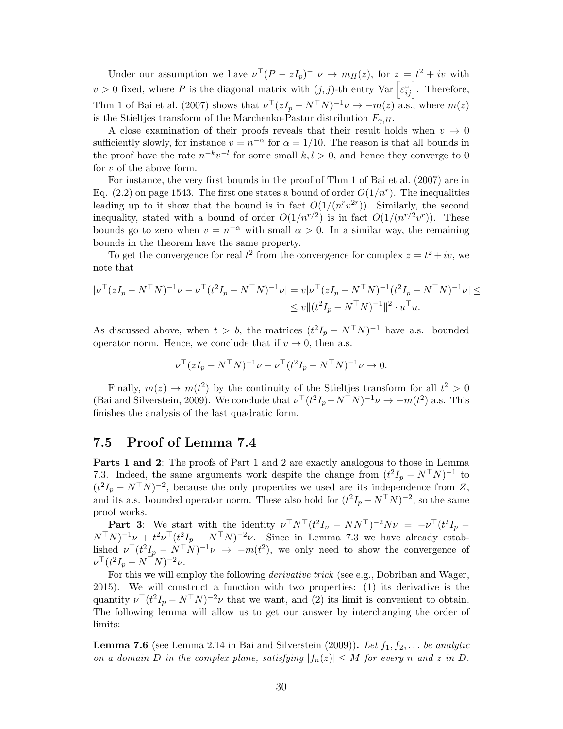Under our assumption we have $\nu^\top(P - zI_p)^{-1}\nu \to m_H(z)$, for $z = t^2 + iv$ with $v > 0$ fixed, where $P$ is the diagonal matrix with $(j,j)$-th entry $\text{Var}\left[\varepsilon^*_{ij}\right]$. Therefore, Thm 1 of Bai et al. (2007) shows that $\nu^\top(zI_p - N^\top N)^{-1}\nu \to -m(z)$ a.s., where $m(z)$ is the Stieltjes transform of the Marchenko-Pastur distribution $F_{\gamma,H}$.

A close examination of their proofs reveals that their result holds when $v \to 0$ sufficiently slowly, for instance $v = n^{-\alpha}$ for $\alpha = 1/10$. The reason is that all bounds in the proof have the rate $n^{-k}v^{-l}$ for some small $k, l > 0$, and hence they converge to 0 for $v$ of the above form.

For instance, the very first bounds in the proof of Thm 1 of Bai et al. (2007) are in Eq. (2.2) on page 1543. The first one states a bound of order $O(1/n^r)$. The inequalities leading up to it show that the bound is in fact $O(1/(n^r v^{2r}))$. Similarly, the second inequality, stated with a bound of order $O(1/n^{r/2})$ is in fact $O(1/(n^{r/2}v^r))$. These bounds go to zero when $v = n^{-\alpha}$ with small $\alpha > 0$. In a similar way, the remaining bounds in the theorem have the same property.

To get the convergence for real $t^2$ from the convergence for complex $z = t^2 + iv$, we note that

$$|\nu^\top(zI_p - N^\top N)^{-1}\nu - \nu^\top(t^2I_p - N^\top N)^{-1}\nu| = v|\nu^\top(zI_p - N^\top N)^{-1}(t^2I_p - N^\top N)^{-1}\nu| \leq$$
$$\leq v\|(t^2I_p - N^\top N)^{-1}\|^2 \cdot u^\top u.$$

As discussed above, when $t > b$, the matrices $(t^2I_p - N^\top N)^{-1}$ have a.s. bounded operator norm. Hence, we conclude that if $v \to 0$, then a.s.

$$\nu^\top(zI_p - N^\top N)^{-1}\nu - \nu^\top(t^2I_p - N^\top N)^{-1}\nu \to 0.$$

Finally, $m(z) \to m(t^2)$ by the continuity of the Stieltjes transform for all $t^2 > 0$ (Bai and Silverstein, 2009). We conclude that $\nu^\top(t^2I_p - N^\top N)^{-1}\nu \to -m(t^2)$ a.s. This finishes the analysis of the last quadratic form.

## 7.5 Proof of Lemma 7.4

**Parts 1 and 2**: The proofs of Part 1 and 2 are exactly analogous to those in Lemma 7.3. Indeed, the same arguments work despite the change from $(t^2I_p - N^\top N)^{-1}$ to $(t^2I_p - N^\top N)^{-2}$, because the only properties we used are its independence from $Z$, and its a.s. bounded operator norm. These also hold for $(t^2I_p - N^\top N)^{-2}$, so the same proof works.

**Part 3**: We start with the identity $\nu^\top N^\top(t^2I_n - NN^\top)^{-2}N\nu = -\nu^\top(t^2I_p - N^\top N)^{-1}\nu + t^2\nu^\top(t^2I_p - N^\top N)^{-2}\nu$. Since in Lemma 7.3 we have already established $\nu^\top(t^2I_p - N^\top N)^{-1}\nu \to -m(t^2)$, we only need to show the convergence of $\nu^\top(t^2I_p - N^\top N)^{-2}\nu$.

For this we will employ the following *derivative trick* (see e.g., Dobriban and Wager, 2015). We will construct a function with two properties: (1) its derivative is the quantity $\nu^\top(t^2I_p - N^\top N)^{-2}\nu$ that we want, and (2) its limit is convenient to obtain. The following lemma will allow us to get our answer by interchanging the order of limits:

**Lemma 7.6** (see Lemma 2.14 in Bai and Silverstein (2009))**.** *Let $f_1, f_2, \ldots$ be analytic on a domain $D$ in the complex plane, satisfying $|f_n(z)| \leq M$ for every $n$ and $z$ in $D$.*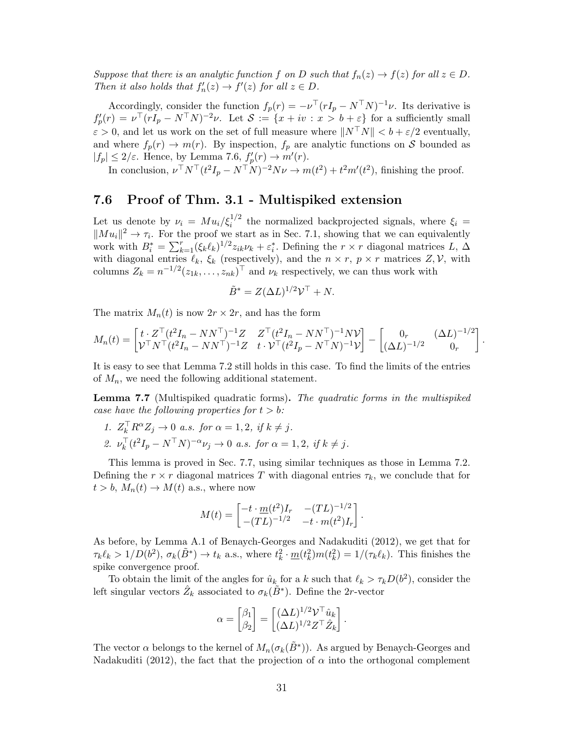*Suppose that there is an analytic function $f$ on $D$ such that $f_n(z) \to f(z)$ for all $z \in D$. Then it also holds that $f_n'(z) \to f'(z)$ for all $z \in D$.*

Accordingly, consider the function $f_p(r) = -\nu^\top(rI_p - N^\top N)^{-1}\nu$. Its derivative is $f_p'(r) = \nu^\top(rI_p - N^\top N)^{-2}\nu$. Let $\mathcal{S} := \{x + iv : x > b + \varepsilon\}$ for a sufficiently small $\varepsilon > 0$, and let us work on the set of full measure where $\|N^\top N\| < b + \varepsilon/2$ eventually, and where $f_p(r) \to m(r)$. By inspection, $f_p$ are analytic functions on $\mathcal{S}$ bounded as $|f_p| \le 2/\varepsilon$. Hence, by Lemma 7.6, $f_p'(r) \to m'(r)$.

In conclusion, $\nu^\top N^\top(t^2I_p - N^\top N)^{-2}N\nu \to m(t^2) + t^2m'(t^2)$, finishing the proof.

## 7.6 Proof of Thm. 3.1 - Multispiked extension

Let us denote by $\nu_i = Mu_i/\xi_i^{1/2}$ the normalized backprojected signals, where $\xi_i = \|Mu_i\|^2 \to \tau_i$. For the proof we start as in Sec. 7.1, showing that we can equivalently work with $B_i^* = \sum_{k=1}^r (\xi_k\ell_k)^{1/2}z_{ik}\nu_k + \varepsilon_i^*$. Defining the $r \times r$ diagonal matrices $L$, $\Delta$ with diagonal entries $\ell_k$, $\xi_k$ (respectively), and the $n \times r$, $p \times r$ matrices $Z, \mathcal{V}$, with columns $Z_k = n^{-1/2}(z_{1k}, \ldots, z_{nk})^\top$ and $\nu_k$ respectively, we can thus work with

$$\tilde{B}^* = Z(\Delta L)^{1/2}\mathcal{V}^\top + N.$$

The matrix $M_n(t)$ is now $2r \times 2r$, and has the form

$$M_n(t) = \begin{bmatrix} t \cdot Z^\top(t^2I_n - NN^\top)^{-1}Z & Z^\top(t^2I_n - NN^\top)^{-1}N\mathcal{V} \\ \mathcal{V}^\top N^\top(t^2I_n - NN^\top)^{-1}Z & t \cdot \mathcal{V}^\top(t^2I_p - N^\top N)^{-1}\mathcal{V} \end{bmatrix} - \begin{bmatrix} 0_r & (\Delta L)^{-1/2} \\ (\Delta L)^{-1/2} & 0_r \end{bmatrix}.$$

It is easy to see that Lemma 7.2 still holds in this case. To find the limits of the entries of $M_n$, we need the following additional statement.

**Lemma 7.7** (Multispiked quadratic forms)**.** *The quadratic forms in the multispiked case have the following properties for $t > b$:*

1. $Z_k^\top R^\alpha Z_j \to 0$ *a.s. for $\alpha = 1, 2$, if $k \neq j$.*
2. $\nu_k^\top(t^2I_p - N^\top N)^{-\alpha}\nu_j \to 0$ *a.s. for $\alpha = 1, 2$, if $k \neq j$.*

This lemma is proved in Sec. 7.7, using similar techniques as those in Lemma 7.2. Defining the $r \times r$ diagonal matrices $T$ with diagonal entries $\tau_k$, we conclude that for $t > b$, $M_n(t) \to M(t)$ a.s., where now

$$M(t) = \begin{bmatrix} -t \cdot \underline{m}(t^2)I_r & -(TL)^{-1/2} \\ -(TL)^{-1/2} & -t \cdot m(t^2)I_r \end{bmatrix}.$$

As before, by Lemma A.1 of Benaych-Georges and Nadakuditi (2012), we get that for $\tau_k\ell_k > 1/D(b^2)$, $\sigma_k(\tilde{B}^*) \to t_k$ a.s., where $t_k^2 \cdot \underline{m}(t_k^2)m(t_k^2) = 1/(\tau_k\ell_k)$. This finishes the spike convergence proof.

To obtain the limit of the angles for $\hat{u}_k$ for a $k$ such that $\ell_k > \tau_k D(b^2)$, consider the left singular vectors $\hat{Z}_k$ associated to $\sigma_k(\tilde{B}^*)$. Define the $2r$-vector

$$\alpha = \begin{bmatrix} \beta_1 \\ \beta_2 \end{bmatrix} = \begin{bmatrix} (\Delta L)^{1/2}\mathcal{V}^\top\hat{u}_k \\ (\Delta L)^{1/2}Z^\top\hat{Z}_k \end{bmatrix}.$$

The vector $\alpha$ belongs to the kernel of $M_n(\sigma_k(\tilde{B}^*))$. As argued by Benaych-Georges and Nadakuditi (2012), the fact that the projection of $\alpha$ into the orthogonal complement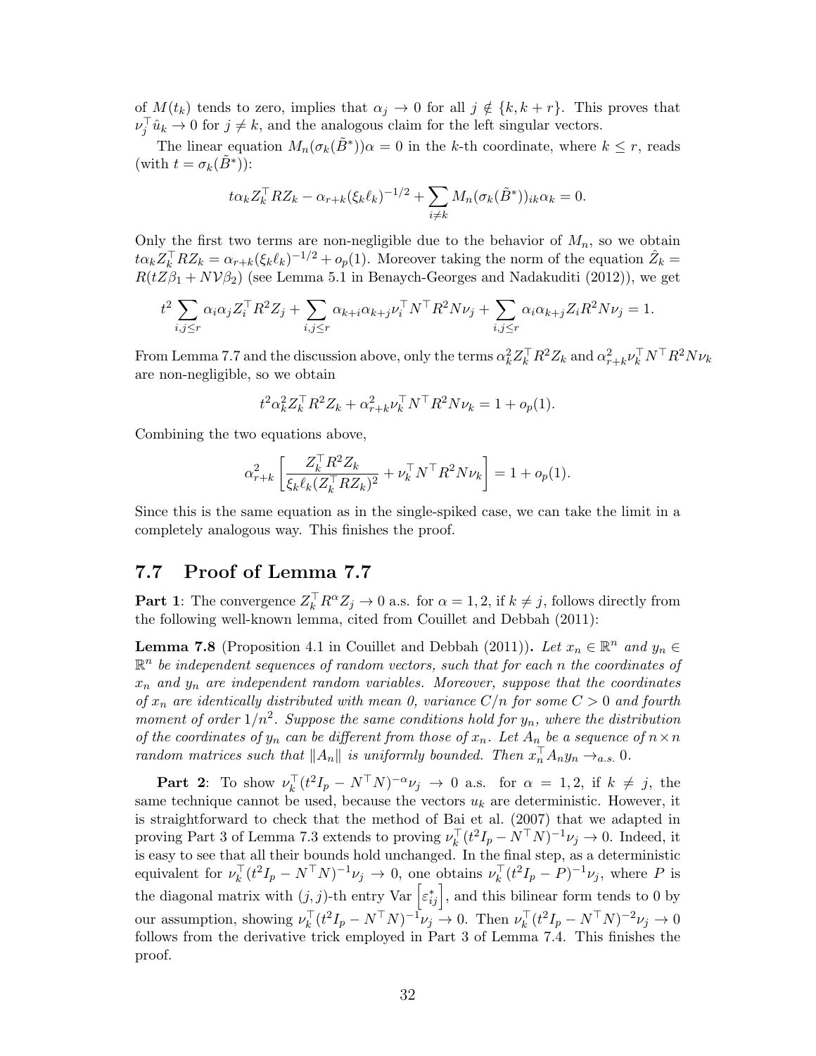of $M(t_k)$ tends to zero, implies that $\alpha_j \to 0$ for all $j \notin \{k, k+r\}$. This proves that $\nu_j^\top \hat{u}_k \to 0$ for $j \neq k$, and the analogous claim for the left singular vectors.

The linear equation $M_n(\sigma_k(\tilde{B}^*))\alpha = 0$ in the $k$-th coordinate, where $k \leq r$, reads (with $t = \sigma_k(\tilde{B}^*)$):

$$t\alpha_k Z_k^\top R Z_k - \alpha_{r+k}(\xi_k \ell_k)^{-1/2} + \sum_{i \neq k} M_n(\sigma_k(\tilde{B}^*))_{ik}\alpha_k = 0.$$

Only the first two terms are non-negligible due to the behavior of $M_n$, so we obtain $t\alpha_k Z_k^\top R Z_k = \alpha_{r+k}(\xi_k \ell_k)^{-1/2} + o_p(1)$. Moreover taking the norm of the equation $\hat{Z}_k = R(tZ\beta_1 + N\mathcal{V}\beta_2)$ (see Lemma 5.1 in Benaych-Georges and Nadakuditi (2012)), we get

$$t^2 \sum_{i,j \leq r} \alpha_i \alpha_j Z_i^\top R^2 Z_j + \sum_{i,j \leq r} \alpha_{k+i}\alpha_{k+j} \nu_i^\top N^\top R^2 N \nu_j + \sum_{i,j \leq r} \alpha_i \alpha_{k+j} Z_i R^2 N \nu_j = 1.$$

From Lemma 7.7 and the discussion above, only the terms $\alpha_k^2 Z_k^\top R^2 Z_k$ and $\alpha_{r+k}^2 \nu_k^\top N^\top R^2 N \nu_k$ are non-negligible, so we obtain

$$t^2 \alpha_k^2 Z_k^\top R^2 Z_k + \alpha_{r+k}^2 \nu_k^\top N^\top R^2 N \nu_k = 1 + o_p(1).$$

Combining the two equations above,

$$\alpha_{r+k}^2 \left[ \frac{Z_k^\top R^2 Z_k}{\xi_k \ell_k (Z_k^\top R Z_k)^2} + \nu_k^\top N^\top R^2 N \nu_k \right] = 1 + o_p(1).$$

Since this is the same equation as in the single-spiked case, we can take the limit in a completely analogous way. This finishes the proof.

## 7.7 Proof of Lemma 7.7

**Part 1**: The convergence $Z_k^\top R^\alpha Z_j \to 0$ a.s. for $\alpha = 1, 2$, if $k \neq j$, follows directly from the following well-known lemma, cited from Couillet and Debbah (2011):

**Lemma 7.8** (Proposition 4.1 in Couillet and Debbah (2011))**.** *Let $x_n \in \mathbb{R}^n$ and $y_n \in \mathbb{R}^n$ be independent sequences of random vectors, such that for each n the coordinates of $x_n$ and $y_n$ are independent random variables. Moreover, suppose that the coordinates of $x_n$ are identically distributed with mean 0, variance $C/n$ for some $C > 0$ and fourth moment of order $1/n^2$. Suppose the same conditions hold for $y_n$, where the distribution of the coordinates of $y_n$ can be different from those of $x_n$. Let $A_n$ be a sequence of $n \times n$ random matrices such that $\|A_n\|$ is uniformly bounded. Then $x_n^\top A_n y_n \to_{a.s.} 0$.*

**Part 2**: To show $\nu_k^\top (t^2 I_p - N^\top N)^{-\alpha} \nu_j \to 0$ a.s. for $\alpha = 1, 2$, if $k \neq j$, the same technique cannot be used, because the vectors $u_k$ are deterministic. However, it is straightforward to check that the method of Bai et al. (2007) that we adapted in proving Part 3 of Lemma 7.3 extends to proving $\nu_k^\top (t^2 I_p - N^\top N)^{-1} \nu_j \to 0$. Indeed, it is easy to see that all their bounds hold unchanged. In the final step, as a deterministic equivalent for $\nu_k^\top (t^2 I_p - N^\top N)^{-1} \nu_j \to 0$, one obtains $\nu_k^\top (t^2 I_p - P)^{-1} \nu_j$, where $P$ is the diagonal matrix with $(j,j)$-th entry $\mathrm{Var}\left[\varepsilon_{ij}^*\right]$, and this bilinear form tends to 0 by our assumption, showing $\nu_k^\top (t^2 I_p - N^\top N)^{-1} \nu_j \to 0$. Then $\nu_k^\top (t^2 I_p - N^\top N)^{-2} \nu_j \to 0$ follows from the derivative trick employed in Part 3 of Lemma 7.4. This finishes the proof.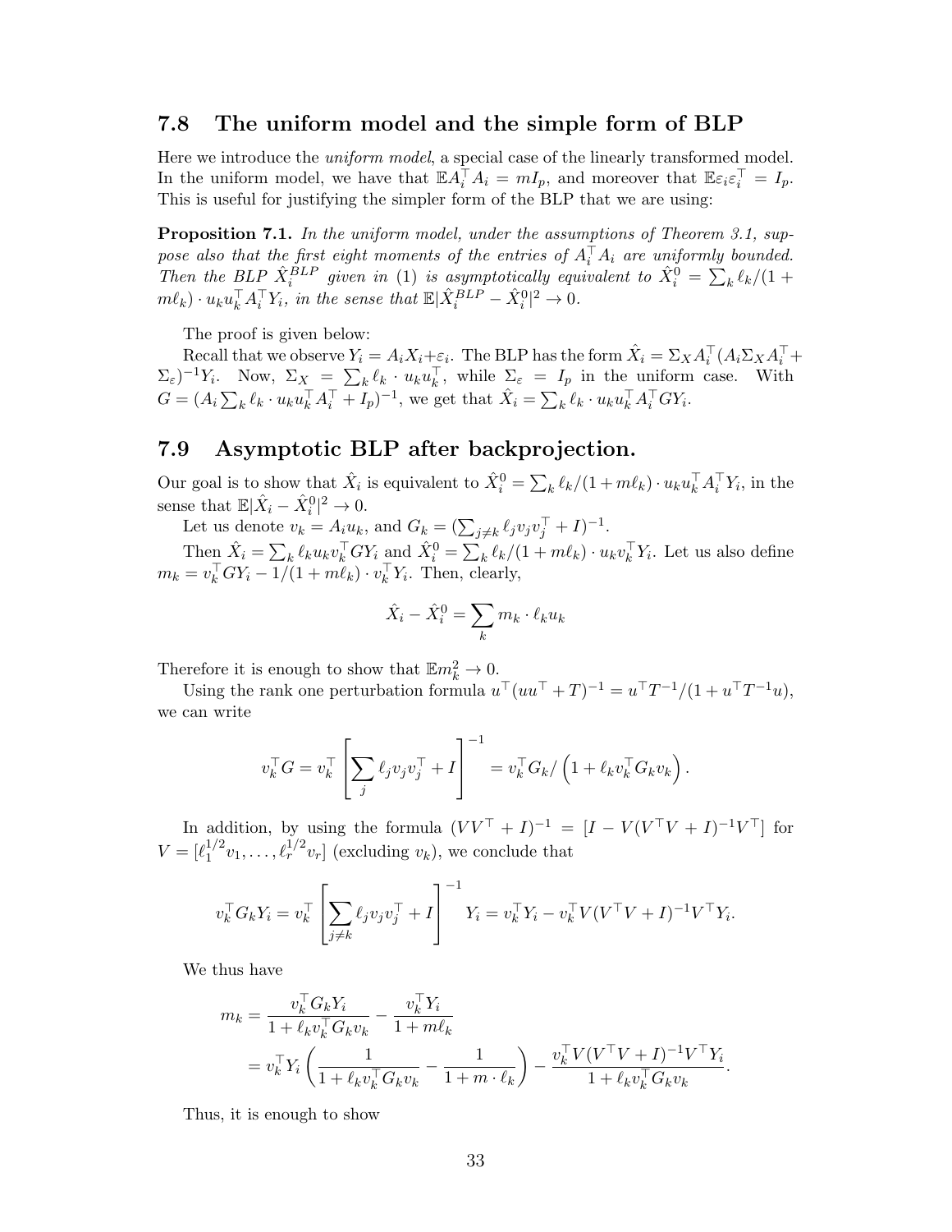## 7.8 The uniform model and the simple form of BLP

Here we introduce the *uniform model*, a special case of the linearly transformed model. In the uniform model, we have that $\mathbb{E}A_i^\top A_i = mI_p$, and moreover that $\mathbb{E}\varepsilon_i\varepsilon_i^\top = I_p$. This is useful for justifying the simpler form of the BLP that we are using:

**Proposition 7.1.** *In the uniform model, under the assumptions of Theorem 3.1, suppose also that the first eight moments of the entries of $A_i^\top A_i$ are uniformly bounded. Then the BLP $\hat{X}_i^{BLP}$ given in (1) is asymptotically equivalent to $\hat{X}_i^0 = \sum_k \ell_k/(1+m\ell_k)\cdot u_k u_k^\top A_i^\top Y_i$, in the sense that $\mathbb{E}|\hat{X}_i^{BLP} - \hat{X}_i^0|^2 \to 0$.*

The proof is given below:

Recall that we observe $Y_i = A_iX_i + \varepsilon_i$. The BLP has the form $\hat{X}_i = \Sigma_X A_i^\top (A_i\Sigma_X A_i^\top + \Sigma_\varepsilon)^{-1}Y_i$. Now, $\Sigma_X = \sum_k \ell_k \cdot u_k u_k^\top$, while $\Sigma_\varepsilon = I_p$ in the uniform case. With $G = (A_i \sum_k \ell_k \cdot u_k u_k^\top A_i^\top + I_p)^{-1}$, we get that $\hat{X}_i = \sum_k \ell_k \cdot u_k u_k^\top A_i^\top G Y_i$.

## 7.9 Asymptotic BLP after backprojection.

Our goal is to show that $\hat{X}_i$ is equivalent to $\hat{X}_i^0 = \sum_k \ell_k/(1+m\ell_k)\cdot u_k u_k^\top A_i^\top Y_i$, in the sense that $\mathbb{E}|\hat{X}_i - \hat{X}_i^0|^2 \to 0$.

Let us denote $v_k = A_i u_k$, and $G_k = (\sum_{j\neq k} \ell_j v_j v_j^\top + I)^{-1}$.

Then $\hat{X}_i = \sum_k \ell_k u_k v_k^\top G Y_i$ and $\hat{X}_i^0 = \sum_k \ell_k/(1+m\ell_k)\cdot u_k v_k^\top Y_i$. Let us also define $m_k = v_k^\top G Y_i - 1/(1+m\ell_k)\cdot v_k^\top Y_i$. Then, clearly,

$$\hat{X}_i - \hat{X}_i^0 = \sum_k m_k \cdot \ell_k u_k$$

Therefore it is enough to show that $\mathbb{E}m_k^2 \to 0$.

Using the rank one perturbation formula $u^\top(uu^\top + T)^{-1} = u^\top T^{-1}/(1+u^\top T^{-1}u)$, we can write

$$v_k^\top G = v_k^\top \left[\sum_j \ell_j v_j v_j^\top + I\right]^{-1} = v_k^\top G_k / \left(1 + \ell_k v_k^\top G_k v_k\right).$$

In addition, by using the formula $(VV^\top + I)^{-1} = [I - V(V^\top V + I)^{-1}V^\top]$ for $V = [\ell_1^{1/2}v_1, \ldots, \ell_r^{1/2}v_r]$ (excluding $v_k$), we conclude that

$$v_k^\top G_k Y_i = v_k^\top \left[\sum_{j\neq k} \ell_j v_j v_j^\top + I\right]^{-1} Y_i = v_k^\top Y_i - v_k^\top V(V^\top V + I)^{-1}V^\top Y_i.$$

We thus have

$$\begin{aligned}
m_k &= \frac{v_k^\top G_k Y_i}{1 + \ell_k v_k^\top G_k v_k} - \frac{v_k^\top Y_i}{1+m\ell_k} \\
&= v_k^\top Y_i \left(\frac{1}{1+\ell_k v_k^\top G_k v_k} - \frac{1}{1+m\cdot \ell_k}\right) - \frac{v_k^\top V(V^\top V+I)^{-1}V^\top Y_i}{1+\ell_k v_k^\top G_k v_k}.
\end{aligned}$$

Thus, it is enough to show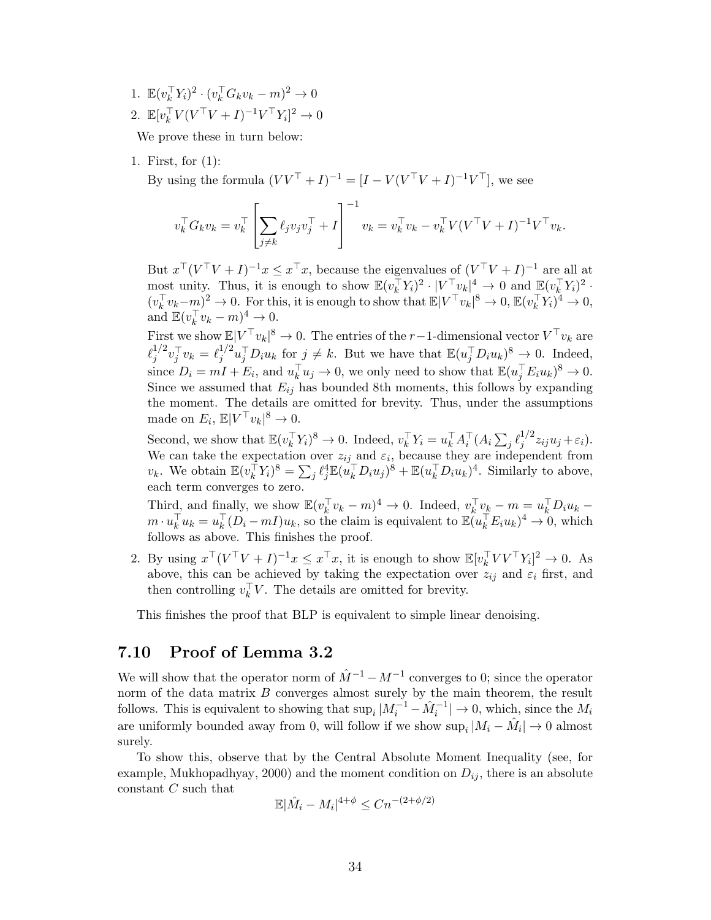1. $\mathbb{E}(v_k^\top Y_i)^2 \cdot (v_k^\top G_k v_k - m)^2 \to 0$
2. $\mathbb{E}[v_k^\top V(V^\top V + I)^{-1} V^\top Y_i]^2 \to 0$

We prove these in turn below:

1. First, for (1):

   By using the formula $(VV^\top + I)^{-1} = [I - V(V^\top V + I)^{-1} V^\top]$, we see

   $$v_k^\top G_k v_k = v_k^\top \left[ \sum_{j \neq k} \ell_j v_j v_j^\top + I \right]^{-1} v_k = v_k^\top v_k - v_k^\top V(V^\top V + I)^{-1} V^\top v_k.$$

   But $x^\top (V^\top V + I)^{-1} x \leq x^\top x$, because the eigenvalues of $(V^\top V + I)^{-1}$ are all at most unity. Thus, it is enough to show $\mathbb{E}(v_k^\top Y_i)^2 \cdot |V^\top v_k|^4 \to 0$ and $\mathbb{E}(v_k^\top Y_i)^2 \cdot (v_k^\top v_k - m)^2 \to 0$. For this, it is enough to show that $\mathbb{E}|V^\top v_k|^8 \to 0$, $\mathbb{E}(v_k^\top Y_i)^4 \to 0$, and $\mathbb{E}(v_k^\top v_k - m)^4 \to 0$.

   First we show $\mathbb{E}|V^\top v_k|^8 \to 0$. The entries of the $r-1$-dimensional vector $V^\top v_k$ are $\ell_j^{1/2} v_j^\top v_k = \ell_j^{1/2} u_j^\top D_i u_k$ for $j \neq k$. But we have that $\mathbb{E}(u_j^\top D_i u_k)^8 \to 0$. Indeed, since $D_i = mI + E_i$, and $u_k^\top u_j \to 0$, we only need to show that $\mathbb{E}(u_j^\top E_i u_k)^8 \to 0$. Since we assumed that $E_{ij}$ has bounded 8th moments, this follows by expanding the moment. The details are omitted for brevity. Thus, under the assumptions made on $E_i$, $\mathbb{E}|V^\top v_k|^8 \to 0$.

   Second, we show that $\mathbb{E}(v_k^\top Y_i)^8 \to 0$. Indeed, $v_k^\top Y_i = u_k^\top A_i^\top (A_i \sum_j \ell_j^{1/2} z_{ij} u_j + \varepsilon_i)$. We can take the expectation over $z_{ij}$ and $\varepsilon_i$, because they are independent from $v_k$. We obtain $\mathbb{E}(v_k^\top Y_i)^8 = \sum_j \ell_j^4 \mathbb{E}(u_k^\top D_i u_j)^8 + \mathbb{E}(u_k^\top D_i u_k)^4$. Similarly to above, each term converges to zero.

   Third, and finally, we show $\mathbb{E}(v_k^\top v_k - m)^4 \to 0$. Indeed, $v_k^\top v_k - m = u_k^\top D_i u_k - m \cdot u_k^\top u_k = u_k^\top (D_i - mI) u_k$, so the claim is equivalent to $\mathbb{E}(u_k^\top E_i u_k)^4 \to 0$, which follows as above. This finishes the proof.

2. By using $x^\top (V^\top V + I)^{-1} x \leq x^\top x$, it is enough to show $\mathbb{E}[v_k^\top V V^\top Y_i]^2 \to 0$. As above, this can be achieved by taking the expectation over $z_{ij}$ and $\varepsilon_i$ first, and then controlling $v_k^\top V$. The details are omitted for brevity.

This finishes the proof that BLP is equivalent to simple linear denoising.

## 7.10 Proof of Lemma 3.2

We will show that the operator norm of $\hat{M}^{-1} - M^{-1}$ converges to 0; since the operator norm of the data matrix $B$ converges almost surely by the main theorem, the result follows. This is equivalent to showing that $\sup_i |M_i^{-1} - \hat{M}_i^{-1}| \to 0$, which, since the $M_i$ are uniformly bounded away from 0, will follow if we show $\sup_i |M_i - \hat{M}_i| \to 0$ almost surely.

To show this, observe that by the Central Absolute Moment Inequality (see, for example, Mukhopadhyay, 2000) and the moment condition on $D_{ij}$, there is an absolute constant $C$ such that

$$\mathbb{E}|\hat{M}_i - M_i|^{4+\phi} \leq C n^{-(2+\phi/2)}$$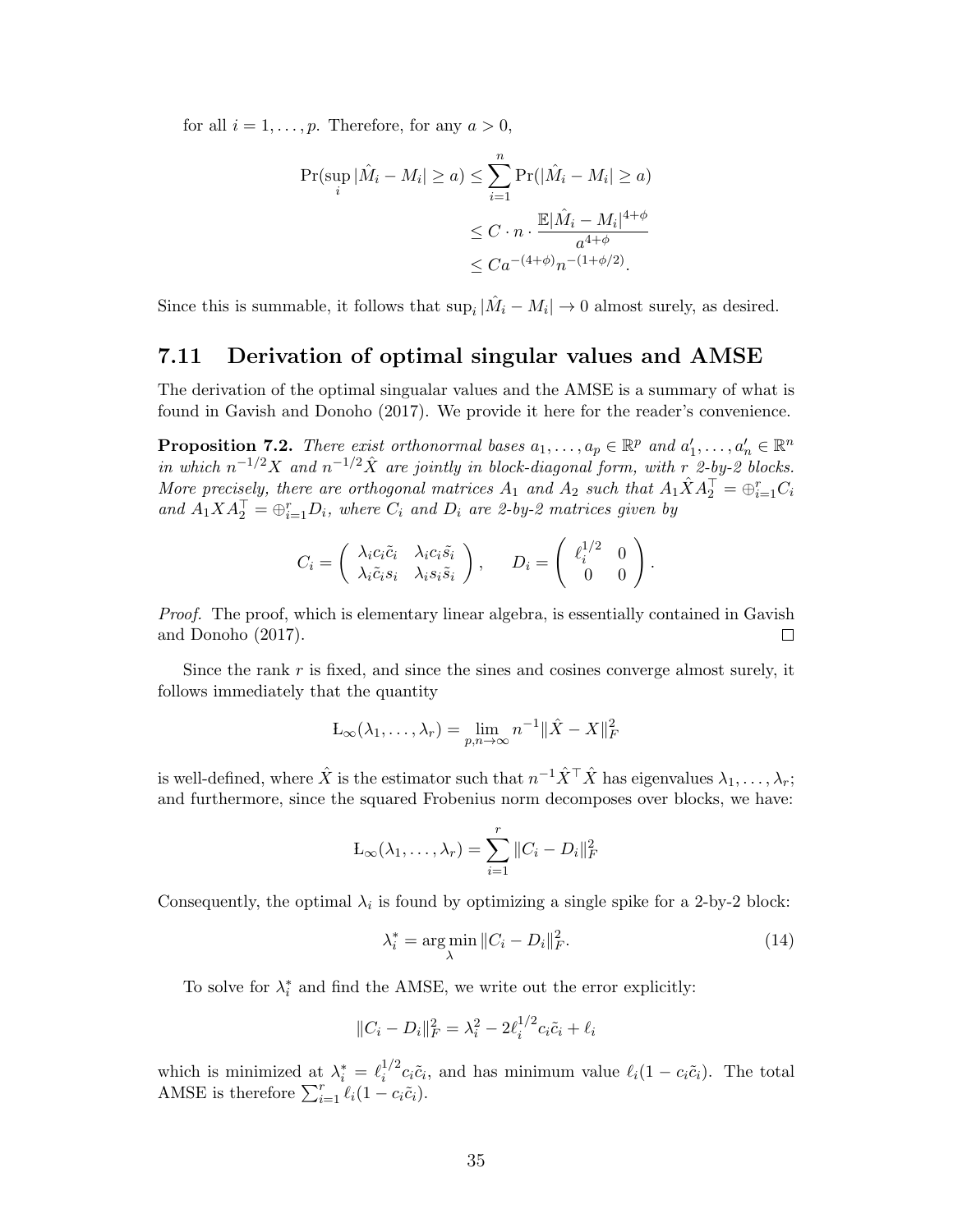for all $i = 1, \ldots, p$. Therefore, for any $a > 0$,

$$
\begin{aligned}
\Pr(\sup_i |\hat{M}_i - M_i| \geq a) &\leq \sum_{i=1}^{n} \Pr(|\hat{M}_i - M_i| \geq a) \\
&\leq C \cdot n \cdot \frac{\mathbb{E}|\hat{M}_i - M_i|^{4+\phi}}{a^{4+\phi}} \\
&\leq C a^{-(4+\phi)} n^{-(1+\phi/2)}.
\end{aligned}
$$

Since this is summable, it follows that $\sup_i |\hat{M}_i - M_i| \to 0$ almost surely, as desired.

## 7.11 Derivation of optimal singular values and AMSE

The derivation of the optimal singualar values and the AMSE is a summary of what is found in Gavish and Donoho (2017). We provide it here for the reader's convenience.

**Proposition 7.2.** *There exist orthonormal bases $a_1, \ldots, a_p \in \mathbb{R}^p$ and $a'_1, \ldots, a'_n \in \mathbb{R}^n$ in which $n^{-1/2}X$ and $n^{-1/2}\hat{X}$ are jointly in block-diagonal form, with $r$ 2-by-2 blocks. More precisely, there are orthogonal matrices $A_1$ and $A_2$ such that $A_1 \hat{X} A_2^\top = \oplus_{i=1}^r C_i$ and $A_1 X A_2^\top = \oplus_{i=1}^r D_i$, where $C_i$ and $D_i$ are 2-by-2 matrices given by*

$$
C_i = \begin{pmatrix} \lambda_i c_i \tilde{c}_i & \lambda_i c_i \tilde{s}_i \\ \lambda_i \tilde{c}_i s_i & \lambda_i s_i \tilde{s}_i \end{pmatrix}, \qquad D_i = \begin{pmatrix} \ell_i^{1/2} & 0 \\ 0 & 0 \end{pmatrix}.
$$

*Proof.* The proof, which is elementary linear algebra, is essentially contained in Gavish and Donoho (2017). $\square$

Since the rank $r$ is fixed, and since the sines and cosines converge almost surely, it follows immediately that the quantity

$$
\text{Ł}_\infty(\lambda_1, \ldots, \lambda_r) = \lim_{p,n \to \infty} n^{-1} \|\hat{X} - X\|_F^2
$$

is well-defined, where $\hat{X}$ is the estimator such that $n^{-1}\hat{X}^\top \hat{X}$ has eigenvalues $\lambda_1, \ldots, \lambda_r$; and furthermore, since the squared Frobenius norm decomposes over blocks, we have:

$$
\text{Ł}_\infty(\lambda_1, \ldots, \lambda_r) = \sum_{i=1}^{r} \|C_i - D_i\|_F^2
$$

Consequently, the optimal $\lambda_i$ is found by optimizing a single spike for a 2-by-2 block:

$$
\lambda_i^* = \arg\min_{\lambda} \|C_i - D_i\|_F^2. \tag{14}
$$

To solve for $\lambda_i^*$ and find the AMSE, we write out the error explicitly:

$$
\|C_i - D_i\|_F^2 = \lambda_i^2 - 2\ell_i^{1/2} c_i \tilde{c}_i + \ell_i
$$

which is minimized at $\lambda_i^* = \ell_i^{1/2} c_i \tilde{c}_i$, and has minimum value $\ell_i(1 - c_i \tilde{c}_i)$. The total AMSE is therefore $\sum_{i=1}^r \ell_i(1 - c_i \tilde{c}_i)$.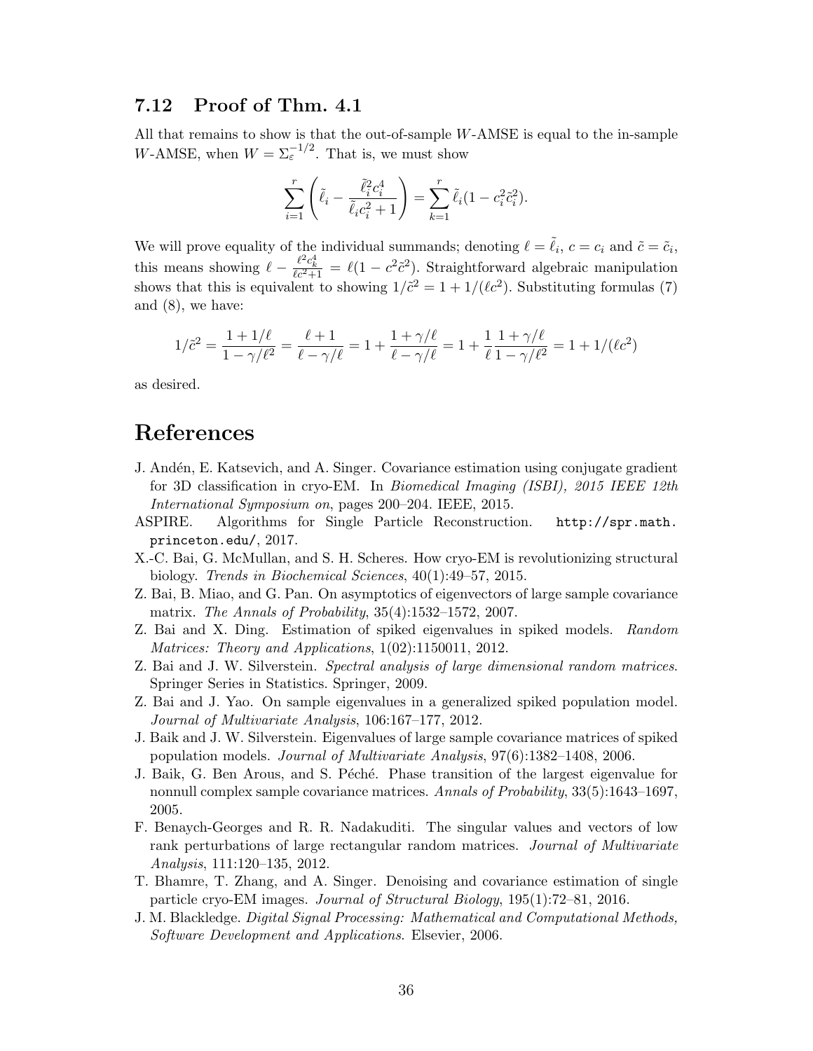### 7.12 Proof of Thm. 4.1

All that remains to show is that the out-of-sample $W$-AMSE is equal to the in-sample $W$-AMSE, when $W = \Sigma_\varepsilon^{-1/2}$. That is, we must show

$$\sum_{i=1}^{r} \left( \tilde{\ell}_i - \frac{\tilde{\ell}_i^2 c_i^4}{\tilde{\ell}_i c_i^2 + 1} \right) = \sum_{k=1}^{r} \tilde{\ell}_i (1 - c_i^2 \tilde{c}_i^2).$$

We will prove equality of the individual summands; denoting $\ell = \tilde{\ell}_i$, $c = c_i$ and $\tilde{c} = \tilde{c}_i$, this means showing $\ell - \frac{\ell^2 c_k^4}{\ell c^2 + 1} = \ell(1 - c^2 \tilde{c}^2)$. Straightforward algebraic manipulation shows that this is equivalent to showing $1/\tilde{c}^2 = 1 + 1/(\ell c^2)$. Substituting formulas (7) and (8), we have:

$$1/\tilde{c}^2 = \frac{1 + 1/\ell}{1 - \gamma/\ell^2} = \frac{\ell + 1}{\ell - \gamma/\ell} = 1 + \frac{1 + \gamma/\ell}{\ell - \gamma/\ell} = 1 + \frac{1}{\ell} \frac{1 + \gamma/\ell}{1 - \gamma/\ell^2} = 1 + 1/(\ell c^2)$$

as desired.

# References

J. Andén, E. Katsevich, and A. Singer. Covariance estimation using conjugate gradient for 3D classification in cryo-EM. In *Biomedical Imaging (ISBI), 2015 IEEE 12th International Symposium on*, pages 200–204. IEEE, 2015.

ASPIRE. Algorithms for Single Particle Reconstruction. `http://spr.math.princeton.edu/`, 2017.

X.-C. Bai, G. McMullan, and S. H. Scheres. How cryo-EM is revolutionizing structural biology. *Trends in Biochemical Sciences*, 40(1):49–57, 2015.

Z. Bai, B. Miao, and G. Pan. On asymptotics of eigenvectors of large sample covariance matrix. *The Annals of Probability*, 35(4):1532–1572, 2007.

Z. Bai and X. Ding. Estimation of spiked eigenvalues in spiked models. *Random Matrices: Theory and Applications*, 1(02):1150011, 2012.

Z. Bai and J. W. Silverstein. *Spectral analysis of large dimensional random matrices*. Springer Series in Statistics. Springer, 2009.

Z. Bai and J. Yao. On sample eigenvalues in a generalized spiked population model. *Journal of Multivariate Analysis*, 106:167–177, 2012.

J. Baik and J. W. Silverstein. Eigenvalues of large sample covariance matrices of spiked population models. *Journal of Multivariate Analysis*, 97(6):1382–1408, 2006.

J. Baik, G. Ben Arous, and S. Péché. Phase transition of the largest eigenvalue for nonnull complex sample covariance matrices. *Annals of Probability*, 33(5):1643–1697, 2005.

F. Benaych-Georges and R. R. Nadakuditi. The singular values and vectors of low rank perturbations of large rectangular random matrices. *Journal of Multivariate Analysis*, 111:120–135, 2012.

T. Bhamre, T. Zhang, and A. Singer. Denoising and covariance estimation of single particle cryo-EM images. *Journal of Structural Biology*, 195(1):72–81, 2016.

J. M. Blackledge. *Digital Signal Processing: Mathematical and Computational Methods, Software Development and Applications.* Elsevier, 2006.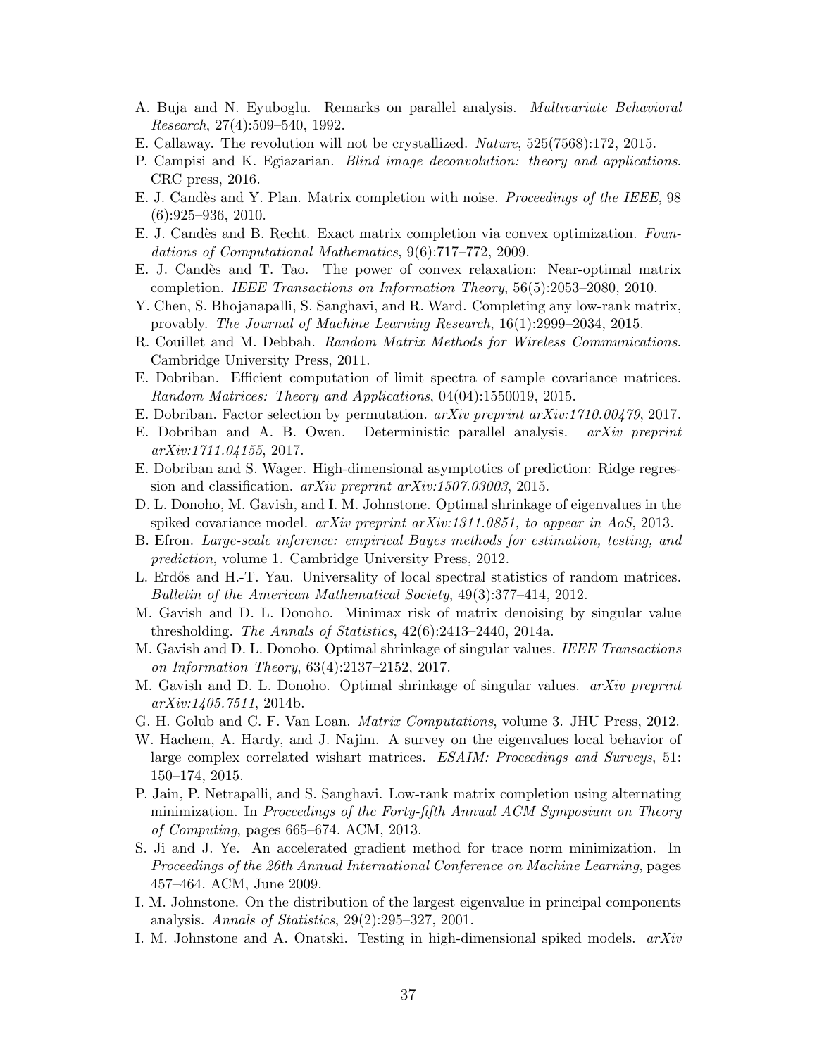A. Buja and N. Eyuboglu. Remarks on parallel analysis. *Multivariate Behavioral Research*, 27(4):509–540, 1992.

E. Callaway. The revolution will not be crystallized. *Nature*, 525(7568):172, 2015.

P. Campisi and K. Egiazarian. *Blind image deconvolution: theory and applications*. CRC press, 2016.

E. J. Candès and Y. Plan. Matrix completion with noise. *Proceedings of the IEEE*, 98 (6):925–936, 2010.

E. J. Candès and B. Recht. Exact matrix completion via convex optimization. *Foundations of Computational Mathematics*, 9(6):717–772, 2009.

E. J. Candès and T. Tao. The power of convex relaxation: Near-optimal matrix completion. *IEEE Transactions on Information Theory*, 56(5):2053–2080, 2010.

Y. Chen, S. Bhojanapalli, S. Sanghavi, and R. Ward. Completing any low-rank matrix, provably. *The Journal of Machine Learning Research*, 16(1):2999–2034, 2015.

R. Couillet and M. Debbah. *Random Matrix Methods for Wireless Communications*. Cambridge University Press, 2011.

E. Dobriban. Efficient computation of limit spectra of sample covariance matrices. *Random Matrices: Theory and Applications*, 04(04):1550019, 2015.

E. Dobriban. Factor selection by permutation. *arXiv preprint arXiv:1710.00479*, 2017.

E. Dobriban and A. B. Owen. Deterministic parallel analysis. *arXiv preprint arXiv:1711.04155*, 2017.

E. Dobriban and S. Wager. High-dimensional asymptotics of prediction: Ridge regression and classification. *arXiv preprint arXiv:1507.03003*, 2015.

D. L. Donoho, M. Gavish, and I. M. Johnstone. Optimal shrinkage of eigenvalues in the spiked covariance model. *arXiv preprint arXiv:1311.0851, to appear in AoS*, 2013.

B. Efron. *Large-scale inference: empirical Bayes methods for estimation, testing, and prediction*, volume 1. Cambridge University Press, 2012.

L. Erdős and H.-T. Yau. Universality of local spectral statistics of random matrices. *Bulletin of the American Mathematical Society*, 49(3):377–414, 2012.

M. Gavish and D. L. Donoho. Minimax risk of matrix denoising by singular value thresholding. *The Annals of Statistics*, 42(6):2413–2440, 2014a.

M. Gavish and D. L. Donoho. Optimal shrinkage of singular values. *IEEE Transactions on Information Theory*, 63(4):2137–2152, 2017.

M. Gavish and D. L. Donoho. Optimal shrinkage of singular values. *arXiv preprint arXiv:1405.7511*, 2014b.

G. H. Golub and C. F. Van Loan. *Matrix Computations*, volume 3. JHU Press, 2012.

W. Hachem, A. Hardy, and J. Najim. A survey on the eigenvalues local behavior of large complex correlated wishart matrices. *ESAIM: Proceedings and Surveys*, 51: 150–174, 2015.

P. Jain, P. Netrapalli, and S. Sanghavi. Low-rank matrix completion using alternating minimization. In *Proceedings of the Forty-fifth Annual ACM Symposium on Theory of Computing*, pages 665–674. ACM, 2013.

S. Ji and J. Ye. An accelerated gradient method for trace norm minimization. In *Proceedings of the 26th Annual International Conference on Machine Learning*, pages 457–464. ACM, June 2009.

I. M. Johnstone. On the distribution of the largest eigenvalue in principal components analysis. *Annals of Statistics*, 29(2):295–327, 2001.

I. M. Johnstone and A. Onatski. Testing in high-dimensional spiked models. *arXiv*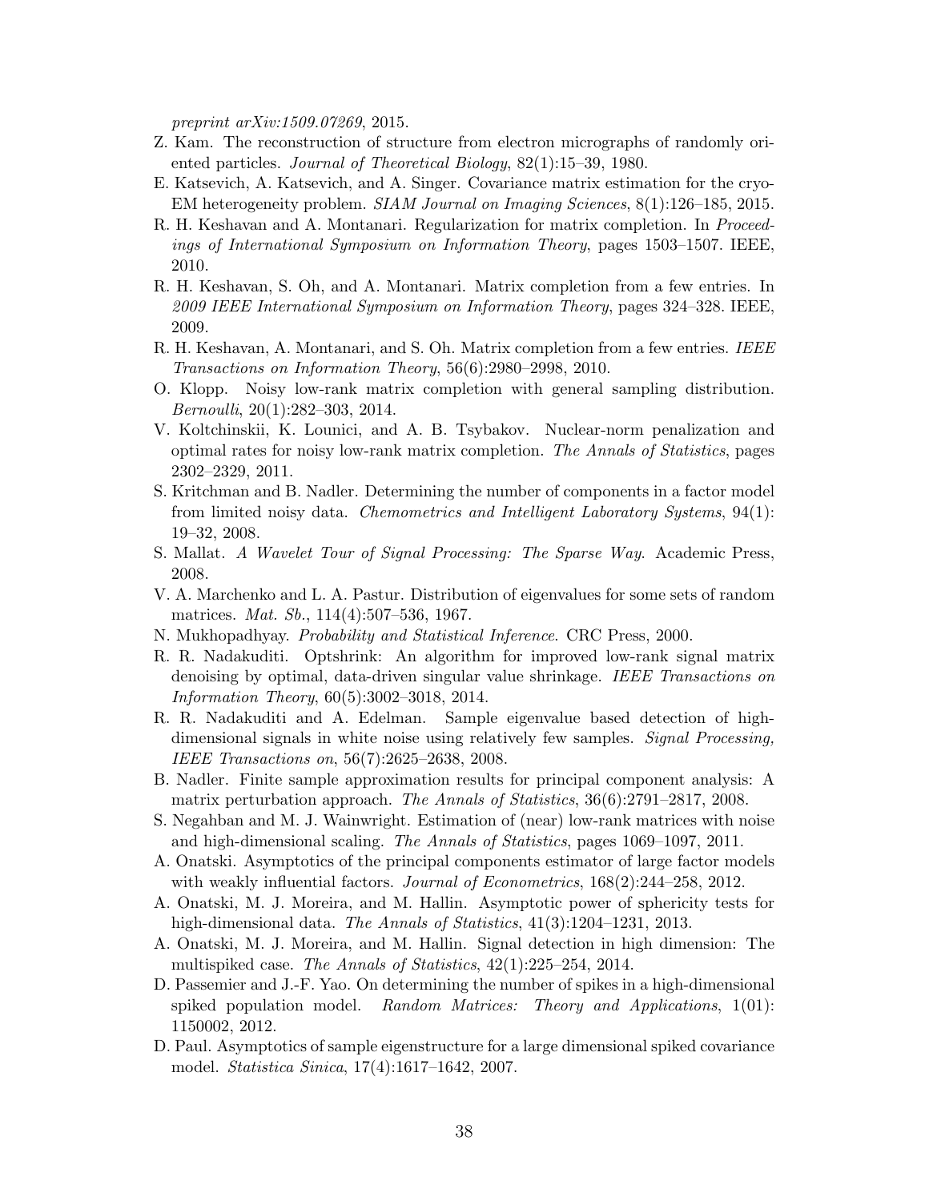*preprint arXiv:1509.07269*, 2015.

Z. Kam. The reconstruction of structure from electron micrographs of randomly oriented particles. *Journal of Theoretical Biology*, 82(1):15–39, 1980.

E. Katsevich, A. Katsevich, and A. Singer. Covariance matrix estimation for the cryo-EM heterogeneity problem. *SIAM Journal on Imaging Sciences*, 8(1):126–185, 2015.

R. H. Keshavan and A. Montanari. Regularization for matrix completion. In *Proceedings of International Symposium on Information Theory*, pages 1503–1507. IEEE, 2010.

R. H. Keshavan, S. Oh, and A. Montanari. Matrix completion from a few entries. In *2009 IEEE International Symposium on Information Theory*, pages 324–328. IEEE, 2009.

R. H. Keshavan, A. Montanari, and S. Oh. Matrix completion from a few entries. *IEEE Transactions on Information Theory*, 56(6):2980–2998, 2010.

O. Klopp. Noisy low-rank matrix completion with general sampling distribution. *Bernoulli*, 20(1):282–303, 2014.

V. Koltchinskii, K. Lounici, and A. B. Tsybakov. Nuclear-norm penalization and optimal rates for noisy low-rank matrix completion. *The Annals of Statistics*, pages 2302–2329, 2011.

S. Kritchman and B. Nadler. Determining the number of components in a factor model from limited noisy data. *Chemometrics and Intelligent Laboratory Systems*, 94(1): 19–32, 2008.

S. Mallat. *A Wavelet Tour of Signal Processing: The Sparse Way*. Academic Press, 2008.

V. A. Marchenko and L. A. Pastur. Distribution of eigenvalues for some sets of random matrices. *Mat. Sb.*, 114(4):507–536, 1967.

N. Mukhopadhyay. *Probability and Statistical Inference*. CRC Press, 2000.

R. R. Nadakuditi. Optshrink: An algorithm for improved low-rank signal matrix denoising by optimal, data-driven singular value shrinkage. *IEEE Transactions on Information Theory*, 60(5):3002–3018, 2014.

R. R. Nadakuditi and A. Edelman. Sample eigenvalue based detection of high-dimensional signals in white noise using relatively few samples. *Signal Processing, IEEE Transactions on*, 56(7):2625–2638, 2008.

B. Nadler. Finite sample approximation results for principal component analysis: A matrix perturbation approach. *The Annals of Statistics*, 36(6):2791–2817, 2008.

S. Negahban and M. J. Wainwright. Estimation of (near) low-rank matrices with noise and high-dimensional scaling. *The Annals of Statistics*, pages 1069–1097, 2011.

A. Onatski. Asymptotics of the principal components estimator of large factor models with weakly influential factors. *Journal of Econometrics*, 168(2):244–258, 2012.

A. Onatski, M. J. Moreira, and M. Hallin. Asymptotic power of sphericity tests for high-dimensional data. *The Annals of Statistics*, 41(3):1204–1231, 2013.

A. Onatski, M. J. Moreira, and M. Hallin. Signal detection in high dimension: The multispiked case. *The Annals of Statistics*, 42(1):225–254, 2014.

D. Passemier and J.-F. Yao. On determining the number of spikes in a high-dimensional spiked population model. *Random Matrices: Theory and Applications*, 1(01): 1150002, 2012.

D. Paul. Asymptotics of sample eigenstructure for a large dimensional spiked covariance model. *Statistica Sinica*, 17(4):1617–1642, 2007.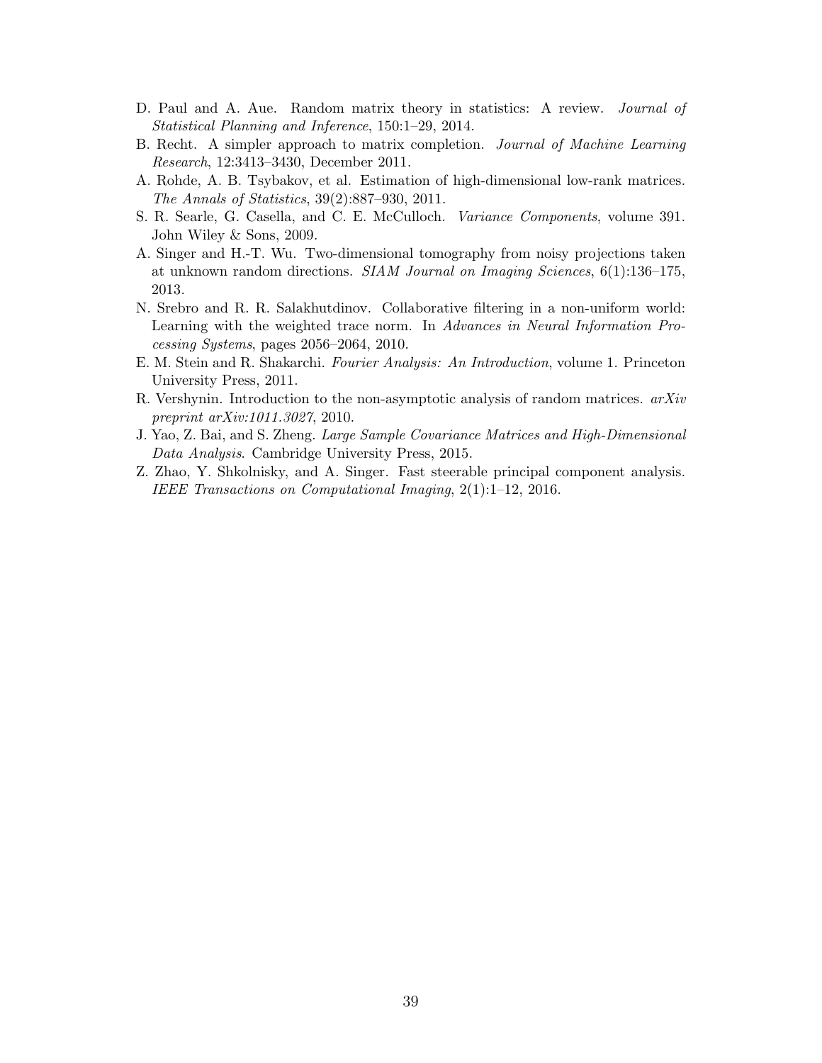D. Paul and A. Aue. Random matrix theory in statistics: A review. *Journal of Statistical Planning and Inference*, 150:1–29, 2014.

B. Recht. A simpler approach to matrix completion. *Journal of Machine Learning Research*, 12:3413–3430, December 2011.

A. Rohde, A. B. Tsybakov, et al. Estimation of high-dimensional low-rank matrices. *The Annals of Statistics*, 39(2):887–930, 2011.

S. R. Searle, G. Casella, and C. E. McCulloch. *Variance Components*, volume 391. John Wiley & Sons, 2009.

A. Singer and H.-T. Wu. Two-dimensional tomography from noisy projections taken at unknown random directions. *SIAM Journal on Imaging Sciences*, 6(1):136–175, 2013.

N. Srebro and R. R. Salakhutdinov. Collaborative filtering in a non-uniform world: Learning with the weighted trace norm. In *Advances in Neural Information Processing Systems*, pages 2056–2064, 2010.

E. M. Stein and R. Shakarchi. *Fourier Analysis: An Introduction*, volume 1. Princeton University Press, 2011.

R. Vershynin. Introduction to the non-asymptotic analysis of random matrices. *arXiv preprint arXiv:1011.3027*, 2010.

J. Yao, Z. Bai, and S. Zheng. *Large Sample Covariance Matrices and High-Dimensional Data Analysis*. Cambridge University Press, 2015.

Z. Zhao, Y. Shkolnisky, and A. Singer. Fast steerable principal component analysis. *IEEE Transactions on Computational Imaging*, 2(1):1–12, 2016.